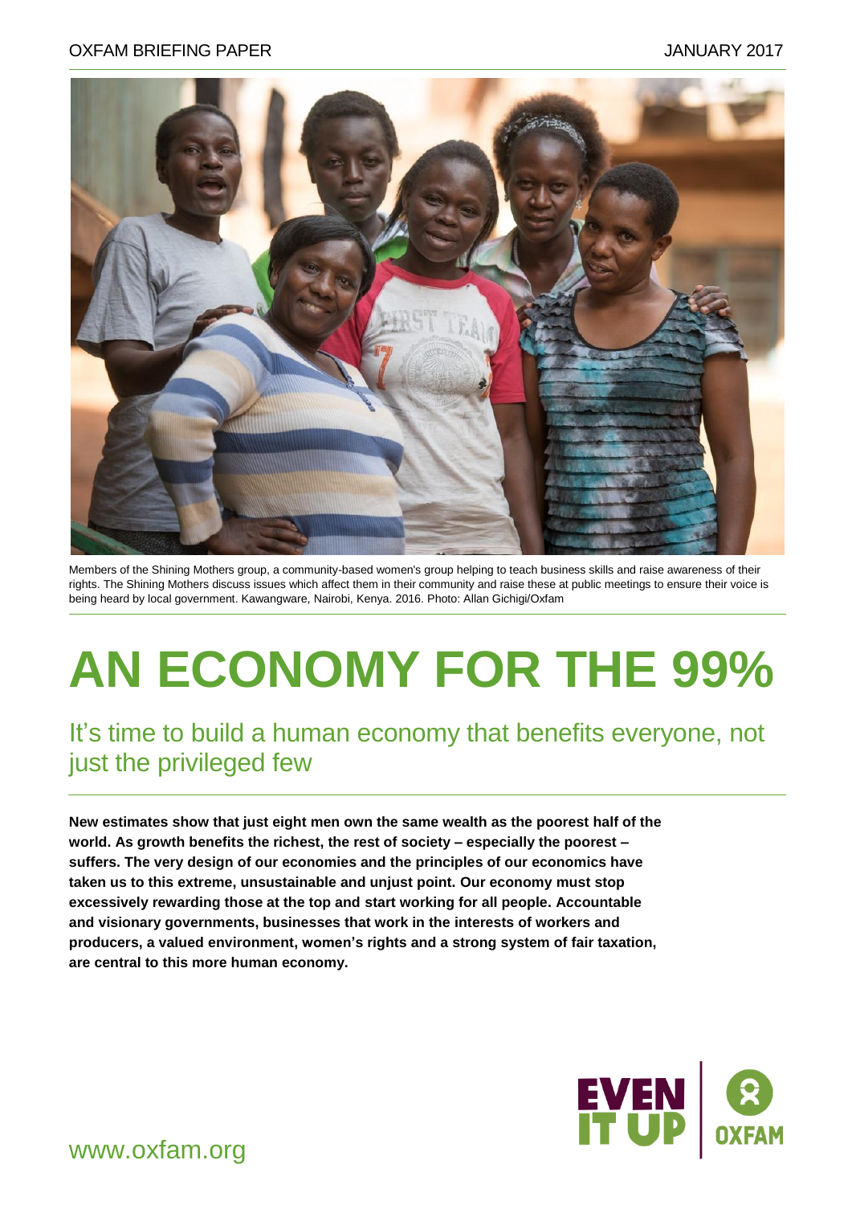OXFAM BRIEFING PAPER JANUARY 2017

Members of the Shining Mothers group, a community-based women's group helping to teach business skills and raise awareness of their rights. The Shining Mothers discuss issues which affect them in their community and raise these at public meetings to ensure their voice is being heard by local government. Kawangware, Nairobi, Kenya. 2016. Photo: Allan Gichigi/Oxfam

# AN ECONOMY FOR THE 99%

## It's time to build a human economy that benefits everyone, not just the privileged few

**New estimates show that just eight men own the same wealth as the poorest half of the world. As growth benefits the richest, the rest of society – especially the poorest – suffers. The very design of our economies and the principles of our economics have taken us to this extreme, unsustainable and unjust point. Our economy must stop excessively rewarding those at the top and start working for all people. Accountable and visionary governments, businesses that work in the interests of workers and producers, a valued environment, women's rights and a strong system of fair taxation, are central to this more human economy.**

EVEN IT UP | OXFAM

www.oxfam.org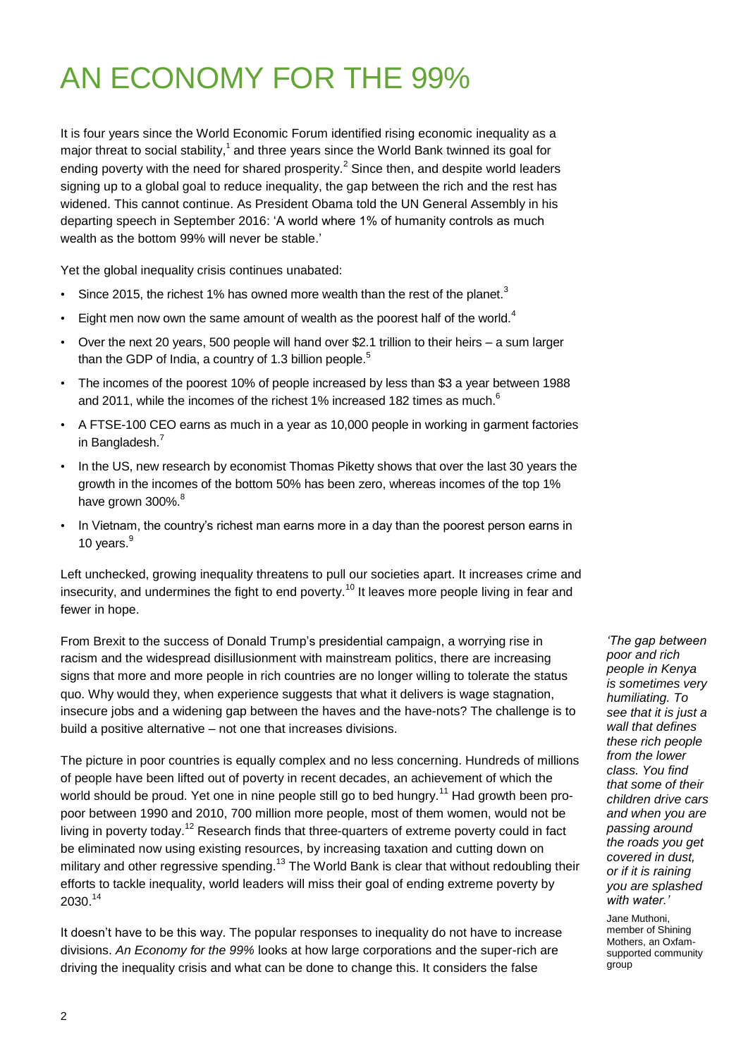# AN ECONOMY FOR THE 99%

It is four years since the World Economic Forum identified rising economic inequality as a major threat to social stability,[1] and three years since the World Bank twinned its goal for ending poverty with the need for shared prosperity.[2] Since then, and despite world leaders signing up to a global goal to reduce inequality, the gap between the rich and the rest has widened. This cannot continue. As President Obama told the UN General Assembly in his departing speech in September 2016: 'A world where 1% of humanity controls as much wealth as the bottom 99% will never be stable.'

Yet the global inequality crisis continues unabated:

- Since 2015, the richest 1% has owned more wealth than the rest of the planet.[3]
- Eight men now own the same amount of wealth as the poorest half of the world.[4]
- Over the next 20 years, 500 people will hand over $2.1 trillion to their heirs – a sum larger than the GDP of India, a country of 1.3 billion people.[5]
- The incomes of the poorest 10% of people increased by less than $3 a year between 1988 and 2011, while the incomes of the richest 1% increased 182 times as much.[6]
- A FTSE-100 CEO earns as much in a year as 10,000 people in working in garment factories in Bangladesh.[7]
- In the US, new research by economist Thomas Piketty shows that over the last 30 years the growth in the incomes of the bottom 50% has been zero, whereas incomes of the top 1% have grown 300%.[8]
- In Vietnam, the country's richest man earns more in a day than the poorest person earns in 10 years.[9]

Left unchecked, growing inequality threatens to pull our societies apart. It increases crime and insecurity, and undermines the fight to end poverty.[10] It leaves more people living in fear and fewer in hope.

From Brexit to the success of Donald Trump's presidential campaign, a worrying rise in racism and the widespread disillusionment with mainstream politics, there are increasing signs that more and more people in rich countries are no longer willing to tolerate the status quo. Why would they, when experience suggests that what it delivers is wage stagnation, insecure jobs and a widening gap between the haves and the have-nots? The challenge is to build a positive alternative – not one that increases divisions.

*'The gap between poor and rich people in Kenya is sometimes very humiliating. To see that it is just a wall that defines these rich people from the lower class. You find that some of their children drive cars and when you are passing around the roads you get covered in dust, or if it is raining you are splashed with water.'*

Jane Muthoni, member of Shining Mothers, an Oxfam-supported community group

The picture in poor countries is equally complex and no less concerning. Hundreds of millions of people have been lifted out of poverty in recent decades, an achievement of which the world should be proud. Yet one in nine people still go to bed hungry.[11] Had growth been pro-poor between 1990 and 2010, 700 million more people, most of them women, would not be living in poverty today.[12] Research finds that three-quarters of extreme poverty could in fact be eliminated now using existing resources, by increasing taxation and cutting down on military and other regressive spending.[13] The World Bank is clear that without redoubling their efforts to tackle inequality, world leaders will miss their goal of ending extreme poverty by 2030.[14]

It doesn't have to be this way. The popular responses to inequality do not have to increase divisions. *An Economy for the 99%* looks at how large corporations and the super-rich are driving the inequality crisis and what can be done to change this. It considers the false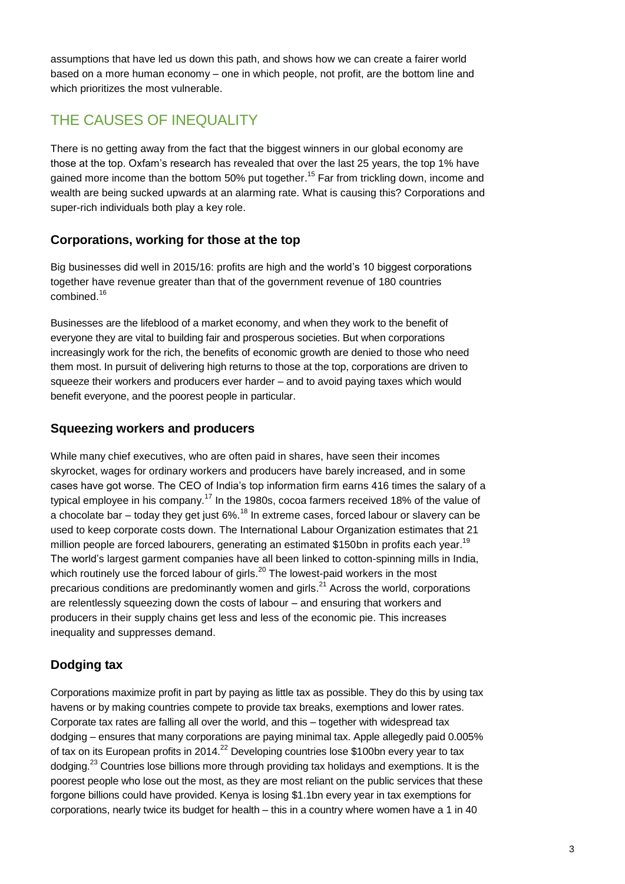assumptions that have led us down this path, and shows how we can create a fairer world based on a more human economy – one in which people, not profit, are the bottom line and which prioritizes the most vulnerable.

## THE CAUSES OF INEQUALITY

There is no getting away from the fact that the biggest winners in our global economy are those at the top. Oxfam's research has revealed that over the last 25 years, the top 1% have gained more income than the bottom 50% put together.[15] Far from trickling down, income and wealth are being sucked upwards at an alarming rate. What is causing this? Corporations and super-rich individuals both play a key role.

### Corporations, working for those at the top

Big businesses did well in 2015/16: profits are high and the world's 10 biggest corporations together have revenue greater than that of the government revenue of 180 countries combined.[16]

Businesses are the lifeblood of a market economy, and when they work to the benefit of everyone they are vital to building fair and prosperous societies. But when corporations increasingly work for the rich, the benefits of economic growth are denied to those who need them most. In pursuit of delivering high returns to those at the top, corporations are driven to squeeze their workers and producers ever harder – and to avoid paying taxes which would benefit everyone, and the poorest people in particular.

### Squeezing workers and producers

While many chief executives, who are often paid in shares, have seen their incomes skyrocket, wages for ordinary workers and producers have barely increased, and in some cases have got worse. The CEO of India's top information firm earns 416 times the salary of a typical employee in his company.[17] In the 1980s, cocoa farmers received 18% of the value of a chocolate bar – today they get just 6%.[18] In extreme cases, forced labour or slavery can be used to keep corporate costs down. The International Labour Organization estimates that 21 million people are forced labourers, generating an estimated \$150bn in profits each year.[19] The world's largest garment companies have all been linked to cotton-spinning mills in India, which routinely use the forced labour of girls.[20] The lowest-paid workers in the most precarious conditions are predominantly women and girls.[21] Across the world, corporations are relentlessly squeezing down the costs of labour – and ensuring that workers and producers in their supply chains get less and less of the economic pie. This increases inequality and suppresses demand.

### Dodging tax

Corporations maximize profit in part by paying as little tax as possible. They do this by using tax havens or by making countries compete to provide tax breaks, exemptions and lower rates. Corporate tax rates are falling all over the world, and this – together with widespread tax dodging – ensures that many corporations are paying minimal tax. Apple allegedly paid 0.005% of tax on its European profits in 2014.[22] Developing countries lose \$100bn every year to tax dodging.[23] Countries lose billions more through providing tax holidays and exemptions. It is the poorest people who lose out the most, as they are most reliant on the public services that these forgone billions could have provided. Kenya is losing \$1.1bn every year in tax exemptions for corporations, nearly twice its budget for health – this in a country where women have a 1 in 40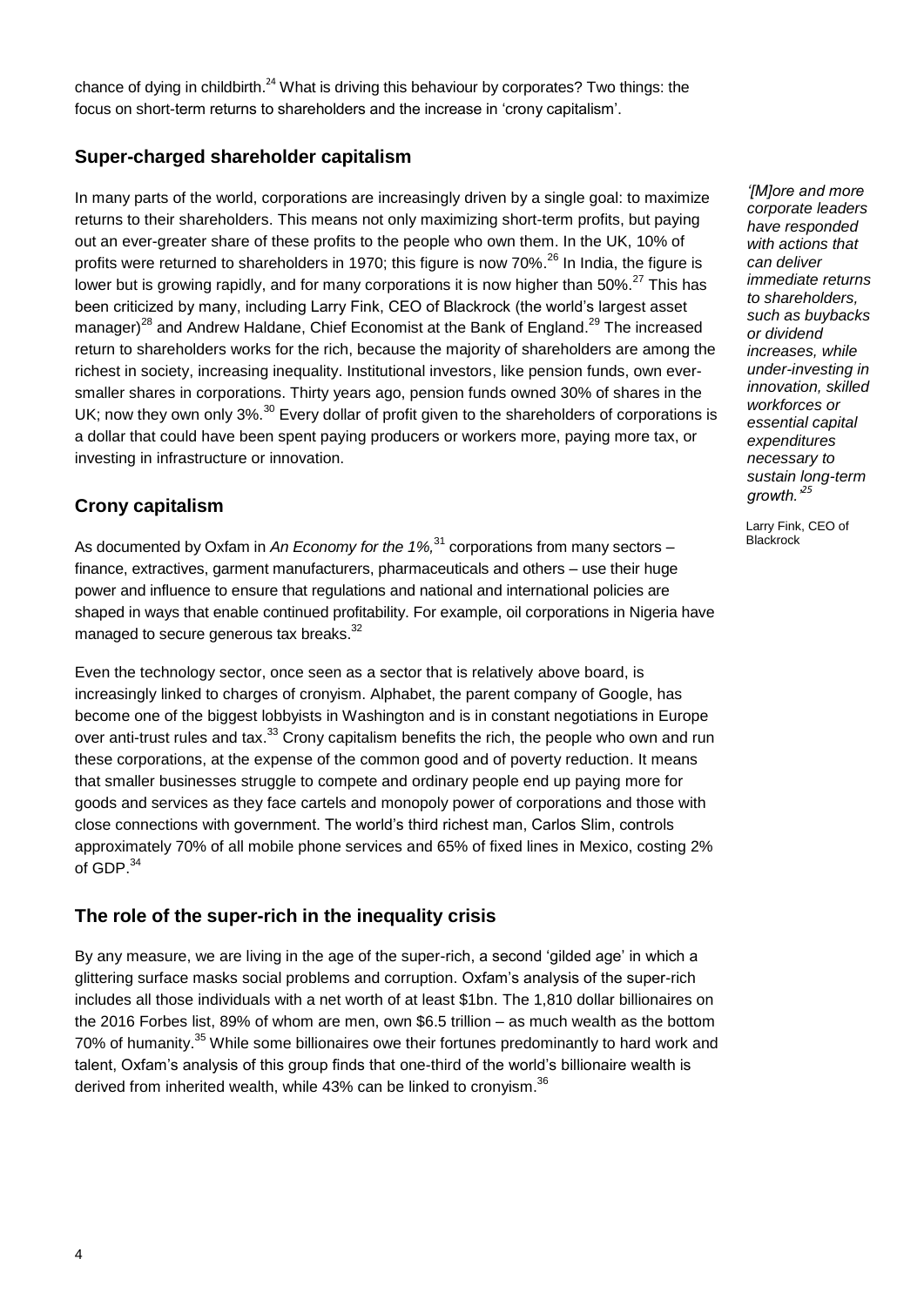chance of dying in childbirth.[24] What is driving this behaviour by corporates? Two things: the focus on short-term returns to shareholders and the increase in 'crony capitalism'.

### Super-charged shareholder capitalism

In many parts of the world, corporations are increasingly driven by a single goal: to maximize returns to their shareholders. This means not only maximizing short-term profits, but paying out an ever-greater share of these profits to the people who own them. In the UK, 10% of profits were returned to shareholders in 1970; this figure is now 70%.[26] In India, the figure is lower but is growing rapidly, and for many corporations it is now higher than 50%.[27] This has been criticized by many, including Larry Fink, CEO of Blackrock (the world's largest asset manager)[28] and Andrew Haldane, Chief Economist at the Bank of England.[29] The increased return to shareholders works for the rich, because the majority of shareholders are among the richest in society, increasing inequality. Institutional investors, like pension funds, own ever-smaller shares in corporations. Thirty years ago, pension funds owned 30% of shares in the UK; now they own only 3%.[30] Every dollar of profit given to the shareholders of corporations is a dollar that could have been spent paying producers or workers more, paying more tax, or investing in infrastructure or innovation.

*'[M]ore and more corporate leaders have responded with actions that can deliver immediate returns to shareholders, such as buybacks or dividend increases, while under-investing in innovation, skilled workforces or essential capital expenditures necessary to sustain long-term growth.'*[25]

Larry Fink, CEO of Blackrock

### Crony capitalism

As documented by Oxfam in *An Economy for the 1%,*[31] corporations from many sectors – finance, extractives, garment manufacturers, pharmaceuticals and others – use their huge power and influence to ensure that regulations and national and international policies are shaped in ways that enable continued profitability. For example, oil corporations in Nigeria have managed to secure generous tax breaks.[32]

Even the technology sector, once seen as a sector that is relatively above board, is increasingly linked to charges of cronyism. Alphabet, the parent company of Google, has become one of the biggest lobbyists in Washington and is in constant negotiations in Europe over anti-trust rules and tax.[33] Crony capitalism benefits the rich, the people who own and run these corporations, at the expense of the common good and of poverty reduction. It means that smaller businesses struggle to compete and ordinary people end up paying more for goods and services as they face cartels and monopoly power of corporations and those with close connections with government. The world's third richest man, Carlos Slim, controls approximately 70% of all mobile phone services and 65% of fixed lines in Mexico, costing 2% of GDP.[34]

### The role of the super-rich in the inequality crisis

By any measure, we are living in the age of the super-rich, a second 'gilded age' in which a glittering surface masks social problems and corruption. Oxfam's analysis of the super-rich includes all those individuals with a net worth of at least $1bn. The 1,810 dollar billionaires on the 2016 Forbes list, 89% of whom are men, own $6.5 trillion – as much wealth as the bottom 70% of humanity.[35] While some billionaires owe their fortunes predominantly to hard work and talent, Oxfam's analysis of this group finds that one-third of the world's billionaire wealth is derived from inherited wealth, while 43% can be linked to cronyism.[36]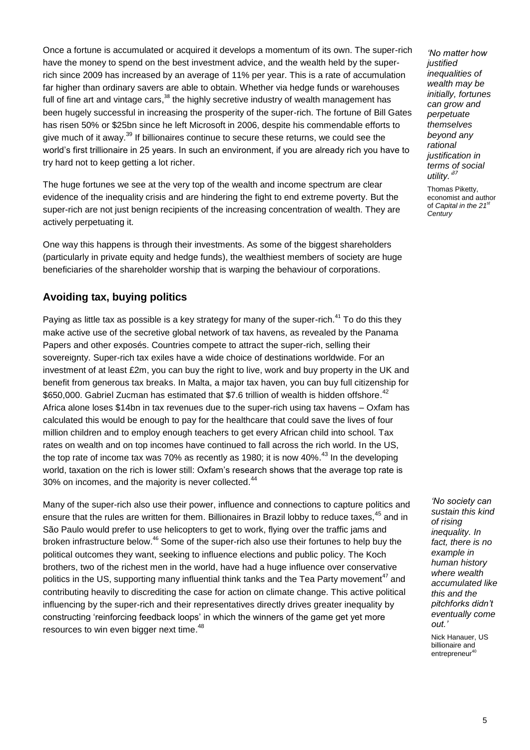Once a fortune is accumulated or acquired it develops a momentum of its own. The super-rich have the money to spend on the best investment advice, and the wealth held by the super-rich since 2009 has increased by an average of 11% per year. This is a rate of accumulation far higher than ordinary savers are able to obtain. Whether via hedge funds or warehouses full of fine art and vintage cars,[38] the highly secretive industry of wealth management has been hugely successful in increasing the prosperity of the super-rich. The fortune of Bill Gates has risen 50% or $25bn since he left Microsoft in 2006, despite his commendable efforts to give much of it away.[39] If billionaires continue to secure these returns, we could see the world's first trillionaire in 25 years. In such an environment, if you are already rich you have to try hard not to keep getting a lot richer.

> *'No matter how justified inequalities of wealth may be initially, fortunes can grow and perpetuate themselves beyond any rational justification in terms of social utility.'*[37]
>
> Thomas Piketty, economist and author of *Capital in the 21st Century*

The huge fortunes we see at the very top of the wealth and income spectrum are clear evidence of the inequality crisis and are hindering the fight to end extreme poverty. But the super-rich are not just benign recipients of the increasing concentration of wealth. They are actively perpetuating it.

One way this happens is through their investments. As some of the biggest shareholders (particularly in private equity and hedge funds), the wealthiest members of society are huge beneficiaries of the shareholder worship that is warping the behaviour of corporations.

## Avoiding tax, buying politics

Paying as little tax as possible is a key strategy for many of the super-rich.[41] To do this they make active use of the secretive global network of tax havens, as revealed by the Panama Papers and other exposés. Countries compete to attract the super-rich, selling their sovereignty. Super-rich tax exiles have a wide choice of destinations worldwide. For an investment of at least £2m, you can buy the right to live, work and buy property in the UK and benefit from generous tax breaks. In Malta, a major tax haven, you can buy full citizenship for $650,000. Gabriel Zucman has estimated that $7.6 trillion of wealth is hidden offshore.[42] Africa alone loses $14bn in tax revenues due to the super-rich using tax havens – Oxfam has calculated this would be enough to pay for the healthcare that could save the lives of four million children and to employ enough teachers to get every African child into school. Tax rates on wealth and on top incomes have continued to fall across the rich world. In the US, the top rate of income tax was 70% as recently as 1980; it is now 40%.[43] In the developing world, taxation on the rich is lower still: Oxfam's research shows that the average top rate is 30% on incomes, and the majority is never collected.[44]

Many of the super-rich also use their power, influence and connections to capture politics and ensure that the rules are written for them. Billionaires in Brazil lobby to reduce taxes,[45] and in São Paulo would prefer to use helicopters to get to work, flying over the traffic jams and broken infrastructure below.[46] Some of the super-rich also use their fortunes to help buy the political outcomes they want, seeking to influence elections and public policy. The Koch brothers, two of the richest men in the world, have had a huge influence over conservative politics in the US, supporting many influential think tanks and the Tea Party movement[47] and contributing heavily to discrediting the case for action on climate change. This active political influencing by the super-rich and their representatives directly drives greater inequality by constructing 'reinforcing feedback loops' in which the winners of the game get yet more resources to win even bigger next time.[48]

> *'No society can sustain this kind of rising inequality. In fact, there is no example in human history where wealth accumulated like this and the pitchforks didn't eventually come out.'*
>
> Nick Hanauer, US billionaire and entrepreneur[40]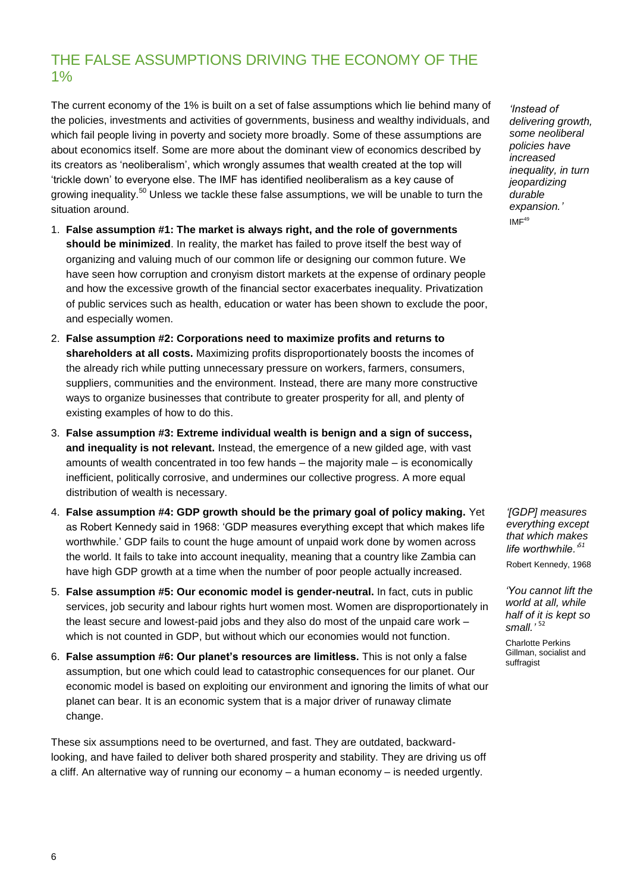## THE FALSE ASSUMPTIONS DRIVING THE ECONOMY OF THE 1%

The current economy of the 1% is built on a set of false assumptions which lie behind many of the policies, investments and activities of governments, business and wealthy individuals, and which fail people living in poverty and society more broadly. Some of these assumptions are about economics itself. Some are more about the dominant view of economics described by its creators as 'neoliberalism', which wrongly assumes that wealth created at the top will 'trickle down' to everyone else. The IMF has identified neoliberalism as a key cause of growing inequality.[50] Unless we tackle these false assumptions, we will be unable to turn the situation around.

*'Instead of delivering growth, some neoliberal policies have increased inequality, in turn jeopardizing durable expansion.'*
IMF[49]

1. **False assumption #1: The market is always right, and the role of governments should be minimized**. In reality, the market has failed to prove itself the best way of organizing and valuing much of our common life or designing our common future. We have seen how corruption and cronyism distort markets at the expense of ordinary people and how the excessive growth of the financial sector exacerbates inequality. Privatization of public services such as health, education or water has been shown to exclude the poor, and especially women.
2. **False assumption #2: Corporations need to maximize profits and returns to shareholders at all costs.** Maximizing profits disproportionately boosts the incomes of the already rich while putting unnecessary pressure on workers, farmers, consumers, suppliers, communities and the environment. Instead, there are many more constructive ways to organize businesses that contribute to greater prosperity for all, and plenty of existing examples of how to do this.
3. **False assumption #3: Extreme individual wealth is benign and a sign of success, and inequality is not relevant.** Instead, the emergence of a new gilded age, with vast amounts of wealth concentrated in too few hands – the majority male – is economically inefficient, politically corrosive, and undermines our collective progress. A more equal distribution of wealth is necessary.
4. **False assumption #4: GDP growth should be the primary goal of policy making.** Yet as Robert Kennedy said in 1968: 'GDP measures everything except that which makes life worthwhile.' GDP fails to count the huge amount of unpaid work done by women across the world. It fails to take into account inequality, meaning that a country like Zambia can have high GDP growth at a time when the number of poor people actually increased.
5. **False assumption #5: Our economic model is gender-neutral.** In fact, cuts in public services, job security and labour rights hurt women most. Women are disproportionately in the least secure and lowest-paid jobs and they also do most of the unpaid care work – which is not counted in GDP, but without which our economies would not function.
6. **False assumption #6: Our planet's resources are limitless.** This is not only a false assumption, but one which could lead to catastrophic consequences for our planet. Our economic model is based on exploiting our environment and ignoring the limits of what our planet can bear. It is an economic system that is a major driver of runaway climate change.

*'[GDP] measures everything except that which makes life worthwhile.'*[51]
Robert Kennedy, 1968

*'You cannot lift the world at all, while half of it is kept so small.'*[52]
Charlotte Perkins Gillman, socialist and suffragist

These six assumptions need to be overturned, and fast. They are outdated, backward-looking, and have failed to deliver both shared prosperity and stability. They are driving us off a cliff. An alternative way of running our economy – a human economy – is needed urgently.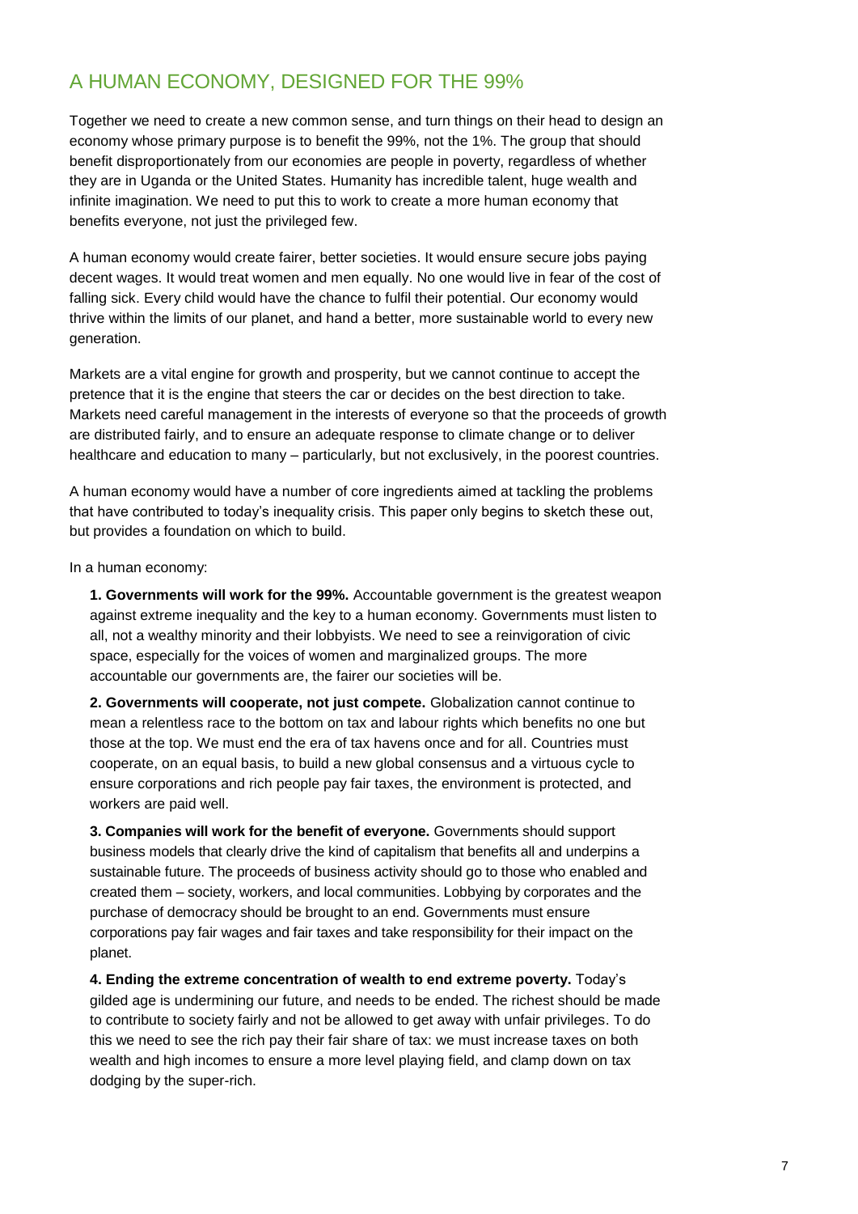## A HUMAN ECONOMY, DESIGNED FOR THE 99%

Together we need to create a new common sense, and turn things on their head to design an economy whose primary purpose is to benefit the 99%, not the 1%. The group that should benefit disproportionately from our economies are people in poverty, regardless of whether they are in Uganda or the United States. Humanity has incredible talent, huge wealth and infinite imagination. We need to put this to work to create a more human economy that benefits everyone, not just the privileged few.

A human economy would create fairer, better societies. It would ensure secure jobs paying decent wages. It would treat women and men equally. No one would live in fear of the cost of falling sick. Every child would have the chance to fulfil their potential. Our economy would thrive within the limits of our planet, and hand a better, more sustainable world to every new generation.

Markets are a vital engine for growth and prosperity, but we cannot continue to accept the pretence that it is the engine that steers the car or decides on the best direction to take. Markets need careful management in the interests of everyone so that the proceeds of growth are distributed fairly, and to ensure an adequate response to climate change or to deliver healthcare and education to many – particularly, but not exclusively, in the poorest countries.

A human economy would have a number of core ingredients aimed at tackling the problems that have contributed to today's inequality crisis. This paper only begins to sketch these out, but provides a foundation on which to build.

In a human economy:

**1. Governments will work for the 99%.** Accountable government is the greatest weapon against extreme inequality and the key to a human economy. Governments must listen to all, not a wealthy minority and their lobbyists. We need to see a reinvigoration of civic space, especially for the voices of women and marginalized groups. The more accountable our governments are, the fairer our societies will be.

**2. Governments will cooperate, not just compete.** Globalization cannot continue to mean a relentless race to the bottom on tax and labour rights which benefits no one but those at the top. We must end the era of tax havens once and for all. Countries must cooperate, on an equal basis, to build a new global consensus and a virtuous cycle to ensure corporations and rich people pay fair taxes, the environment is protected, and workers are paid well.

**3. Companies will work for the benefit of everyone.** Governments should support business models that clearly drive the kind of capitalism that benefits all and underpins a sustainable future. The proceeds of business activity should go to those who enabled and created them – society, workers, and local communities. Lobbying by corporates and the purchase of democracy should be brought to an end. Governments must ensure corporations pay fair wages and fair taxes and take responsibility for their impact on the planet.

**4. Ending the extreme concentration of wealth to end extreme poverty.** Today's gilded age is undermining our future, and needs to be ended. The richest should be made to contribute to society fairly and not be allowed to get away with unfair privileges. To do this we need to see the rich pay their fair share of tax: we must increase taxes on both wealth and high incomes to ensure a more level playing field, and clamp down on tax dodging by the super-rich.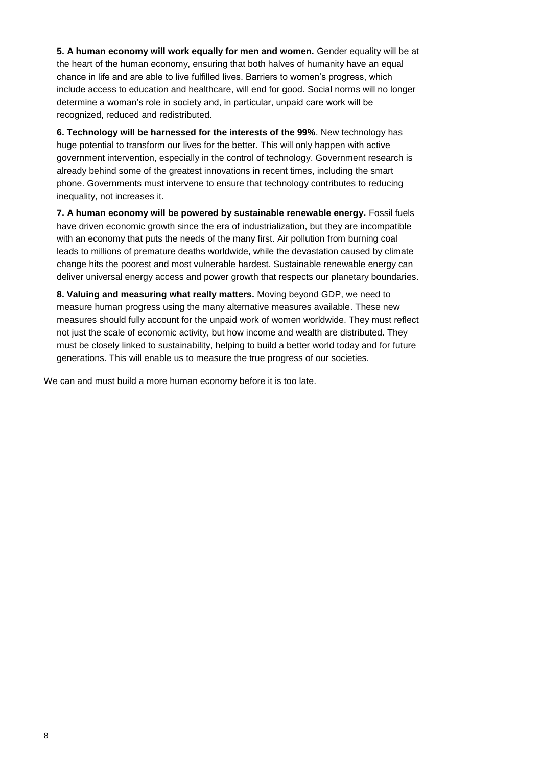**5. A human economy will work equally for men and women.** Gender equality will be at the heart of the human economy, ensuring that both halves of humanity have an equal chance in life and are able to live fulfilled lives. Barriers to women's progress, which include access to education and healthcare, will end for good. Social norms will no longer determine a woman's role in society and, in particular, unpaid care work will be recognized, reduced and redistributed.

**6. Technology will be harnessed for the interests of the 99%**. New technology has huge potential to transform our lives for the better. This will only happen with active government intervention, especially in the control of technology. Government research is already behind some of the greatest innovations in recent times, including the smart phone. Governments must intervene to ensure that technology contributes to reducing inequality, not increases it.

**7. A human economy will be powered by sustainable renewable energy.** Fossil fuels have driven economic growth since the era of industrialization, but they are incompatible with an economy that puts the needs of the many first. Air pollution from burning coal leads to millions of premature deaths worldwide, while the devastation caused by climate change hits the poorest and most vulnerable hardest. Sustainable renewable energy can deliver universal energy access and power growth that respects our planetary boundaries.

**8. Valuing and measuring what really matters.** Moving beyond GDP, we need to measure human progress using the many alternative measures available. These new measures should fully account for the unpaid work of women worldwide. They must reflect not just the scale of economic activity, but how income and wealth are distributed. They must be closely linked to sustainability, helping to build a better world today and for future generations. This will enable us to measure the true progress of our societies.

We can and must build a more human economy before it is too late.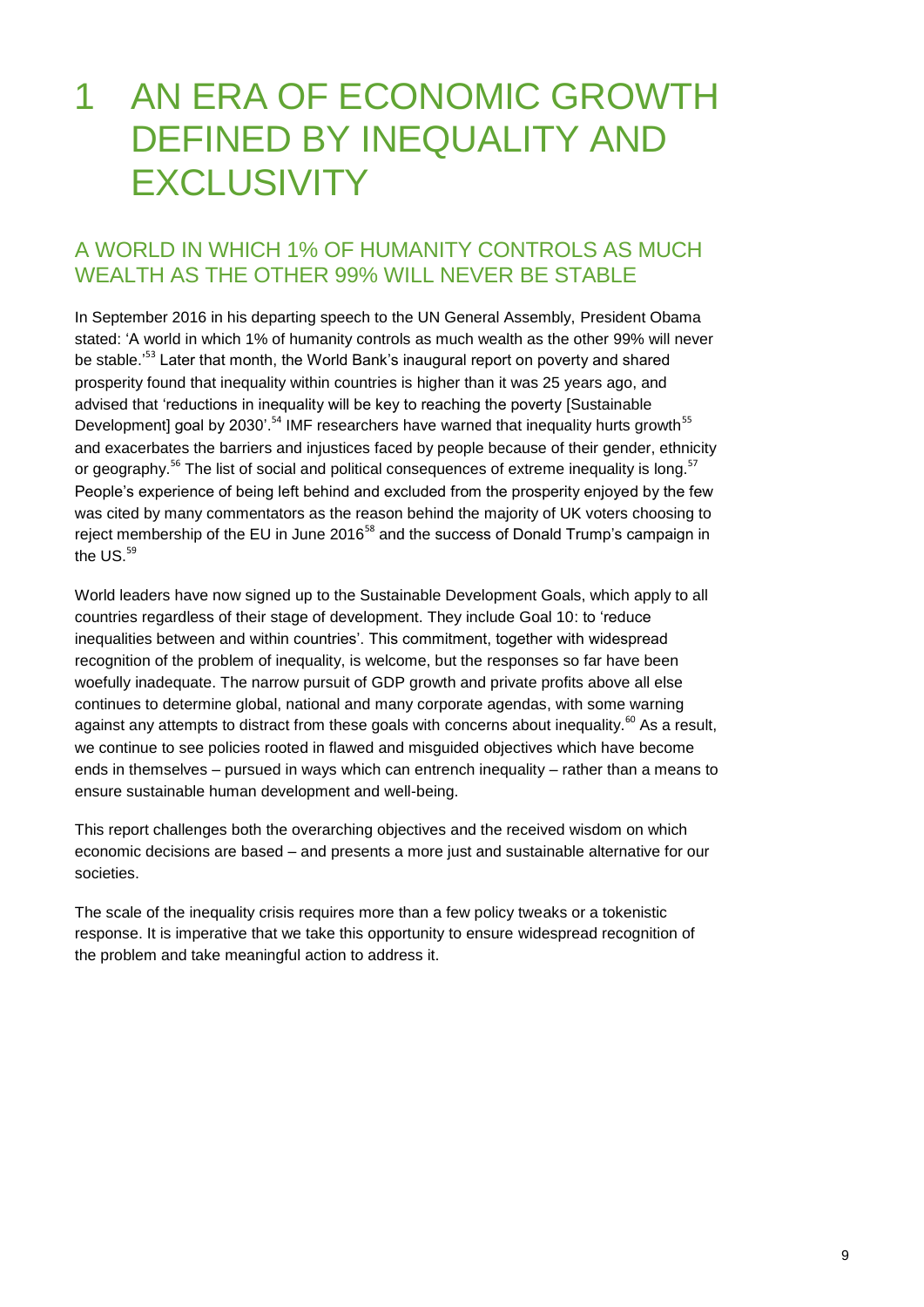# 1 AN ERA OF ECONOMIC GROWTH DEFINED BY INEQUALITY AND EXCLUSIVITY

## A WORLD IN WHICH 1% OF HUMANITY CONTROLS AS MUCH WEALTH AS THE OTHER 99% WILL NEVER BE STABLE

In September 2016 in his departing speech to the UN General Assembly, President Obama stated: 'A world in which 1% of humanity controls as much wealth as the other 99% will never be stable.'[53] Later that month, the World Bank's inaugural report on poverty and shared prosperity found that inequality within countries is higher than it was 25 years ago, and advised that 'reductions in inequality will be key to reaching the poverty [Sustainable Development] goal by 2030'.[54] IMF researchers have warned that inequality hurts growth[55] and exacerbates the barriers and injustices faced by people because of their gender, ethnicity or geography.[56] The list of social and political consequences of extreme inequality is long.[57] People's experience of being left behind and excluded from the prosperity enjoyed by the few was cited by many commentators as the reason behind the majority of UK voters choosing to reject membership of the EU in June 2016[58] and the success of Donald Trump's campaign in the US.[59]

World leaders have now signed up to the Sustainable Development Goals, which apply to all countries regardless of their stage of development. They include Goal 10: to 'reduce inequalities between and within countries'. This commitment, together with widespread recognition of the problem of inequality, is welcome, but the responses so far have been woefully inadequate. The narrow pursuit of GDP growth and private profits above all else continues to determine global, national and many corporate agendas, with some warning against any attempts to distract from these goals with concerns about inequality.[60] As a result, we continue to see policies rooted in flawed and misguided objectives which have become ends in themselves – pursued in ways which can entrench inequality – rather than a means to ensure sustainable human development and well-being.

This report challenges both the overarching objectives and the received wisdom on which economic decisions are based – and presents a more just and sustainable alternative for our societies.

The scale of the inequality crisis requires more than a few policy tweaks or a tokenistic response. It is imperative that we take this opportunity to ensure widespread recognition of the problem and take meaningful action to address it.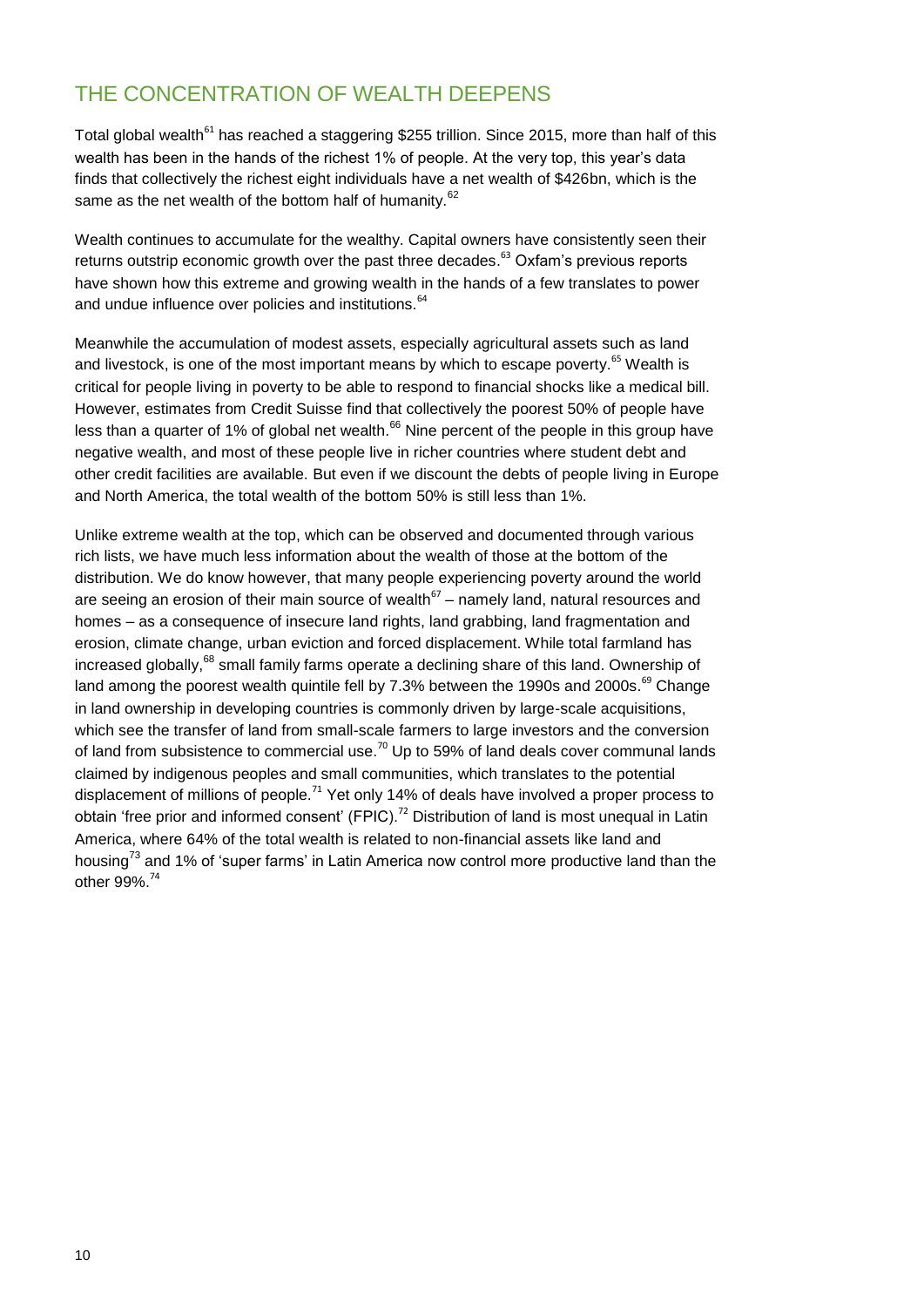## THE CONCENTRATION OF WEALTH DEEPENS

Total global wealth[61] has reached a staggering $255 trillion. Since 2015, more than half of this wealth has been in the hands of the richest 1% of people. At the very top, this year's data finds that collectively the richest eight individuals have a net wealth of $426bn, which is the same as the net wealth of the bottom half of humanity.[62]

Wealth continues to accumulate for the wealthy. Capital owners have consistently seen their returns outstrip economic growth over the past three decades.[63] Oxfam's previous reports have shown how this extreme and growing wealth in the hands of a few translates to power and undue influence over policies and institutions.[64]

Meanwhile the accumulation of modest assets, especially agricultural assets such as land and livestock, is one of the most important means by which to escape poverty.[65] Wealth is critical for people living in poverty to be able to respond to financial shocks like a medical bill. However, estimates from Credit Suisse find that collectively the poorest 50% of people have less than a quarter of 1% of global net wealth.[66] Nine percent of the people in this group have negative wealth, and most of these people live in richer countries where student debt and other credit facilities are available. But even if we discount the debts of people living in Europe and North America, the total wealth of the bottom 50% is still less than 1%.

Unlike extreme wealth at the top, which can be observed and documented through various rich lists, we have much less information about the wealth of those at the bottom of the distribution. We do know however, that many people experiencing poverty around the world are seeing an erosion of their main source of wealth[67] – namely land, natural resources and homes – as a consequence of insecure land rights, land grabbing, land fragmentation and erosion, climate change, urban eviction and forced displacement. While total farmland has increased globally,[68] small family farms operate a declining share of this land. Ownership of land among the poorest wealth quintile fell by 7.3% between the 1990s and 2000s.[69] Change in land ownership in developing countries is commonly driven by large-scale acquisitions, which see the transfer of land from small-scale farmers to large investors and the conversion of land from subsistence to commercial use.[70] Up to 59% of land deals cover communal lands claimed by indigenous peoples and small communities, which translates to the potential displacement of millions of people.[71] Yet only 14% of deals have involved a proper process to obtain 'free prior and informed consent' (FPIC).[72] Distribution of land is most unequal in Latin America, where 64% of the total wealth is related to non-financial assets like land and housing[73] and 1% of 'super farms' in Latin America now control more productive land than the other 99%.[74]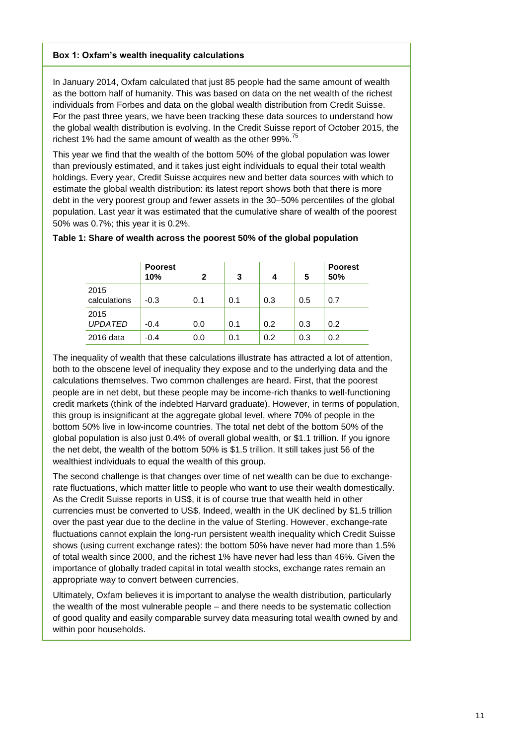**Box 1: Oxfam's wealth inequality calculations**

In January 2014, Oxfam calculated that just 85 people had the same amount of wealth as the bottom half of humanity. This was based on data on the net wealth of the richest individuals from Forbes and data on the global wealth distribution from Credit Suisse. For the past three years, we have been tracking these data sources to understand how the global wealth distribution is evolving. In the Credit Suisse report of October 2015, the richest 1% had the same amount of wealth as the other 99%.[75]

This year we find that the wealth of the bottom 50% of the global population was lower than previously estimated, and it takes just eight individuals to equal their total wealth holdings. Every year, Credit Suisse acquires new and better data sources with which to estimate the global wealth distribution: its latest report shows both that there is more debt in the very poorest group and fewer assets in the 30–50% percentiles of the global population. Last year it was estimated that the cumulative share of wealth of the poorest 50% was 0.7%; this year it is 0.2%.

**Table 1: Share of wealth across the poorest 50% of the global population**

| | **Poorest 10%** | **2** | **3** | **4** | **5** | **Poorest 50%** |
|---|---|---|---|---|---|---|
| 2015 calculations | -0.3 | 0.1 | 0.1 | 0.3 | 0.5 | 0.7 |
| 2015 *UPDATED* | -0.4 | 0.0 | 0.1 | 0.2 | 0.3 | 0.2 |
| 2016 data | -0.4 | 0.0 | 0.1 | 0.2 | 0.3 | 0.2 |

The inequality of wealth that these calculations illustrate has attracted a lot of attention, both to the obscene level of inequality they expose and to the underlying data and the calculations themselves. Two common challenges are heard. First, that the poorest people are in net debt, but these people may be income-rich thanks to well-functioning credit markets (think of the indebted Harvard graduate). However, in terms of population, this group is insignificant at the aggregate global level, where 70% of people in the bottom 50% live in low-income countries. The total net debt of the bottom 50% of the global population is also just 0.4% of overall global wealth, or $1.1 trillion. If you ignore the net debt, the wealth of the bottom 50% is $1.5 trillion. It still takes just 56 of the wealthiest individuals to equal the wealth of this group.

The second challenge is that changes over time of net wealth can be due to exchange-rate fluctuations, which matter little to people who want to use their wealth domestically. As the Credit Suisse reports in US$, it is of course true that wealth held in other currencies must be converted to US$. Indeed, wealth in the UK declined by $1.5 trillion over the past year due to the decline in the value of Sterling. However, exchange-rate fluctuations cannot explain the long-run persistent wealth inequality which Credit Suisse shows (using current exchange rates): the bottom 50% have never had more than 1.5% of total wealth since 2000, and the richest 1% have never had less than 46%. Given the importance of globally traded capital in total wealth stocks, exchange rates remain an appropriate way to convert between currencies.

Ultimately, Oxfam believes it is important to analyse the wealth distribution, particularly the wealth of the most vulnerable people – and there needs to be systematic collection of good quality and easily comparable survey data measuring total wealth owned by and within poor households.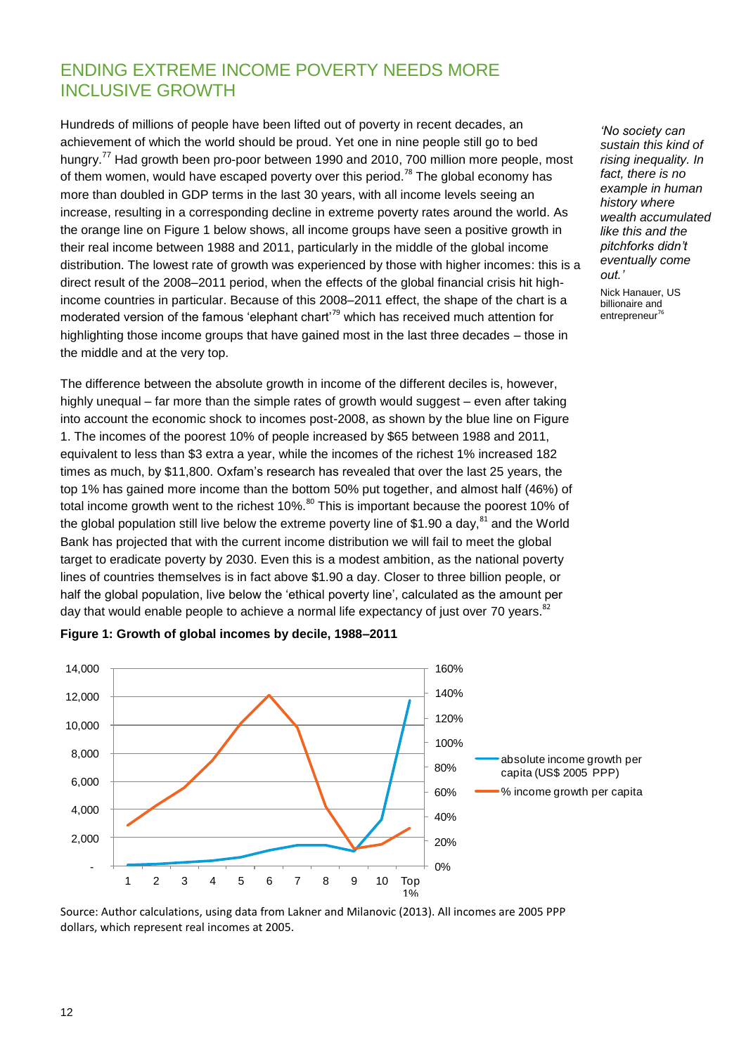## ENDING EXTREME INCOME POVERTY NEEDS MORE INCLUSIVE GROWTH

Hundreds of millions of people have been lifted out of poverty in recent decades, an achievement of which the world should be proud. Yet one in nine people still go to bed hungry.[77] Had growth been pro-poor between 1990 and 2010, 700 million more people, most of them women, would have escaped poverty over this period.[78] The global economy has more than doubled in GDP terms in the last 30 years, with all income levels seeing an increase, resulting in a corresponding decline in extreme poverty rates around the world. As the orange line on Figure 1 below shows, all income groups have seen a positive growth in their real income between 1988 and 2011, particularly in the middle of the global income distribution. The lowest rate of growth was experienced by those with higher incomes: this is a direct result of the 2008–2011 period, when the effects of the global financial crisis hit high-income countries in particular. Because of this 2008–2011 effect, the shape of the chart is a moderated version of the famous 'elephant chart'[79] which has received much attention for highlighting those income groups that have gained most in the last three decades – those in the middle and at the very top.

*'No society can sustain this kind of rising inequality. In fact, there is no example in human history where wealth accumulated like this and the pitchforks didn't eventually come out.'*

Nick Hanauer, US billionaire and entrepreneur[76]

The difference between the absolute growth in income of the different deciles is, however, highly unequal – far more than the simple rates of growth would suggest – even after taking into account the economic shock to incomes post-2008, as shown by the blue line on Figure 1. The incomes of the poorest 10% of people increased by $65 between 1988 and 2011, equivalent to less than $3 extra a year, while the incomes of the richest 1% increased 182 times as much, by $11,800. Oxfam's research has revealed that over the last 25 years, the top 1% has gained more income than the bottom 50% put together, and almost half (46%) of total income growth went to the richest 10%.[80] This is important because the poorest 10% of the global population still live below the extreme poverty line of $1.90 a day,[81] and the World Bank has projected that with the current income distribution we will fail to meet the global target to eradicate poverty by 2030. Even this is a modest ambition, as the national poverty lines of countries themselves is in fact above $1.90 a day. Closer to three billion people, or half the global population, live below the 'ethical poverty line', calculated as the amount per day that would enable people to achieve a normal life expectancy of just over 70 years.[82]

**Figure 1: Growth of global incomes by decile, 1988–2011**

Source: Author calculations, using data from Lakner and Milanovic (2013). All incomes are 2005 PPP dollars, which represent real incomes at 2005.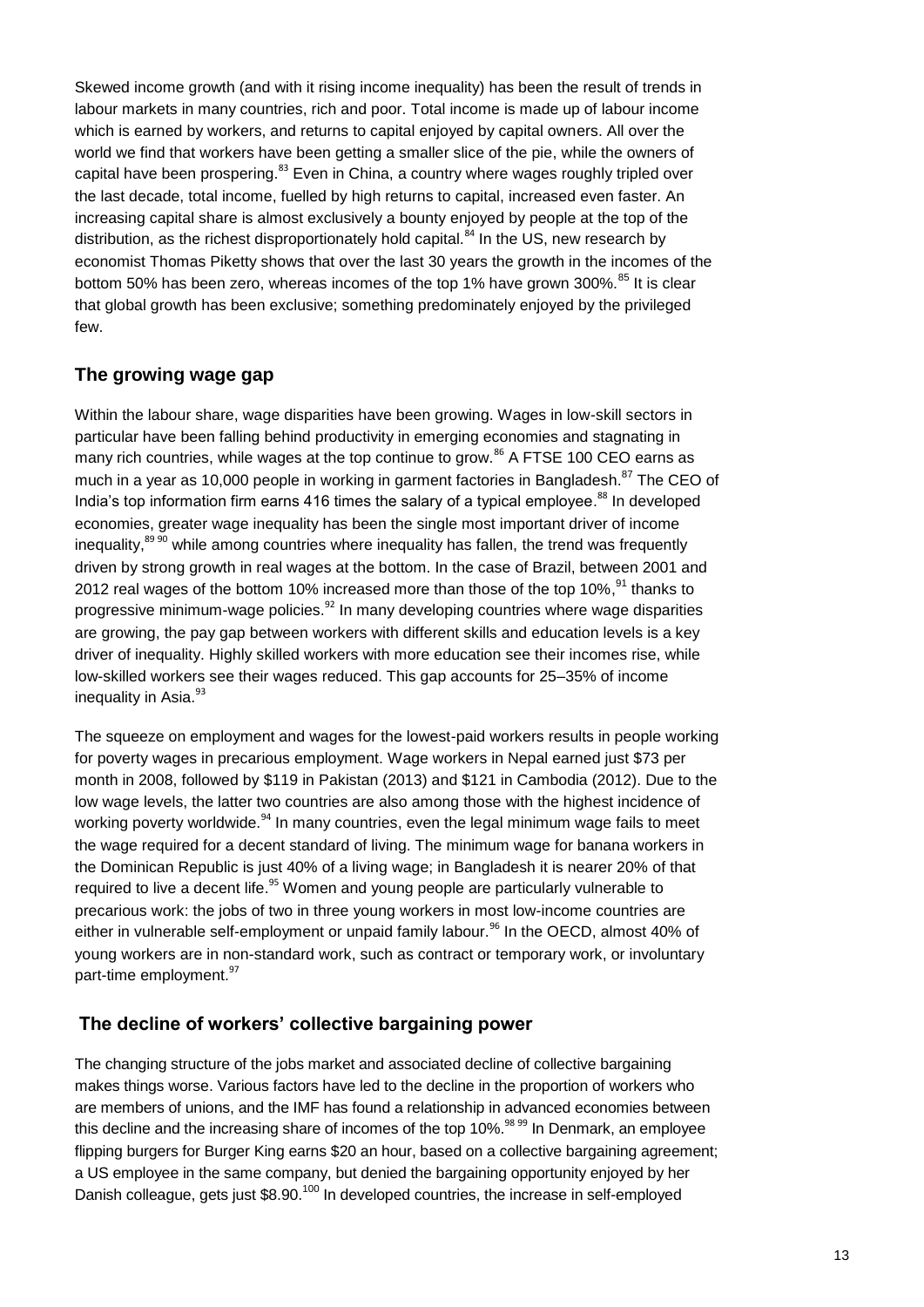Skewed income growth (and with it rising income inequality) has been the result of trends in labour markets in many countries, rich and poor. Total income is made up of labour income which is earned by workers, and returns to capital enjoyed by capital owners. All over the world we find that workers have been getting a smaller slice of the pie, while the owners of capital have been prospering.[83] Even in China, a country where wages roughly tripled over the last decade, total income, fuelled by high returns to capital, increased even faster. An increasing capital share is almost exclusively a bounty enjoyed by people at the top of the distribution, as the richest disproportionately hold capital.[84] In the US, new research by economist Thomas Piketty shows that over the last 30 years the growth in the incomes of the bottom 50% has been zero, whereas incomes of the top 1% have grown 300%.[85] It is clear that global growth has been exclusive; something predominately enjoyed by the privileged few.

## The growing wage gap

Within the labour share, wage disparities have been growing. Wages in low-skill sectors in particular have been falling behind productivity in emerging economies and stagnating in many rich countries, while wages at the top continue to grow.[86] A FTSE 100 CEO earns as much in a year as 10,000 people in working in garment factories in Bangladesh.[87] The CEO of India's top information firm earns 416 times the salary of a typical employee.[88] In developed economies, greater wage inequality has been the single most important driver of income inequality,[89 90] while among countries where inequality has fallen, the trend was frequently driven by strong growth in real wages at the bottom. In the case of Brazil, between 2001 and 2012 real wages of the bottom 10% increased more than those of the top 10%,[91] thanks to progressive minimum-wage policies.[92] In many developing countries where wage disparities are growing, the pay gap between workers with different skills and education levels is a key driver of inequality. Highly skilled workers with more education see their incomes rise, while low-skilled workers see their wages reduced. This gap accounts for 25–35% of income inequality in Asia.[93]

The squeeze on employment and wages for the lowest-paid workers results in people working for poverty wages in precarious employment. Wage workers in Nepal earned just $73 per month in 2008, followed by $119 in Pakistan (2013) and $121 in Cambodia (2012). Due to the low wage levels, the latter two countries are also among those with the highest incidence of working poverty worldwide.[94] In many countries, even the legal minimum wage fails to meet the wage required for a decent standard of living. The minimum wage for banana workers in the Dominican Republic is just 40% of a living wage; in Bangladesh it is nearer 20% of that required to live a decent life.[95] Women and young people are particularly vulnerable to precarious work: the jobs of two in three young workers in most low-income countries are either in vulnerable self-employment or unpaid family labour.[96] In the OECD, almost 40% of young workers are in non-standard work, such as contract or temporary work, or involuntary part-time employment.[97]

## The decline of workers' collective bargaining power

The changing structure of the jobs market and associated decline of collective bargaining makes things worse. Various factors have led to the decline in the proportion of workers who are members of unions, and the IMF has found a relationship in advanced economies between this decline and the increasing share of incomes of the top 10%.[98 99] In Denmark, an employee flipping burgers for Burger King earns $20 an hour, based on a collective bargaining agreement; a US employee in the same company, but denied the bargaining opportunity enjoyed by her Danish colleague, gets just $8.90.[100] In developed countries, the increase in self-employed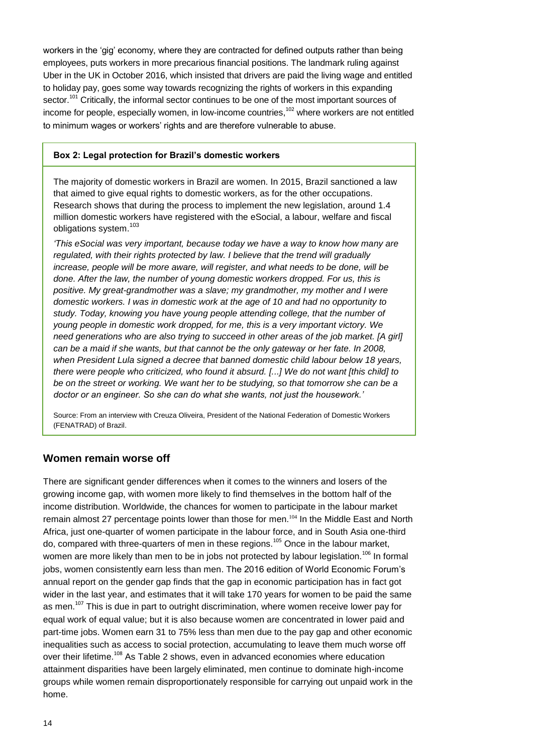workers in the 'gig' economy, where they are contracted for defined outputs rather than being employees, puts workers in more precarious financial positions. The landmark ruling against Uber in the UK in October 2016, which insisted that drivers are paid the living wage and entitled to holiday pay, goes some way towards recognizing the rights of workers in this expanding sector.[101] Critically, the informal sector continues to be one of the most important sources of income for people, especially women, in low-income countries,[102] where workers are not entitled to minimum wages or workers' rights and are therefore vulnerable to abuse.

**Box 2: Legal protection for Brazil's domestic workers**

The majority of domestic workers in Brazil are women. In 2015, Brazil sanctioned a law that aimed to give equal rights to domestic workers, as for the other occupations. Research shows that during the process to implement the new legislation, around 1.4 million domestic workers have registered with the eSocial, a labour, welfare and fiscal obligations system.[103]

*'This eSocial was very important, because today we have a way to know how many are regulated, with their rights protected by law. I believe that the trend will gradually increase, people will be more aware, will register, and what needs to be done, will be done. After the law, the number of young domestic workers dropped. For us, this is positive. My great-grandmother was a slave; my grandmother, my mother and I were domestic workers. I was in domestic work at the age of 10 and had no opportunity to study. Today, knowing you have young people attending college, that the number of young people in domestic work dropped, for me, this is a very important victory. We need generations who are also trying to succeed in other areas of the job market. [A girl] can be a maid if she wants, but that cannot be the only gateway or her fate. In 2008, when President Lula signed a decree that banned domestic child labour below 18 years, there were people who criticized, who found it absurd. [...] We do not want [this child] to be on the street or working. We want her to be studying, so that tomorrow she can be a doctor or an engineer. So she can do what she wants, not just the housework.'*

Source: From an interview with Creuza Oliveira, President of the National Federation of Domestic Workers (FENATRAD) of Brazil.

## Women remain worse off

There are significant gender differences when it comes to the winners and losers of the growing income gap, with women more likely to find themselves in the bottom half of the income distribution. Worldwide, the chances for women to participate in the labour market remain almost 27 percentage points lower than those for men.[104] In the Middle East and North Africa, just one-quarter of women participate in the labour force, and in South Asia one-third do, compared with three-quarters of men in these regions.[105] Once in the labour market, women are more likely than men to be in jobs not protected by labour legislation.[106] In formal jobs, women consistently earn less than men. The 2016 edition of World Economic Forum's annual report on the gender gap finds that the gap in economic participation has in fact got wider in the last year, and estimates that it will take 170 years for women to be paid the same as men.[107] This is due in part to outright discrimination, where women receive lower pay for equal work of equal value; but it is also because women are concentrated in lower paid and part-time jobs. Women earn 31 to 75% less than men due to the pay gap and other economic inequalities such as access to social protection, accumulating to leave them much worse off over their lifetime.[108] As Table 2 shows, even in advanced economies where education attainment disparities have been largely eliminated, men continue to dominate high-income groups while women remain disproportionately responsible for carrying out unpaid work in the home.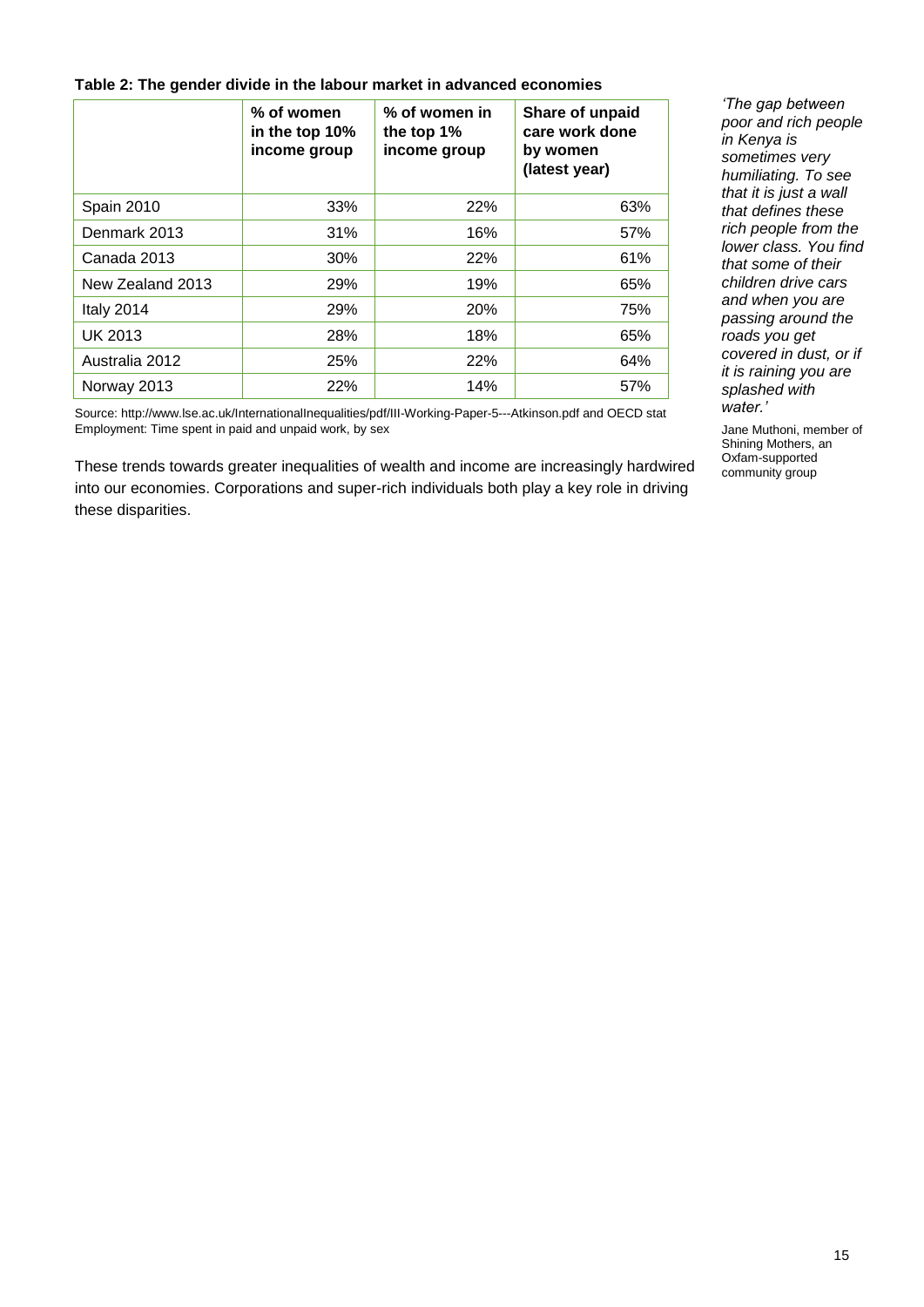**Table 2: The gender divide in the labour market in advanced economies**

| | % of women in the top 10% income group | % of women in the top 1% income group | Share of unpaid care work done by women (latest year) |
|---|---|---|---|
| Spain 2010 | 33% | 22% | 63% |
| Denmark 2013 | 31% | 16% | 57% |
| Canada 2013 | 30% | 22% | 61% |
| New Zealand 2013 | 29% | 19% | 65% |
| Italy 2014 | 29% | 20% | 75% |
| UK 2013 | 28% | 18% | 65% |
| Australia 2012 | 25% | 22% | 64% |
| Norway 2013 | 22% | 14% | 57% |

Source: http://www.lse.ac.uk/InternationalInequalities/pdf/III-Working-Paper-5---Atkinson.pdf and OECD stat Employment: Time spent in paid and unpaid work, by sex

These trends towards greater inequalities of wealth and income are increasingly hardwired into our economies. Corporations and super-rich individuals both play a key role in driving these disparities.

*'The gap between poor and rich people in Kenya is sometimes very humiliating. To see that it is just a wall that defines these rich people from the lower class. You find that some of their children drive cars and when you are passing around the roads you get covered in dust, or if it is raining you are splashed with water.'*

Jane Muthoni, member of Shining Mothers, an Oxfam-supported community group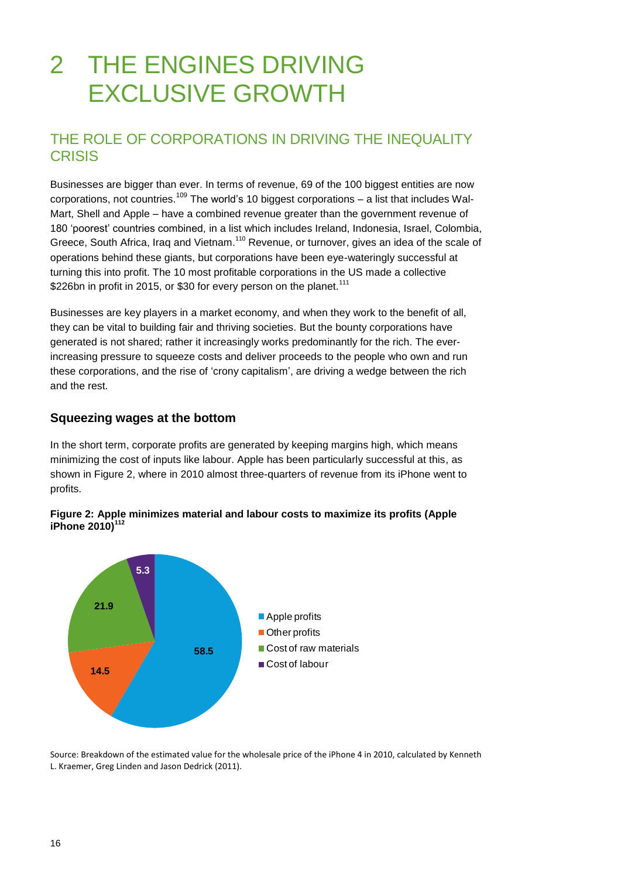# 2 THE ENGINES DRIVING EXCLUSIVE GROWTH

## THE ROLE OF CORPORATIONS IN DRIVING THE INEQUALITY CRISIS

Businesses are bigger than ever. In terms of revenue, 69 of the 100 biggest entities are now corporations, not countries.[109] The world's 10 biggest corporations – a list that includes Wal-Mart, Shell and Apple – have a combined revenue greater than the government revenue of 180 'poorest' countries combined, in a list which includes Ireland, Indonesia, Israel, Colombia, Greece, South Africa, Iraq and Vietnam.[110] Revenue, or turnover, gives an idea of the scale of operations behind these giants, but corporations have been eye-wateringly successful at turning this into profit. The 10 most profitable corporations in the US made a collective $226bn in profit in 2015, or $30 for every person on the planet.[111]

Businesses are key players in a market economy, and when they work to the benefit of all, they can be vital to building fair and thriving societies. But the bounty corporations have generated is not shared; rather it increasingly works predominantly for the rich. The ever-increasing pressure to squeeze costs and deliver proceeds to the people who own and run these corporations, and the rise of 'crony capitalism', are driving a wedge between the rich and the rest.

### Squeezing wages at the bottom

In the short term, corporate profits are generated by keeping margins high, which means minimizing the cost of inputs like labour. Apple has been particularly successful at this, as shown in Figure 2, where in 2010 almost three-quarters of revenue from its iPhone went to profits.

**Figure 2: Apple minimizes material and labour costs to maximize its profits (Apple iPhone 2010)[112]**

| Category | Value |
|---|---|
| Apple profits | 58.5 |
| Other profits | 14.5 |
| Cost of raw materials | 21.9 |
| Cost of labour | 5.3 |

Source: Breakdown of the estimated value for the wholesale price of the iPhone 4 in 2010, calculated by Kenneth L. Kraemer, Greg Linden and Jason Dedrick (2011).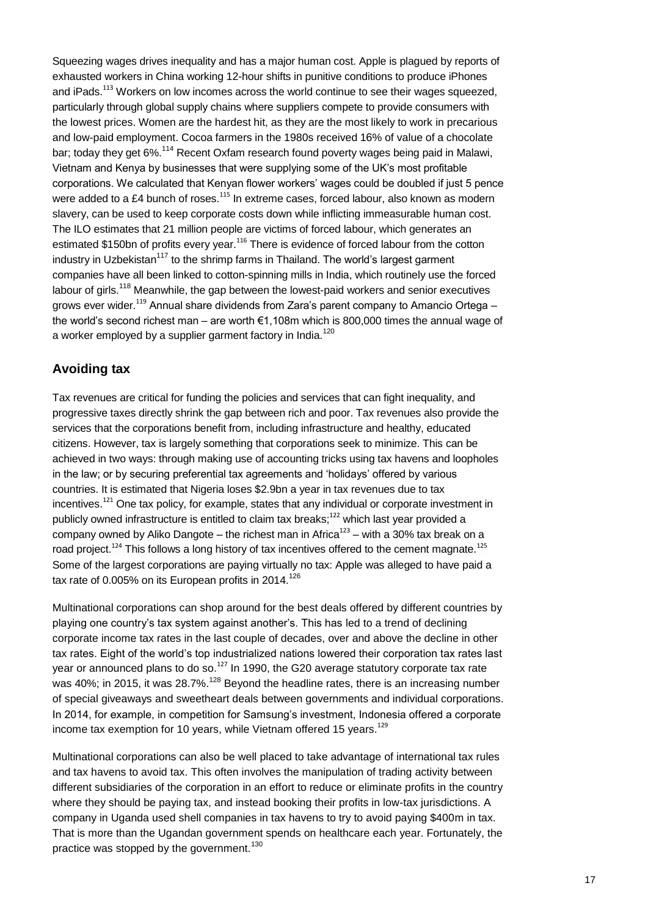Squeezing wages drives inequality and has a major human cost. Apple is plagued by reports of exhausted workers in China working 12-hour shifts in punitive conditions to produce iPhones and iPads.[113] Workers on low incomes across the world continue to see their wages squeezed, particularly through global supply chains where suppliers compete to provide consumers with the lowest prices. Women are the hardest hit, as they are the most likely to work in precarious and low-paid employment. Cocoa farmers in the 1980s received 16% of value of a chocolate bar; today they get 6%.[114] Recent Oxfam research found poverty wages being paid in Malawi, Vietnam and Kenya by businesses that were supplying some of the UK's most profitable corporations. We calculated that Kenyan flower workers' wages could be doubled if just 5 pence were added to a £4 bunch of roses.[115] In extreme cases, forced labour, also known as modern slavery, can be used to keep corporate costs down while inflicting immeasurable human cost. The ILO estimates that 21 million people are victims of forced labour, which generates an estimated $150bn of profits every year.[116] There is evidence of forced labour from the cotton industry in Uzbekistan[117] to the shrimp farms in Thailand. The world's largest garment companies have all been linked to cotton-spinning mills in India, which routinely use the forced labour of girls.[118] Meanwhile, the gap between the lowest-paid workers and senior executives grows ever wider.[119] Annual share dividends from Zara's parent company to Amancio Ortega – the world's second richest man – are worth €1,108m which is 800,000 times the annual wage of a worker employed by a supplier garment factory in India.[120]

## Avoiding tax

Tax revenues are critical for funding the policies and services that can fight inequality, and progressive taxes directly shrink the gap between rich and poor. Tax revenues also provide the services that the corporations benefit from, including infrastructure and healthy, educated citizens. However, tax is largely something that corporations seek to minimize. This can be achieved in two ways: through making use of accounting tricks using tax havens and loopholes in the law; or by securing preferential tax agreements and 'holidays' offered by various countries. It is estimated that Nigeria loses $2.9bn a year in tax revenues due to tax incentives.[121] One tax policy, for example, states that any individual or corporate investment in publicly owned infrastructure is entitled to claim tax breaks;[122] which last year provided a company owned by Aliko Dangote – the richest man in Africa[123] – with a 30% tax break on a road project.[124] This follows a long history of tax incentives offered to the cement magnate.[125] Some of the largest corporations are paying virtually no tax: Apple was alleged to have paid a tax rate of 0.005% on its European profits in 2014.[126]

Multinational corporations can shop around for the best deals offered by different countries by playing one country's tax system against another's. This has led to a trend of declining corporate income tax rates in the last couple of decades, over and above the decline in other tax rates. Eight of the world's top industrialized nations lowered their corporation tax rates last year or announced plans to do so.[127] In 1990, the G20 average statutory corporate tax rate was 40%; in 2015, it was 28.7%.[128] Beyond the headline rates, there is an increasing number of special giveaways and sweetheart deals between governments and individual corporations. In 2014, for example, in competition for Samsung's investment, Indonesia offered a corporate income tax exemption for 10 years, while Vietnam offered 15 years.[129]

Multinational corporations can also be well placed to take advantage of international tax rules and tax havens to avoid tax. This often involves the manipulation of trading activity between different subsidiaries of the corporation in an effort to reduce or eliminate profits in the country where they should be paying tax, and instead booking their profits in low-tax jurisdictions. A company in Uganda used shell companies in tax havens to try to avoid paying $400m in tax. That is more than the Ugandan government spends on healthcare each year. Fortunately, the practice was stopped by the government.[130]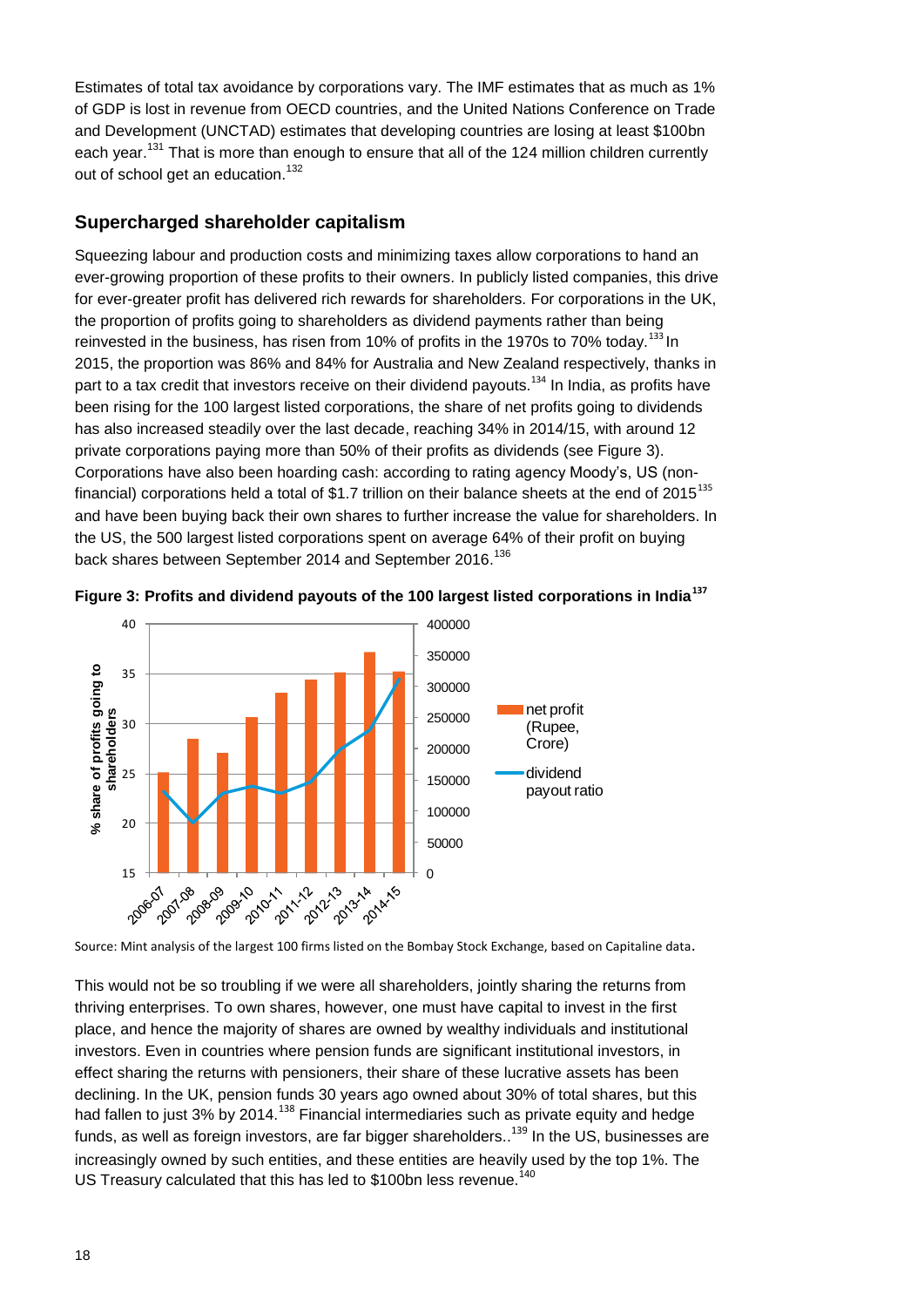Estimates of total tax avoidance by corporations vary. The IMF estimates that as much as 1% of GDP is lost in revenue from OECD countries, and the United Nations Conference on Trade and Development (UNCTAD) estimates that developing countries are losing at least $100bn each year.[131] That is more than enough to ensure that all of the 124 million children currently out of school get an education.[132]

## Supercharged shareholder capitalism

Squeezing labour and production costs and minimizing taxes allow corporations to hand an ever-growing proportion of these profits to their owners. In publicly listed companies, this drive for ever-greater profit has delivered rich rewards for shareholders. For corporations in the UK, the proportion of profits going to shareholders as dividend payments rather than being reinvested in the business, has risen from 10% of profits in the 1970s to 70% today.[133] In 2015, the proportion was 86% and 84% for Australia and New Zealand respectively, thanks in part to a tax credit that investors receive on their dividend payouts.[134] In India, as profits have been rising for the 100 largest listed corporations, the share of net profits going to dividends has also increased steadily over the last decade, reaching 34% in 2014/15, with around 12 private corporations paying more than 50% of their profits as dividends (see Figure 3). Corporations have also been hoarding cash: according to rating agency Moody's, US (non-financial) corporations held a total of $1.7 trillion on their balance sheets at the end of 2015[135] and have been buying back their own shares to further increase the value for shareholders. In the US, the 500 largest listed corporations spent on average 64% of their profit on buying back shares between September 2014 and September 2016.[136]

**Figure 3: Profits and dividend payouts of the 100 largest listed corporations in India[137]**

Source: Mint analysis of the largest 100 firms listed on the Bombay Stock Exchange, based on Capitaline data.

This would not be so troubling if we were all shareholders, jointly sharing the returns from thriving enterprises. To own shares, however, one must have capital to invest in the first place, and hence the majority of shares are owned by wealthy individuals and institutional investors. Even in countries where pension funds are significant institutional investors, in effect sharing the returns with pensioners, their share of these lucrative assets has been declining. In the UK, pension funds 30 years ago owned about 30% of total shares, but this had fallen to just 3% by 2014.[138] Financial intermediaries such as private equity and hedge funds, as well as foreign investors, are far bigger shareholders..[139] In the US, businesses are increasingly owned by such entities, and these entities are heavily used by the top 1%. The US Treasury calculated that this has led to $100bn less revenue.[140]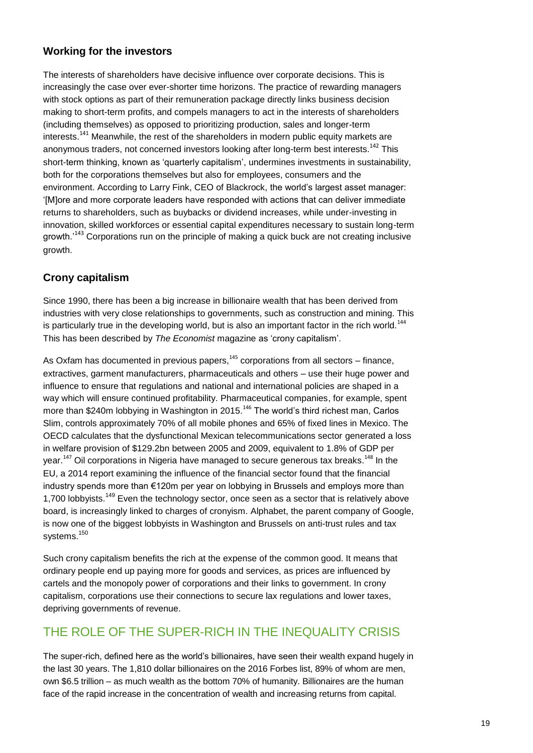### Working for the investors

The interests of shareholders have decisive influence over corporate decisions. This is increasingly the case over ever-shorter time horizons. The practice of rewarding managers with stock options as part of their remuneration package directly links business decision making to short-term profits, and compels managers to act in the interests of shareholders (including themselves) as opposed to prioritizing production, sales and longer-term interests.[141] Meanwhile, the rest of the shareholders in modern public equity markets are anonymous traders, not concerned investors looking after long-term best interests.[142] This short-term thinking, known as 'quarterly capitalism', undermines investments in sustainability, both for the corporations themselves but also for employees, consumers and the environment. According to Larry Fink, CEO of Blackrock, the world's largest asset manager: '[M]ore and more corporate leaders have responded with actions that can deliver immediate returns to shareholders, such as buybacks or dividend increases, while under-investing in innovation, skilled workforces or essential capital expenditures necessary to sustain long-term growth.'[143] Corporations run on the principle of making a quick buck are not creating inclusive growth.

### Crony capitalism

Since 1990, there has been a big increase in billionaire wealth that has been derived from industries with very close relationships to governments, such as construction and mining. This is particularly true in the developing world, but is also an important factor in the rich world.[144] This has been described by *The Economist* magazine as 'crony capitalism'.

As Oxfam has documented in previous papers,[145] corporations from all sectors – finance, extractives, garment manufacturers, pharmaceuticals and others – use their huge power and influence to ensure that regulations and national and international policies are shaped in a way which will ensure continued profitability. Pharmaceutical companies, for example, spent more than $240m lobbying in Washington in 2015.[146] The world's third richest man, Carlos Slim, controls approximately 70% of all mobile phones and 65% of fixed lines in Mexico. The OECD calculates that the dysfunctional Mexican telecommunications sector generated a loss in welfare provision of $129.2bn between 2005 and 2009, equivalent to 1.8% of GDP per year.[147] Oil corporations in Nigeria have managed to secure generous tax breaks.[148] In the EU, a 2014 report examining the influence of the financial sector found that the financial industry spends more than €120m per year on lobbying in Brussels and employs more than 1,700 lobbyists.[149] Even the technology sector, once seen as a sector that is relatively above board, is increasingly linked to charges of cronyism. Alphabet, the parent company of Google, is now one of the biggest lobbyists in Washington and Brussels on anti-trust rules and tax systems.[150]

Such crony capitalism benefits the rich at the expense of the common good. It means that ordinary people end up paying more for goods and services, as prices are influenced by cartels and the monopoly power of corporations and their links to government. In crony capitalism, corporations use their connections to secure lax regulations and lower taxes, depriving governments of revenue.

## THE ROLE OF THE SUPER-RICH IN THE INEQUALITY CRISIS

The super-rich, defined here as the world's billionaires, have seen their wealth expand hugely in the last 30 years. The 1,810 dollar billionaires on the 2016 Forbes list, 89% of whom are men, own $6.5 trillion – as much wealth as the bottom 70% of humanity. Billionaires are the human face of the rapid increase in the concentration of wealth and increasing returns from capital.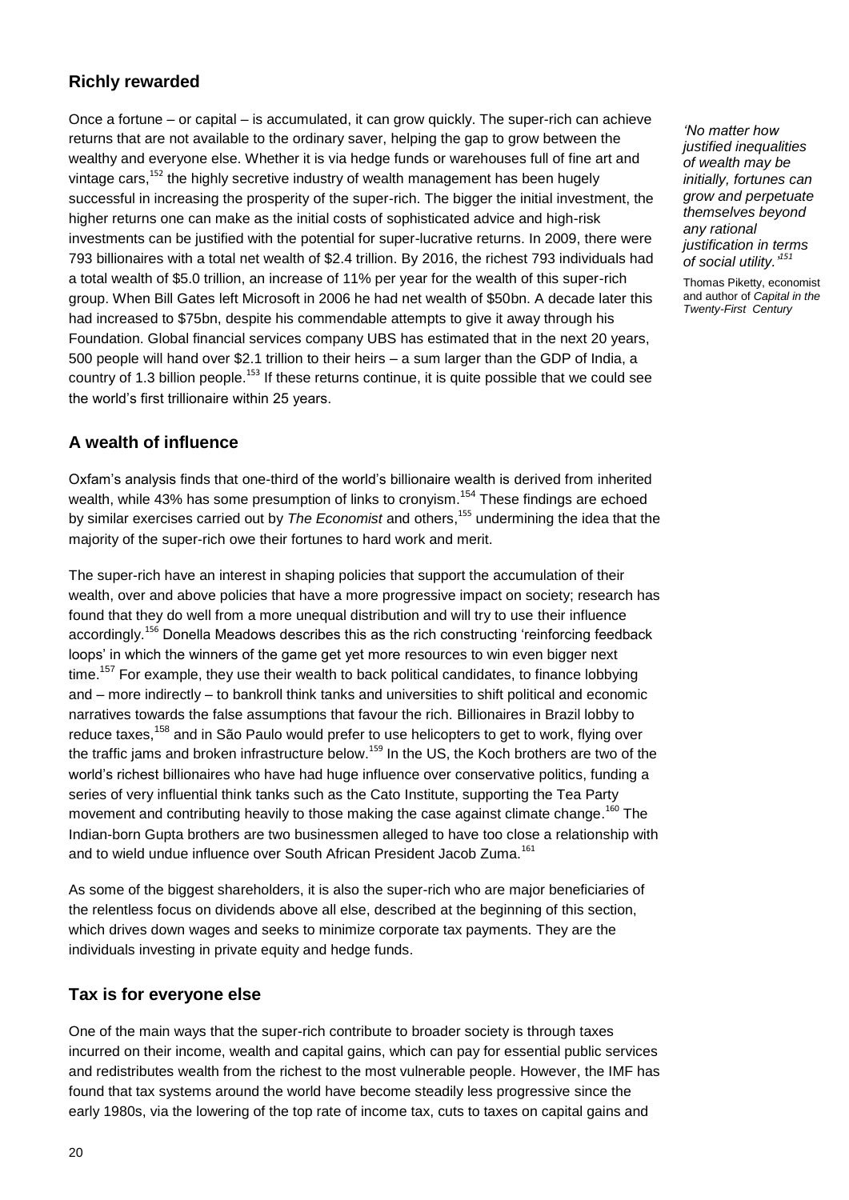## Richly rewarded

Once a fortune – or capital – is accumulated, it can grow quickly. The super-rich can achieve returns that are not available to the ordinary saver, helping the gap to grow between the wealthy and everyone else. Whether it is via hedge funds or warehouses full of fine art and vintage cars,[152] the highly secretive industry of wealth management has been hugely successful in increasing the prosperity of the super-rich. The bigger the initial investment, the higher returns one can make as the initial costs of sophisticated advice and high-risk investments can be justified with the potential for super-lucrative returns. In 2009, there were 793 billionaires with a total net wealth of $2.4 trillion. By 2016, the richest 793 individuals had a total wealth of $5.0 trillion, an increase of 11% per year for the wealth of this super-rich group. When Bill Gates left Microsoft in 2006 he had net wealth of $50bn. A decade later this had increased to $75bn, despite his commendable attempts to give it away through his Foundation. Global financial services company UBS has estimated that in the next 20 years, 500 people will hand over $2.1 trillion to their heirs – a sum larger than the GDP of India, a country of 1.3 billion people.[153] If these returns continue, it is quite possible that we could see the world's first trillionaire within 25 years.

*'No matter how justified inequalities of wealth may be initially, fortunes can grow and perpetuate themselves beyond any rational justification in terms of social utility.'*[151]

Thomas Piketty, economist and author of *Capital in the Twenty-First Century*

## A wealth of influence

Oxfam's analysis finds that one-third of the world's billionaire wealth is derived from inherited wealth, while 43% has some presumption of links to cronyism.[154] These findings are echoed by similar exercises carried out by *The Economist* and others,[155] undermining the idea that the majority of the super-rich owe their fortunes to hard work and merit.

The super-rich have an interest in shaping policies that support the accumulation of their wealth, over and above policies that have a more progressive impact on society; research has found that they do well from a more unequal distribution and will try to use their influence accordingly.[156] Donella Meadows describes this as the rich constructing 'reinforcing feedback loops' in which the winners of the game get yet more resources to win even bigger next time.[157] For example, they use their wealth to back political candidates, to finance lobbying and – more indirectly – to bankroll think tanks and universities to shift political and economic narratives towards the false assumptions that favour the rich. Billionaires in Brazil lobby to reduce taxes,[158] and in São Paulo would prefer to use helicopters to get to work, flying over the traffic jams and broken infrastructure below.[159] In the US, the Koch brothers are two of the world's richest billionaires who have had huge influence over conservative politics, funding a series of very influential think tanks such as the Cato Institute, supporting the Tea Party movement and contributing heavily to those making the case against climate change.[160] The Indian-born Gupta brothers are two businessmen alleged to have too close a relationship with and to wield undue influence over South African President Jacob Zuma.[161]

As some of the biggest shareholders, it is also the super-rich who are major beneficiaries of the relentless focus on dividends above all else, described at the beginning of this section, which drives down wages and seeks to minimize corporate tax payments. They are the individuals investing in private equity and hedge funds.

## Tax is for everyone else

One of the main ways that the super-rich contribute to broader society is through taxes incurred on their income, wealth and capital gains, which can pay for essential public services and redistributes wealth from the richest to the most vulnerable people. However, the IMF has found that tax systems around the world have become steadily less progressive since the early 1980s, via the lowering of the top rate of income tax, cuts to taxes on capital gains and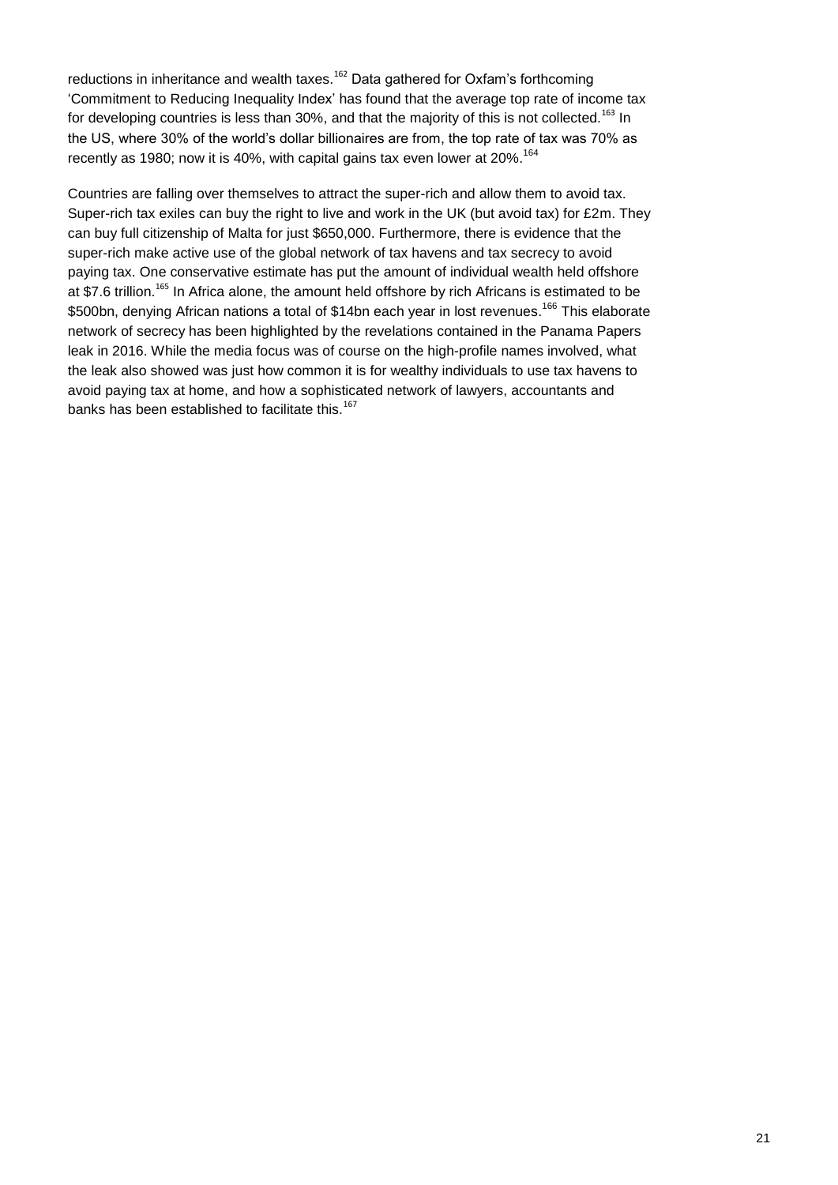reductions in inheritance and wealth taxes.[162] Data gathered for Oxfam's forthcoming 'Commitment to Reducing Inequality Index' has found that the average top rate of income tax for developing countries is less than 30%, and that the majority of this is not collected.[163] In the US, where 30% of the world's dollar billionaires are from, the top rate of tax was 70% as recently as 1980; now it is 40%, with capital gains tax even lower at 20%.[164]

Countries are falling over themselves to attract the super-rich and allow them to avoid tax. Super-rich tax exiles can buy the right to live and work in the UK (but avoid tax) for £2m. They can buy full citizenship of Malta for just $650,000. Furthermore, there is evidence that the super-rich make active use of the global network of tax havens and tax secrecy to avoid paying tax. One conservative estimate has put the amount of individual wealth held offshore at $7.6 trillion.[165] In Africa alone, the amount held offshore by rich Africans is estimated to be $500bn, denying African nations a total of $14bn each year in lost revenues.[166] This elaborate network of secrecy has been highlighted by the revelations contained in the Panama Papers leak in 2016. While the media focus was of course on the high-profile names involved, what the leak also showed was just how common it is for wealthy individuals to use tax havens to avoid paying tax at home, and how a sophisticated network of lawyers, accountants and banks has been established to facilitate this.[167]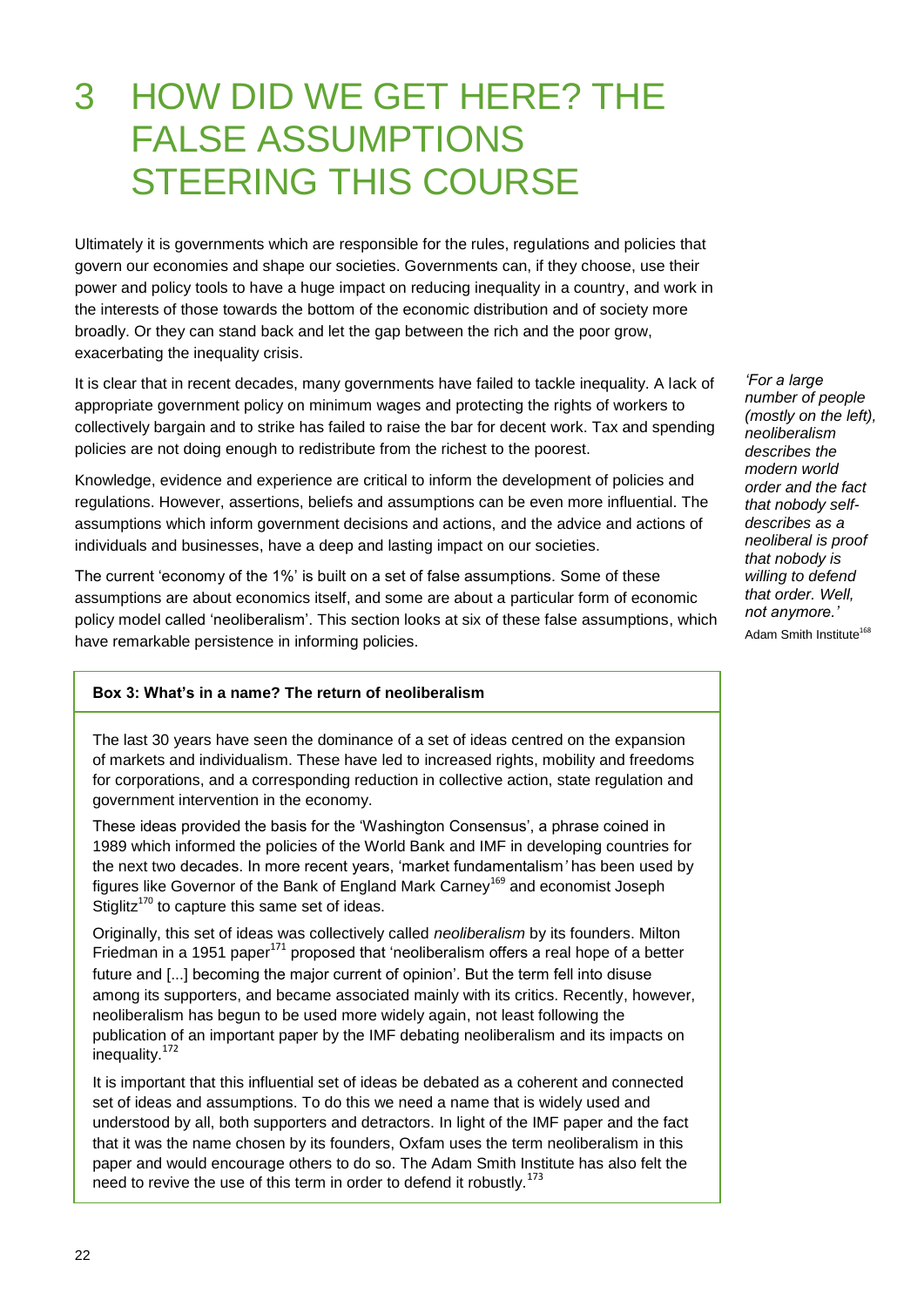# 3 HOW DID WE GET HERE? THE FALSE ASSUMPTIONS STEERING THIS COURSE

Ultimately it is governments which are responsible for the rules, regulations and policies that govern our economies and shape our societies. Governments can, if they choose, use their power and policy tools to have a huge impact on reducing inequality in a country, and work in the interests of those towards the bottom of the economic distribution and of society more broadly. Or they can stand back and let the gap between the rich and the poor grow, exacerbating the inequality crisis.

It is clear that in recent decades, many governments have failed to tackle inequality. A lack of appropriate government policy on minimum wages and protecting the rights of workers to collectively bargain and to strike has failed to raise the bar for decent work. Tax and spending policies are not doing enough to redistribute from the richest to the poorest.

Knowledge, evidence and experience are critical to inform the development of policies and regulations. However, assertions, beliefs and assumptions can be even more influential. The assumptions which inform government decisions and actions, and the advice and actions of individuals and businesses, have a deep and lasting impact on our societies.

The current 'economy of the 1%' is built on a set of false assumptions. Some of these assumptions are about economics itself, and some are about a particular form of economic policy model called 'neoliberalism'. This section looks at six of these false assumptions, which have remarkable persistence in informing policies.

> *'For a large number of people (mostly on the left), neoliberalism describes the modern world order and the fact that nobody self-describes as a neoliberal is proof that nobody is willing to defend that order. Well, not anymore.'*
>
> Adam Smith Institute[168]

**Box 3: What's in a name? The return of neoliberalism**

The last 30 years have seen the dominance of a set of ideas centred on the expansion of markets and individualism. These have led to increased rights, mobility and freedoms for corporations, and a corresponding reduction in collective action, state regulation and government intervention in the economy.

These ideas provided the basis for the 'Washington Consensus', a phrase coined in 1989 which informed the policies of the World Bank and IMF in developing countries for the next two decades. In more recent years, 'market fundamentalism' has been used by figures like Governor of the Bank of England Mark Carney[169] and economist Joseph Stiglitz[170] to capture this same set of ideas.

Originally, this set of ideas was collectively called *neoliberalism* by its founders. Milton Friedman in a 1951 paper[171] proposed that 'neoliberalism offers a real hope of a better future and [...] becoming the major current of opinion'. But the term fell into disuse among its supporters, and became associated mainly with its critics. Recently, however, neoliberalism has begun to be used more widely again, not least following the publication of an important paper by the IMF debating neoliberalism and its impacts on inequality.[172]

It is important that this influential set of ideas be debated as a coherent and connected set of ideas and assumptions. To do this we need a name that is widely used and understood by all, both supporters and detractors. In light of the IMF paper and the fact that it was the name chosen by its founders, Oxfam uses the term neoliberalism in this paper and would encourage others to do so. The Adam Smith Institute has also felt the need to revive the use of this term in order to defend it robustly.[173]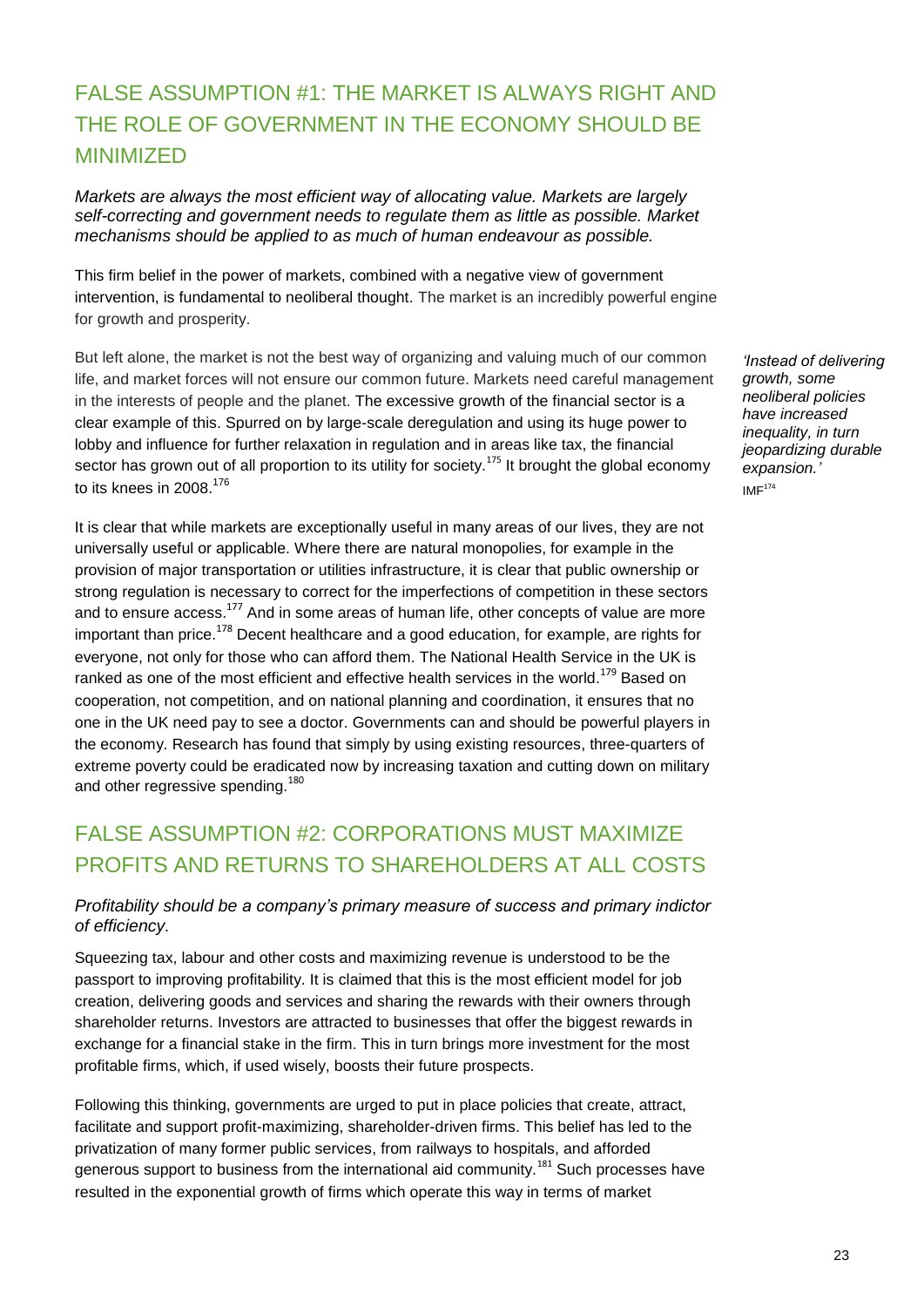## FALSE ASSUMPTION #1: THE MARKET IS ALWAYS RIGHT AND THE ROLE OF GOVERNMENT IN THE ECONOMY SHOULD BE MINIMIZED

*Markets are always the most efficient way of allocating value. Markets are largely self-correcting and government needs to regulate them as little as possible. Market mechanisms should be applied to as much of human endeavour as possible.*

This firm belief in the power of markets, combined with a negative view of government intervention, is fundamental to neoliberal thought. The market is an incredibly powerful engine for growth and prosperity.

But left alone, the market is not the best way of organizing and valuing much of our common life, and market forces will not ensure our common future. Markets need careful management in the interests of people and the planet. The excessive growth of the financial sector is a clear example of this. Spurred on by large-scale deregulation and using its huge power to lobby and influence for further relaxation in regulation and in areas like tax, the financial sector has grown out of all proportion to its utility for society.[175] It brought the global economy to its knees in 2008.[176]

> *'Instead of delivering growth, some neoliberal policies have increased inequality, in turn jeopardizing durable expansion.'*
> IMF[174]

It is clear that while markets are exceptionally useful in many areas of our lives, they are not universally useful or applicable. Where there are natural monopolies, for example in the provision of major transportation or utilities infrastructure, it is clear that public ownership or strong regulation is necessary to correct for the imperfections of competition in these sectors and to ensure access.[177] And in some areas of human life, other concepts of value are more important than price.[178] Decent healthcare and a good education, for example, are rights for everyone, not only for those who can afford them. The National Health Service in the UK is ranked as one of the most efficient and effective health services in the world.[179] Based on cooperation, not competition, and on national planning and coordination, it ensures that no one in the UK need pay to see a doctor. Governments can and should be powerful players in the economy. Research has found that simply by using existing resources, three-quarters of extreme poverty could be eradicated now by increasing taxation and cutting down on military and other regressive spending.[180]

## FALSE ASSUMPTION #2: CORPORATIONS MUST MAXIMIZE PROFITS AND RETURNS TO SHAREHOLDERS AT ALL COSTS

*Profitability should be a company's primary measure of success and primary indictor of efficiency.*

Squeezing tax, labour and other costs and maximizing revenue is understood to be the passport to improving profitability. It is claimed that this is the most efficient model for job creation, delivering goods and services and sharing the rewards with their owners through shareholder returns. Investors are attracted to businesses that offer the biggest rewards in exchange for a financial stake in the firm. This in turn brings more investment for the most profitable firms, which, if used wisely, boosts their future prospects.

Following this thinking, governments are urged to put in place policies that create, attract, facilitate and support profit-maximizing, shareholder-driven firms. This belief has led to the privatization of many former public services, from railways to hospitals, and afforded generous support to business from the international aid community.[181] Such processes have resulted in the exponential growth of firms which operate this way in terms of market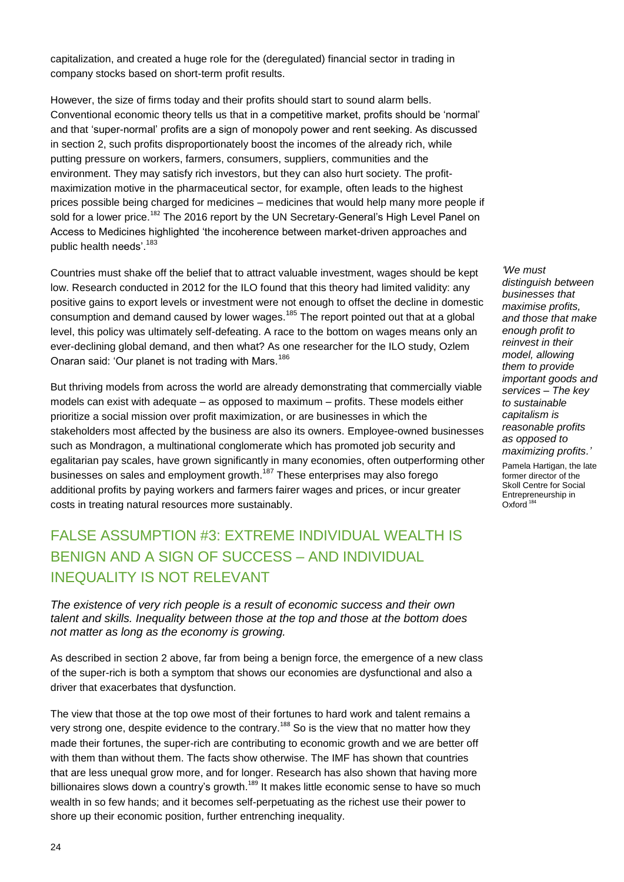capitalization, and created a huge role for the (deregulated) financial sector in trading in company stocks based on short-term profit results.

However, the size of firms today and their profits should start to sound alarm bells. Conventional economic theory tells us that in a competitive market, profits should be 'normal' and that 'super-normal' profits are a sign of monopoly power and rent seeking. As discussed in section 2, such profits disproportionately boost the incomes of the already rich, while putting pressure on workers, farmers, consumers, suppliers, communities and the environment. They may satisfy rich investors, but they can also hurt society. The profit-maximization motive in the pharmaceutical sector, for example, often leads to the highest prices possible being charged for medicines – medicines that would help many more people if sold for a lower price.[182] The 2016 report by the UN Secretary-General's High Level Panel on Access to Medicines highlighted 'the incoherence between market-driven approaches and public health needs'.[183]

Countries must shake off the belief that to attract valuable investment, wages should be kept low. Research conducted in 2012 for the ILO found that this theory had limited validity: any positive gains to export levels or investment were not enough to offset the decline in domestic consumption and demand caused by lower wages.[185] The report pointed out that at a global level, this policy was ultimately self-defeating. A race to the bottom on wages means only an ever-declining global demand, and then what? As one researcher for the ILO study, Ozlem Onaran said: 'Our planet is not trading with Mars.[186]

But thriving models from across the world are already demonstrating that commercially viable models can exist with adequate – as opposed to maximum – profits. These models either prioritize a social mission over profit maximization, or are businesses in which the stakeholders most affected by the business are also its owners. Employee-owned businesses such as Mondragon, a multinational conglomerate which has promoted job security and egalitarian pay scales, have grown significantly in many economies, often outperforming other businesses on sales and employment growth.[187] These enterprises may also forego additional profits by paying workers and farmers fairer wages and prices, or incur greater costs in treating natural resources more sustainably.

*'We must distinguish between businesses that maximise profits, and those that make enough profit to reinvest in their model, allowing them to provide important goods and services – The key to sustainable capitalism is reasonable profits as opposed to maximizing profits.'*

Pamela Hartigan, the late former director of the Skoll Centre for Social Entrepreneurship in Oxford[184]

## FALSE ASSUMPTION #3: EXTREME INDIVIDUAL WEALTH IS BENIGN AND A SIGN OF SUCCESS – AND INDIVIDUAL INEQUALITY IS NOT RELEVANT

*The existence of very rich people is a result of economic success and their own talent and skills. Inequality between those at the top and those at the bottom does not matter as long as the economy is growing.*

As described in section 2 above, far from being a benign force, the emergence of a new class of the super-rich is both a symptom that shows our economies are dysfunctional and also a driver that exacerbates that dysfunction.

The view that those at the top owe most of their fortunes to hard work and talent remains a very strong one, despite evidence to the contrary.[188] So is the view that no matter how they made their fortunes, the super-rich are contributing to economic growth and we are better off with them than without them. The facts show otherwise. The IMF has shown that countries that are less unequal grow more, and for longer. Research has also shown that having more billionaires slows down a country's growth.[189] It makes little economic sense to have so much wealth in so few hands; and it becomes self-perpetuating as the richest use their power to shore up their economic position, further entrenching inequality.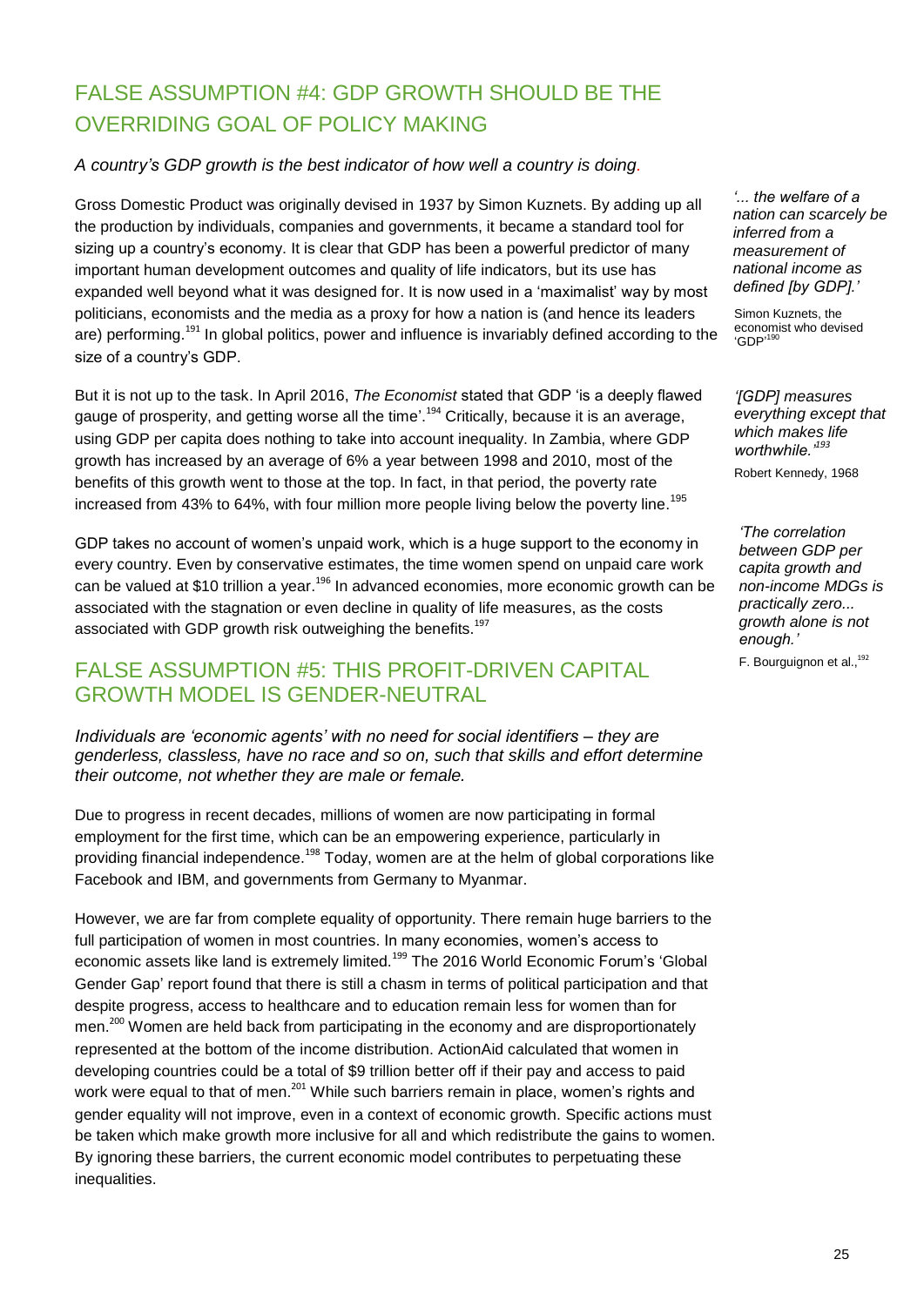## FALSE ASSUMPTION #4: GDP GROWTH SHOULD BE THE OVERRIDING GOAL OF POLICY MAKING

*A country's GDP growth is the best indicator of how well a country is doing.*

Gross Domestic Product was originally devised in 1937 by Simon Kuznets. By adding up all the production by individuals, companies and governments, it became a standard tool for sizing up a country's economy. It is clear that GDP has been a powerful predictor of many important human development outcomes and quality of life indicators, but its use has expanded well beyond what it was designed for. It is now used in a 'maximalist' way by most politicians, economists and the media as a proxy for how a nation is (and hence its leaders are) performing.[191] In global politics, power and influence is invariably defined according to the size of a country's GDP.

> *'... the welfare of a nation can scarcely be inferred from a measurement of national income as defined [by GDP].'*
>
> Simon Kuznets, the economist who devised 'GDP'[190]

But it is not up to the task. In April 2016, *The Economist* stated that GDP 'is a deeply flawed gauge of prosperity, and getting worse all the time'.[194] Critically, because it is an average, using GDP per capita does nothing to take into account inequality. In Zambia, where GDP growth has increased by an average of 6% a year between 1998 and 2010, most of the benefits of this growth went to those at the top. In fact, in that period, the poverty rate increased from 43% to 64%, with four million more people living below the poverty line.[195]

> *'[GDP] measures everything except that which makes life worthwhile.'*[193]
>
> Robert Kennedy, 1968

GDP takes no account of women's unpaid work, which is a huge support to the economy in every country. Even by conservative estimates, the time women spend on unpaid care work can be valued at $10 trillion a year.[196] In advanced economies, more economic growth can be associated with the stagnation or even decline in quality of life measures, as the costs associated with GDP growth risk outweighing the benefits.[197]

> *'The correlation between GDP per capita growth and non-income MDGs is practically zero... growth alone is not enough.'*
>
> F. Bourguignon et al.,[192]

## FALSE ASSUMPTION #5: THIS PROFIT-DRIVEN CAPITAL GROWTH MODEL IS GENDER-NEUTRAL

*Individuals are 'economic agents' with no need for social identifiers – they are genderless, classless, have no race and so on, such that skills and effort determine their outcome, not whether they are male or female.*

Due to progress in recent decades, millions of women are now participating in formal employment for the first time, which can be an empowering experience, particularly in providing financial independence.[198] Today, women are at the helm of global corporations like Facebook and IBM, and governments from Germany to Myanmar.

However, we are far from complete equality of opportunity. There remain huge barriers to the full participation of women in most countries. In many economies, women's access to economic assets like land is extremely limited.[199] The 2016 World Economic Forum's 'Global Gender Gap' report found that there is still a chasm in terms of political participation and that despite progress, access to healthcare and to education remain less for women than for men.[200] Women are held back from participating in the economy and are disproportionately represented at the bottom of the income distribution. ActionAid calculated that women in developing countries could be a total of $9 trillion better off if their pay and access to paid work were equal to that of men.[201] While such barriers remain in place, women's rights and gender equality will not improve, even in a context of economic growth. Specific actions must be taken which make growth more inclusive for all and which redistribute the gains to women. By ignoring these barriers, the current economic model contributes to perpetuating these inequalities.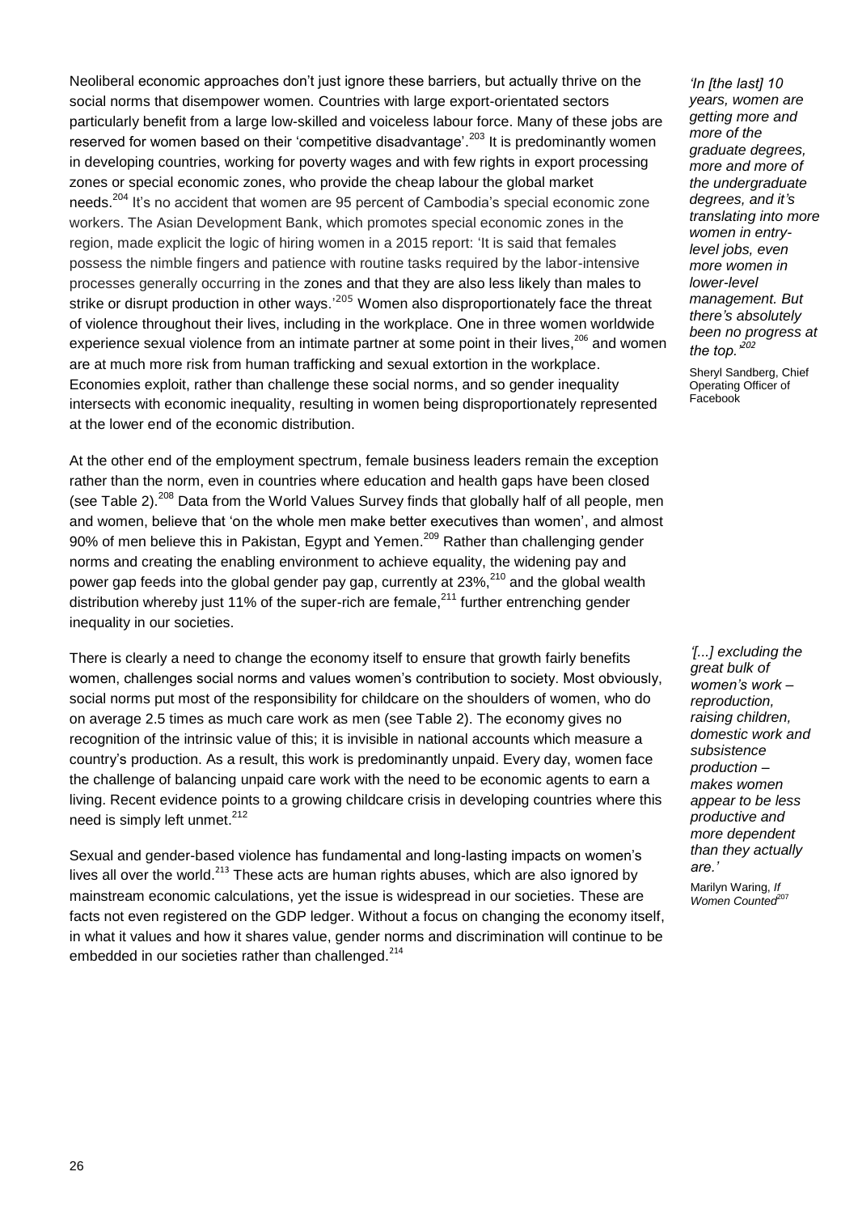Neoliberal economic approaches don't just ignore these barriers, but actually thrive on the social norms that disempower women. Countries with large export-orientated sectors particularly benefit from a large low-skilled and voiceless labour force. Many of these jobs are reserved for women based on their 'competitive disadvantage'.[203] It is predominantly women in developing countries, working for poverty wages and with few rights in export processing zones or special economic zones, who provide the cheap labour the global market needs.[204] It's no accident that women are 95 percent of Cambodia's special economic zone workers. The Asian Development Bank, which promotes special economic zones in the region, made explicit the logic of hiring women in a 2015 report: 'It is said that females possess the nimble fingers and patience with routine tasks required by the labor-intensive processes generally occurring in the zones and that they are also less likely than males to strike or disrupt production in other ways.'[205] Women also disproportionately face the threat of violence throughout their lives, including in the workplace. One in three women worldwide experience sexual violence from an intimate partner at some point in their lives,[206] and women are at much more risk from human trafficking and sexual extortion in the workplace. Economies exploit, rather than challenge these social norms, and so gender inequality intersects with economic inequality, resulting in women being disproportionately represented at the lower end of the economic distribution.

*'In [the last] 10 years, women are getting more and more of the graduate degrees, more and more of the undergraduate degrees, and it's translating into more women in entry-level jobs, even more women in lower-level management. But there's absolutely been no progress at the top.'*[202]

Sheryl Sandberg, Chief Operating Officer of Facebook

At the other end of the employment spectrum, female business leaders remain the exception rather than the norm, even in countries where education and health gaps have been closed (see Table 2).[208] Data from the World Values Survey finds that globally half of all people, men and women, believe that 'on the whole men make better executives than women', and almost 90% of men believe this in Pakistan, Egypt and Yemen.[209] Rather than challenging gender norms and creating the enabling environment to achieve equality, the widening pay and power gap feeds into the global gender pay gap, currently at 23%,[210] and the global wealth distribution whereby just 11% of the super-rich are female,[211] further entrenching gender inequality in our societies.

There is clearly a need to change the economy itself to ensure that growth fairly benefits women, challenges social norms and values women's contribution to society. Most obviously, social norms put most of the responsibility for childcare on the shoulders of women, who do on average 2.5 times as much care work as men (see Table 2). The economy gives no recognition of the intrinsic value of this; it is invisible in national accounts which measure a country's production. As a result, this work is predominantly unpaid. Every day, women face the challenge of balancing unpaid care work with the need to be economic agents to earn a living. Recent evidence points to a growing childcare crisis in developing countries where this need is simply left unmet.[212]

*'[...] excluding the great bulk of women's work – reproduction, raising children, domestic work and subsistence production – makes women appear to be less productive and more dependent than they actually are.'*

Marilyn Waring, *If Women Counted*[207]

Sexual and gender-based violence has fundamental and long-lasting impacts on women's lives all over the world.[213] These acts are human rights abuses, which are also ignored by mainstream economic calculations, yet the issue is widespread in our societies. These are facts not even registered on the GDP ledger. Without a focus on changing the economy itself, in what it values and how it shares value, gender norms and discrimination will continue to be embedded in our societies rather than challenged.[214]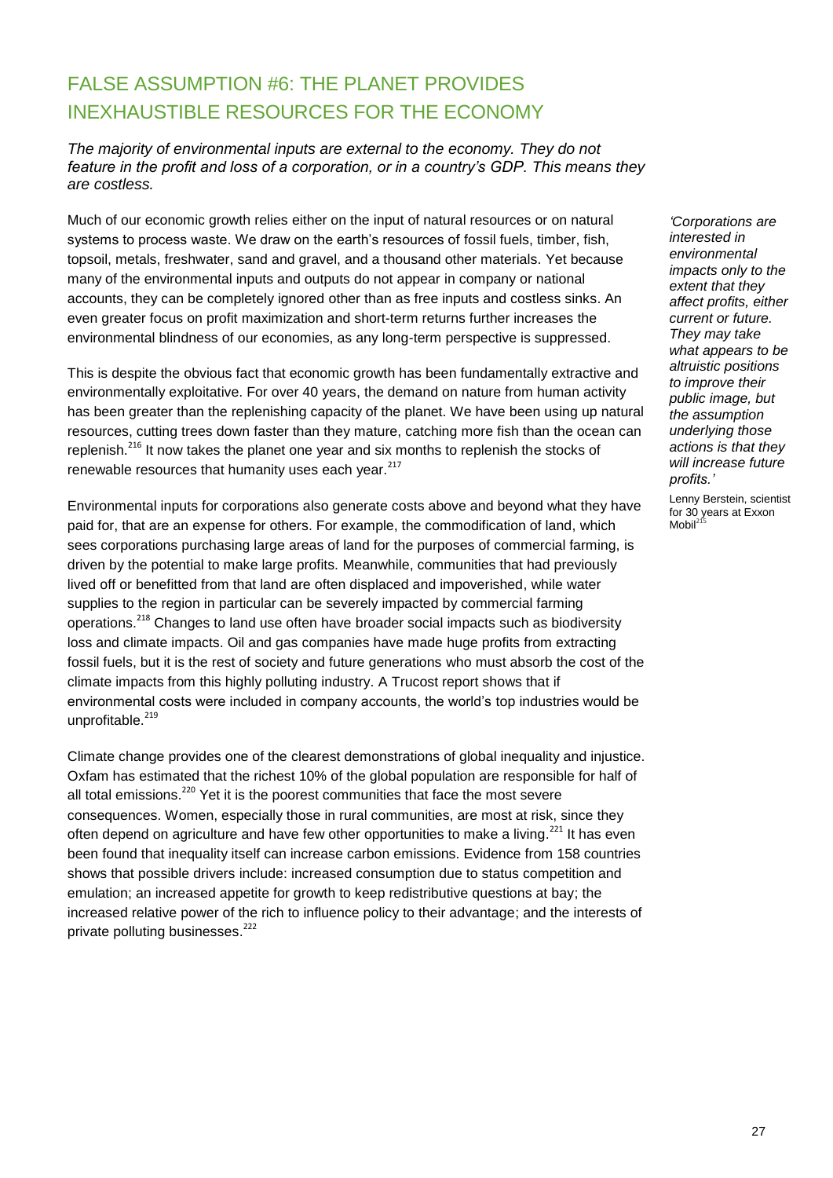## FALSE ASSUMPTION #6: THE PLANET PROVIDES INEXHAUSTIBLE RESOURCES FOR THE ECONOMY

*The majority of environmental inputs are external to the economy. They do not feature in the profit and loss of a corporation, or in a country's GDP. This means they are costless.*

Much of our economic growth relies either on the input of natural resources or on natural systems to process waste. We draw on the earth's resources of fossil fuels, timber, fish, topsoil, metals, freshwater, sand and gravel, and a thousand other materials. Yet because many of the environmental inputs and outputs do not appear in company or national accounts, they can be completely ignored other than as free inputs and costless sinks. An even greater focus on profit maximization and short-term returns further increases the environmental blindness of our economies, as any long-term perspective is suppressed.

This is despite the obvious fact that economic growth has been fundamentally extractive and environmentally exploitative. For over 40 years, the demand on nature from human activity has been greater than the replenishing capacity of the planet. We have been using up natural resources, cutting trees down faster than they mature, catching more fish than the ocean can replenish.[216] It now takes the planet one year and six months to replenish the stocks of renewable resources that humanity uses each year.[217]

Environmental inputs for corporations also generate costs above and beyond what they have paid for, that are an expense for others. For example, the commodification of land, which sees corporations purchasing large areas of land for the purposes of commercial farming, is driven by the potential to make large profits. Meanwhile, communities that had previously lived off or benefitted from that land are often displaced and impoverished, while water supplies to the region in particular can be severely impacted by commercial farming operations.[218] Changes to land use often have broader social impacts such as biodiversity loss and climate impacts. Oil and gas companies have made huge profits from extracting fossil fuels, but it is the rest of society and future generations who must absorb the cost of the climate impacts from this highly polluting industry. A Trucost report shows that if environmental costs were included in company accounts, the world's top industries would be unprofitable.[219]

Climate change provides one of the clearest demonstrations of global inequality and injustice. Oxfam has estimated that the richest 10% of the global population are responsible for half of all total emissions.[220] Yet it is the poorest communities that face the most severe consequences. Women, especially those in rural communities, are most at risk, since they often depend on agriculture and have few other opportunities to make a living.[221] It has even been found that inequality itself can increase carbon emissions. Evidence from 158 countries shows that possible drivers include: increased consumption due to status competition and emulation; an increased appetite for growth to keep redistributive questions at bay; the increased relative power of the rich to influence policy to their advantage; and the interests of private polluting businesses.[222]

*'Corporations are interested in environmental impacts only to the extent that they affect profits, either current or future. They may take what appears to be altruistic positions to improve their public image, but the assumption underlying those actions is that they will increase future profits.'*

Lenny Berstein, scientist for 30 years at Exxon Mobil[215]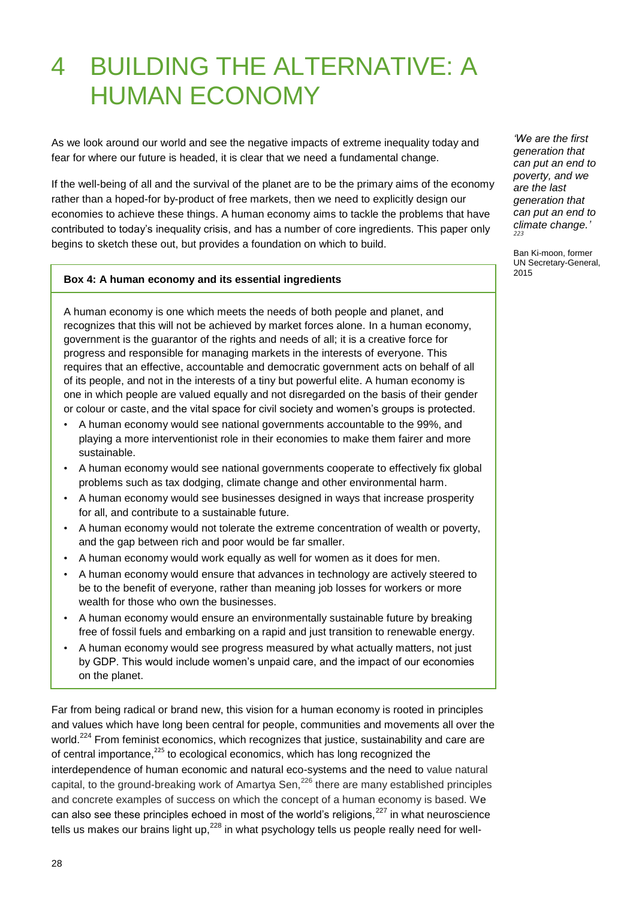# 4 BUILDING THE ALTERNATIVE: A HUMAN ECONOMY

As we look around our world and see the negative impacts of extreme inequality today and fear for where our future is headed, it is clear that we need a fundamental change.

If the well-being of all and the survival of the planet are to be the primary aims of the economy rather than a hoped-for by-product of free markets, then we need to explicitly design our economies to achieve these things. A human economy aims to tackle the problems that have contributed to today's inequality crisis, and has a number of core ingredients. This paper only begins to sketch these out, but provides a foundation on which to build.

*'We are the first generation that can put an end to poverty, and we are the last generation that can put an end to climate change.'* [223]

Ban Ki-moon, former UN Secretary-General, 2015

**Box 4: A human economy and its essential ingredients**

A human economy is one which meets the needs of both people and planet, and recognizes that this will not be achieved by market forces alone. In a human economy, government is the guarantor of the rights and needs of all; it is a creative force for progress and responsible for managing markets in the interests of everyone. This requires that an effective, accountable and democratic government acts on behalf of all of its people, and not in the interests of a tiny but powerful elite. A human economy is one in which people are valued equally and not disregarded on the basis of their gender or colour or caste, and the vital space for civil society and women's groups is protected.

- A human economy would see national governments accountable to the 99%, and playing a more interventionist role in their economies to make them fairer and more sustainable.
- A human economy would see national governments cooperate to effectively fix global problems such as tax dodging, climate change and other environmental harm.
- A human economy would see businesses designed in ways that increase prosperity for all, and contribute to a sustainable future.
- A human economy would not tolerate the extreme concentration of wealth or poverty, and the gap between rich and poor would be far smaller.
- A human economy would work equally as well for women as it does for men.
- A human economy would ensure that advances in technology are actively steered to be to the benefit of everyone, rather than meaning job losses for workers or more wealth for those who own the businesses.
- A human economy would ensure an environmentally sustainable future by breaking free of fossil fuels and embarking on a rapid and just transition to renewable energy.
- A human economy would see progress measured by what actually matters, not just by GDP. This would include women's unpaid care, and the impact of our economies on the planet.

Far from being radical or brand new, this vision for a human economy is rooted in principles and values which have long been central for people, communities and movements all over the world.[224] From feminist economics, which recognizes that justice, sustainability and care are of central importance,[225] to ecological economics, which has long recognized the interdependence of human economic and natural eco-systems and the need to value natural capital, to the ground-breaking work of Amartya Sen,[226] there are many established principles and concrete examples of success on which the concept of a human economy is based. We can also see these principles echoed in most of the world's religions,[227] in what neuroscience tells us makes our brains light up,[228] in what psychology tells us people really need for well-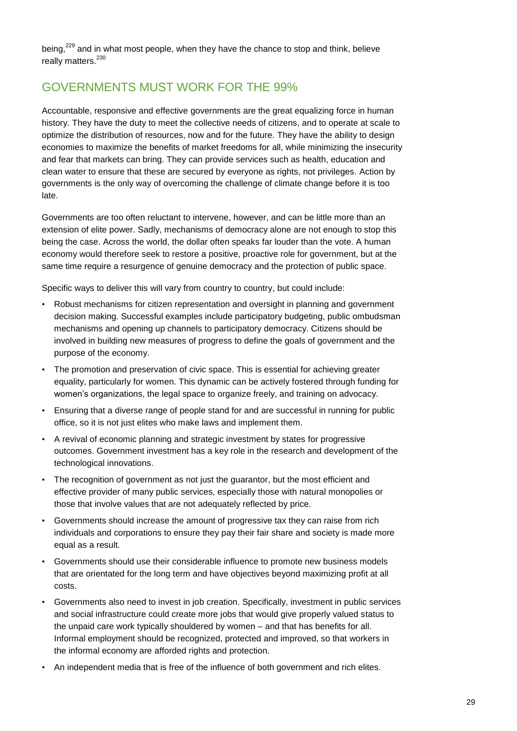being,[229] and in what most people, when they have the chance to stop and think, believe really matters.[230]

## GOVERNMENTS MUST WORK FOR THE 99%

Accountable, responsive and effective governments are the great equalizing force in human history. They have the duty to meet the collective needs of citizens, and to operate at scale to optimize the distribution of resources, now and for the future. They have the ability to design economies to maximize the benefits of market freedoms for all, while minimizing the insecurity and fear that markets can bring. They can provide services such as health, education and clean water to ensure that these are secured by everyone as rights, not privileges. Action by governments is the only way of overcoming the challenge of climate change before it is too late.

Governments are too often reluctant to intervene, however, and can be little more than an extension of elite power. Sadly, mechanisms of democracy alone are not enough to stop this being the case. Across the world, the dollar often speaks far louder than the vote. A human economy would therefore seek to restore a positive, proactive role for government, but at the same time require a resurgence of genuine democracy and the protection of public space.

Specific ways to deliver this will vary from country to country, but could include:

- Robust mechanisms for citizen representation and oversight in planning and government decision making. Successful examples include participatory budgeting, public ombudsman mechanisms and opening up channels to participatory democracy. Citizens should be involved in building new measures of progress to define the goals of government and the purpose of the economy.
- The promotion and preservation of civic space. This is essential for achieving greater equality, particularly for women. This dynamic can be actively fostered through funding for women's organizations, the legal space to organize freely, and training on advocacy.
- Ensuring that a diverse range of people stand for and are successful in running for public office, so it is not just elites who make laws and implement them.
- A revival of economic planning and strategic investment by states for progressive outcomes. Government investment has a key role in the research and development of the technological innovations.
- The recognition of government as not just the guarantor, but the most efficient and effective provider of many public services, especially those with natural monopolies or those that involve values that are not adequately reflected by price.
- Governments should increase the amount of progressive tax they can raise from rich individuals and corporations to ensure they pay their fair share and society is made more equal as a result.
- Governments should use their considerable influence to promote new business models that are orientated for the long term and have objectives beyond maximizing profit at all costs.
- Governments also need to invest in job creation. Specifically, investment in public services and social infrastructure could create more jobs that would give properly valued status to the unpaid care work typically shouldered by women – and that has benefits for all. Informal employment should be recognized, protected and improved, so that workers in the informal economy are afforded rights and protection.
- An independent media that is free of the influence of both government and rich elites.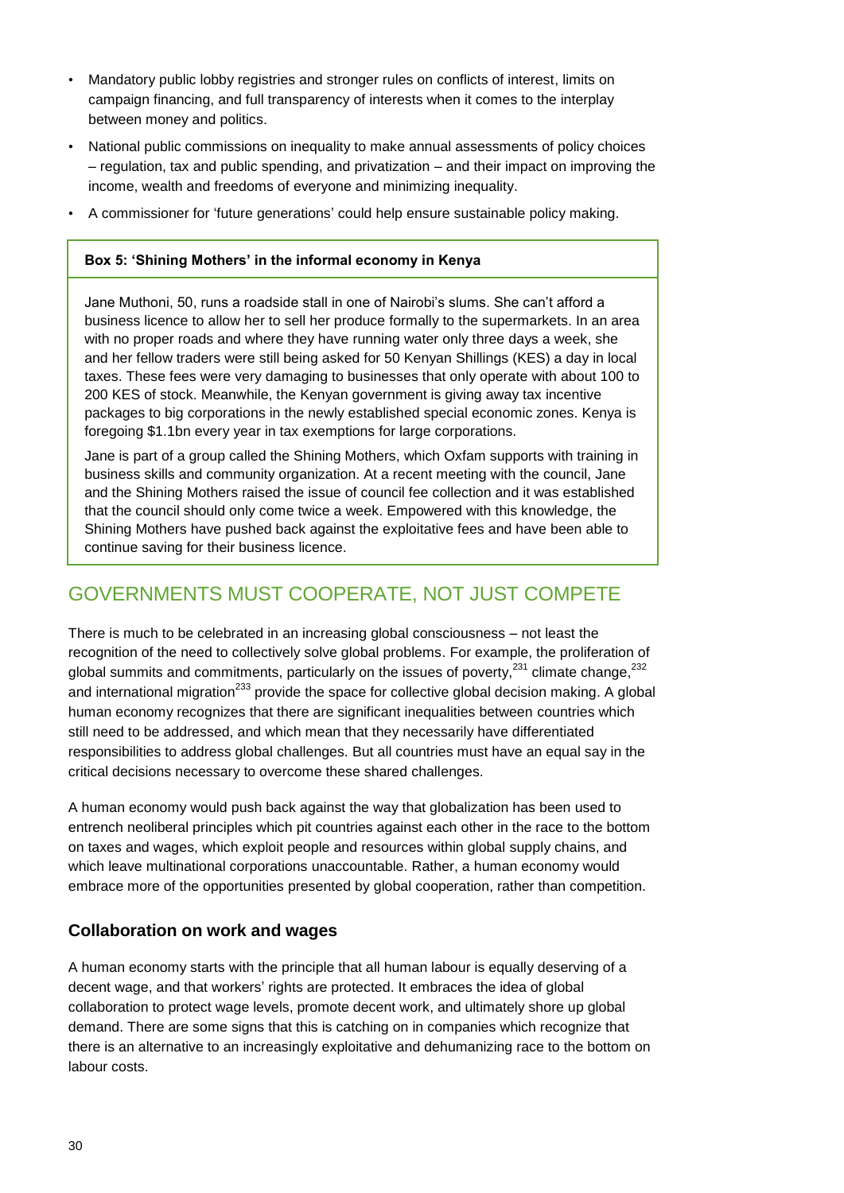- Mandatory public lobby registries and stronger rules on conflicts of interest, limits on campaign financing, and full transparency of interests when it comes to the interplay between money and politics.
- National public commissions on inequality to make annual assessments of policy choices – regulation, tax and public spending, and privatization – and their impact on improving the income, wealth and freedoms of everyone and minimizing inequality.
- A commissioner for 'future generations' could help ensure sustainable policy making.

> **Box 5: 'Shining Mothers' in the informal economy in Kenya**
>
> Jane Muthoni, 50, runs a roadside stall in one of Nairobi's slums. She can't afford a business licence to allow her to sell her produce formally to the supermarkets. In an area with no proper roads and where they have running water only three days a week, she and her fellow traders were still being asked for 50 Kenyan Shillings (KES) a day in local taxes. These fees were very damaging to businesses that only operate with about 100 to 200 KES of stock. Meanwhile, the Kenyan government is giving away tax incentive packages to big corporations in the newly established special economic zones. Kenya is foregoing $1.1bn every year in tax exemptions for large corporations.
>
> Jane is part of a group called the Shining Mothers, which Oxfam supports with training in business skills and community organization. At a recent meeting with the council, Jane and the Shining Mothers raised the issue of council fee collection and it was established that the council should only come twice a week. Empowered with this knowledge, the Shining Mothers have pushed back against the exploitative fees and have been able to continue saving for their business licence.

## GOVERNMENTS MUST COOPERATE, NOT JUST COMPETE

There is much to be celebrated in an increasing global consciousness – not least the recognition of the need to collectively solve global problems. For example, the proliferation of global summits and commitments, particularly on the issues of poverty,[231] climate change,[232] and international migration[233] provide the space for collective global decision making. A global human economy recognizes that there are significant inequalities between countries which still need to be addressed, and which mean that they necessarily have differentiated responsibilities to address global challenges. But all countries must have an equal say in the critical decisions necessary to overcome these shared challenges.

A human economy would push back against the way that globalization has been used to entrench neoliberal principles which pit countries against each other in the race to the bottom on taxes and wages, which exploit people and resources within global supply chains, and which leave multinational corporations unaccountable. Rather, a human economy would embrace more of the opportunities presented by global cooperation, rather than competition.

### Collaboration on work and wages

A human economy starts with the principle that all human labour is equally deserving of a decent wage, and that workers' rights are protected. It embraces the idea of global collaboration to protect wage levels, promote decent work, and ultimately shore up global demand. There are some signs that this is catching on in companies which recognize that there is an alternative to an increasingly exploitative and dehumanizing race to the bottom on labour costs.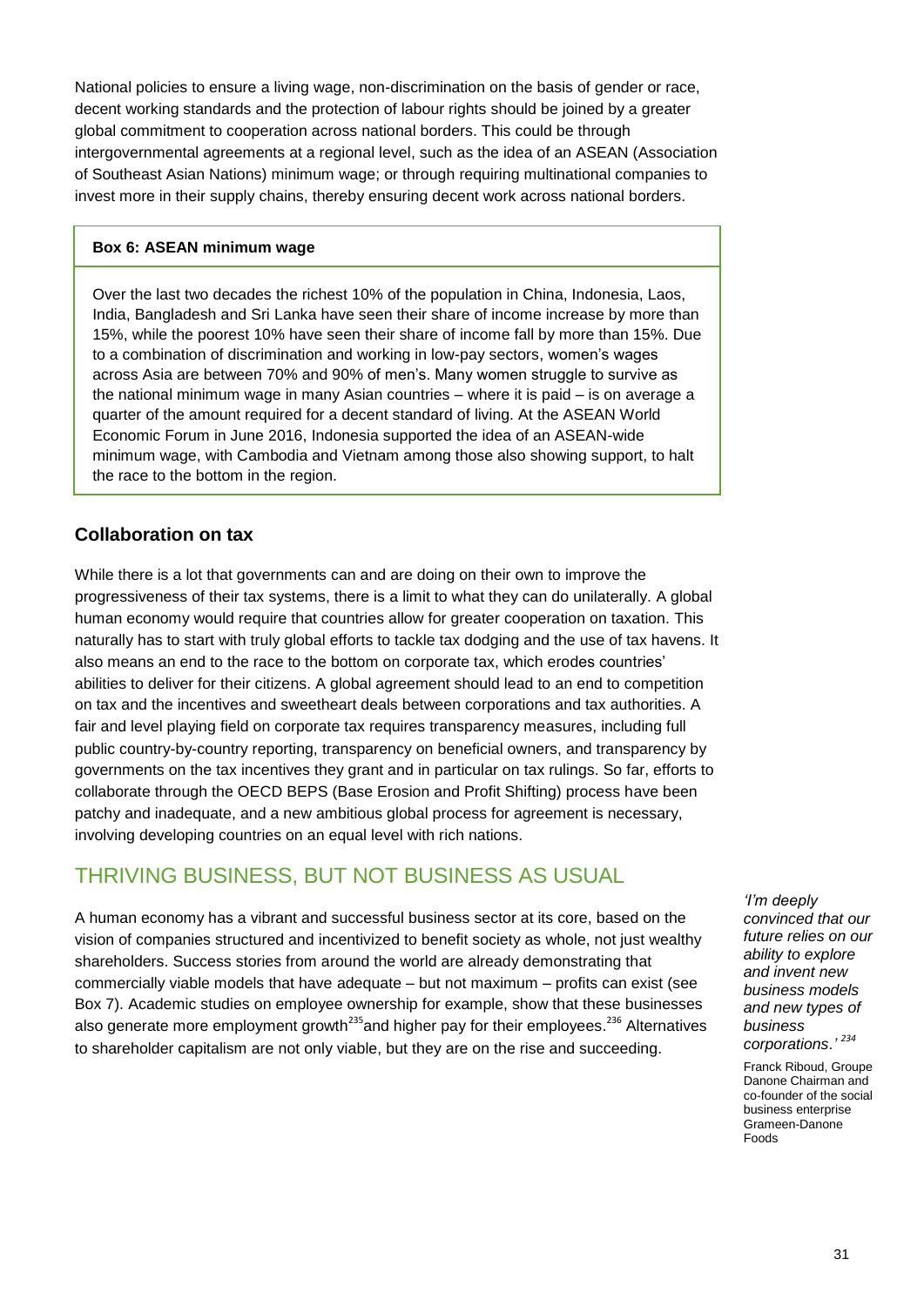National policies to ensure a living wage, non-discrimination on the basis of gender or race, decent working standards and the protection of labour rights should be joined by a greater global commitment to cooperation across national borders. This could be through intergovernmental agreements at a regional level, such as the idea of an ASEAN (Association of Southeast Asian Nations) minimum wage; or through requiring multinational companies to invest more in their supply chains, thereby ensuring decent work across national borders.

> **Box 6: ASEAN minimum wage**
>
> Over the last two decades the richest 10% of the population in China, Indonesia, Laos, India, Bangladesh and Sri Lanka have seen their share of income increase by more than 15%, while the poorest 10% have seen their share of income fall by more than 15%. Due to a combination of discrimination and working in low-pay sectors, women's wages across Asia are between 70% and 90% of men's. Many women struggle to survive as the national minimum wage in many Asian countries – where it is paid – is on average a quarter of the amount required for a decent standard of living. At the ASEAN World Economic Forum in June 2016, Indonesia supported the idea of an ASEAN-wide minimum wage, with Cambodia and Vietnam among those also showing support, to halt the race to the bottom in the region.

### Collaboration on tax

While there is a lot that governments can and are doing on their own to improve the progressiveness of their tax systems, there is a limit to what they can do unilaterally. A global human economy would require that countries allow for greater cooperation on taxation. This naturally has to start with truly global efforts to tackle tax dodging and the use of tax havens. It also means an end to the race to the bottom on corporate tax, which erodes countries' abilities to deliver for their citizens. A global agreement should lead to an end to competition on tax and the incentives and sweetheart deals between corporations and tax authorities. A fair and level playing field on corporate tax requires transparency measures, including full public country-by-country reporting, transparency on beneficial owners, and transparency by governments on the tax incentives they grant and in particular on tax rulings. So far, efforts to collaborate through the OECD BEPS (Base Erosion and Profit Shifting) process have been patchy and inadequate, and a new ambitious global process for agreement is necessary, involving developing countries on an equal level with rich nations.

## THRIVING BUSINESS, BUT NOT BUSINESS AS USUAL

A human economy has a vibrant and successful business sector at its core, based on the vision of companies structured and incentivized to benefit society as whole, not just wealthy shareholders. Success stories from around the world are already demonstrating that commercially viable models that have adequate – but not maximum – profits can exist (see Box 7). Academic studies on employee ownership for example, show that these businesses also generate more employment growth[235] and higher pay for their employees.[236] Alternatives to shareholder capitalism are not only viable, but they are on the rise and succeeding.

*'I'm deeply convinced that our future relies on our ability to explore and invent new business models and new types of business corporations.'* [234]

Franck Riboud, Groupe Danone Chairman and co-founder of the social business enterprise Grameen-Danone Foods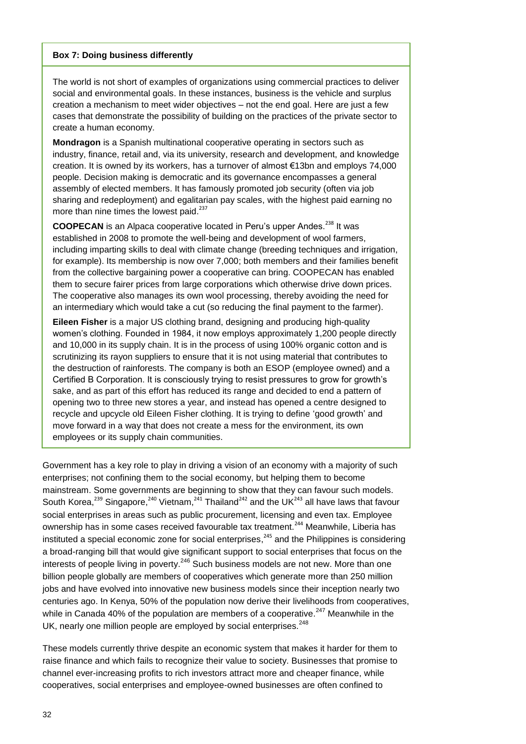**Box 7: Doing business differently**

The world is not short of examples of organizations using commercial practices to deliver social and environmental goals. In these instances, business is the vehicle and surplus creation a mechanism to meet wider objectives – not the end goal. Here are just a few cases that demonstrate the possibility of building on the practices of the private sector to create a human economy.

**Mondragon** is a Spanish multinational cooperative operating in sectors such as industry, finance, retail and, via its university, research and development, and knowledge creation. It is owned by its workers, has a turnover of almost €13bn and employs 74,000 people. Decision making is democratic and its governance encompasses a general assembly of elected members. It has famously promoted job security (often via job sharing and redeployment) and egalitarian pay scales, with the highest paid earning no more than nine times the lowest paid.[237]

**COOPECAN** is an Alpaca cooperative located in Peru's upper Andes.[238] It was established in 2008 to promote the well-being and development of wool farmers, including imparting skills to deal with climate change (breeding techniques and irrigation, for example). Its membership is now over 7,000; both members and their families benefit from the collective bargaining power a cooperative can bring. COOPECAN has enabled them to secure fairer prices from large corporations which otherwise drive down prices. The cooperative also manages its own wool processing, thereby avoiding the need for an intermediary which would take a cut (so reducing the final payment to the farmer).

**Eileen Fisher** is a major US clothing brand, designing and producing high-quality women's clothing. Founded in 1984, it now employs approximately 1,200 people directly and 10,000 in its supply chain. It is in the process of using 100% organic cotton and is scrutinizing its rayon suppliers to ensure that it is not using material that contributes to the destruction of rainforests. The company is both an ESOP (employee owned) and a Certified B Corporation. It is consciously trying to resist pressures to grow for growth's sake, and as part of this effort has reduced its range and decided to end a pattern of opening two to three new stores a year, and instead has opened a centre designed to recycle and upcycle old Eileen Fisher clothing. It is trying to define 'good growth' and move forward in a way that does not create a mess for the environment, its own employees or its supply chain communities.

Government has a key role to play in driving a vision of an economy with a majority of such enterprises; not confining them to the social economy, but helping them to become mainstream. Some governments are beginning to show that they can favour such models. South Korea,[239] Singapore,[240] Vietnam,[241] Thailand[242] and the UK[243] all have laws that favour social enterprises in areas such as public procurement, licensing and even tax. Employee ownership has in some cases received favourable tax treatment.[244] Meanwhile, Liberia has instituted a special economic zone for social enterprises,[245] and the Philippines is considering a broad-ranging bill that would give significant support to social enterprises that focus on the interests of people living in poverty.[246] Such business models are not new. More than one billion people globally are members of cooperatives which generate more than 250 million jobs and have evolved into innovative new business models since their inception nearly two centuries ago. In Kenya, 50% of the population now derive their livelihoods from cooperatives, while in Canada 40% of the population are members of a cooperative.[247] Meanwhile in the UK, nearly one million people are employed by social enterprises.[248]

These models currently thrive despite an economic system that makes it harder for them to raise finance and which fails to recognize their value to society. Businesses that promise to channel ever-increasing profits to rich investors attract more and cheaper finance, while cooperatives, social enterprises and employee-owned businesses are often confined to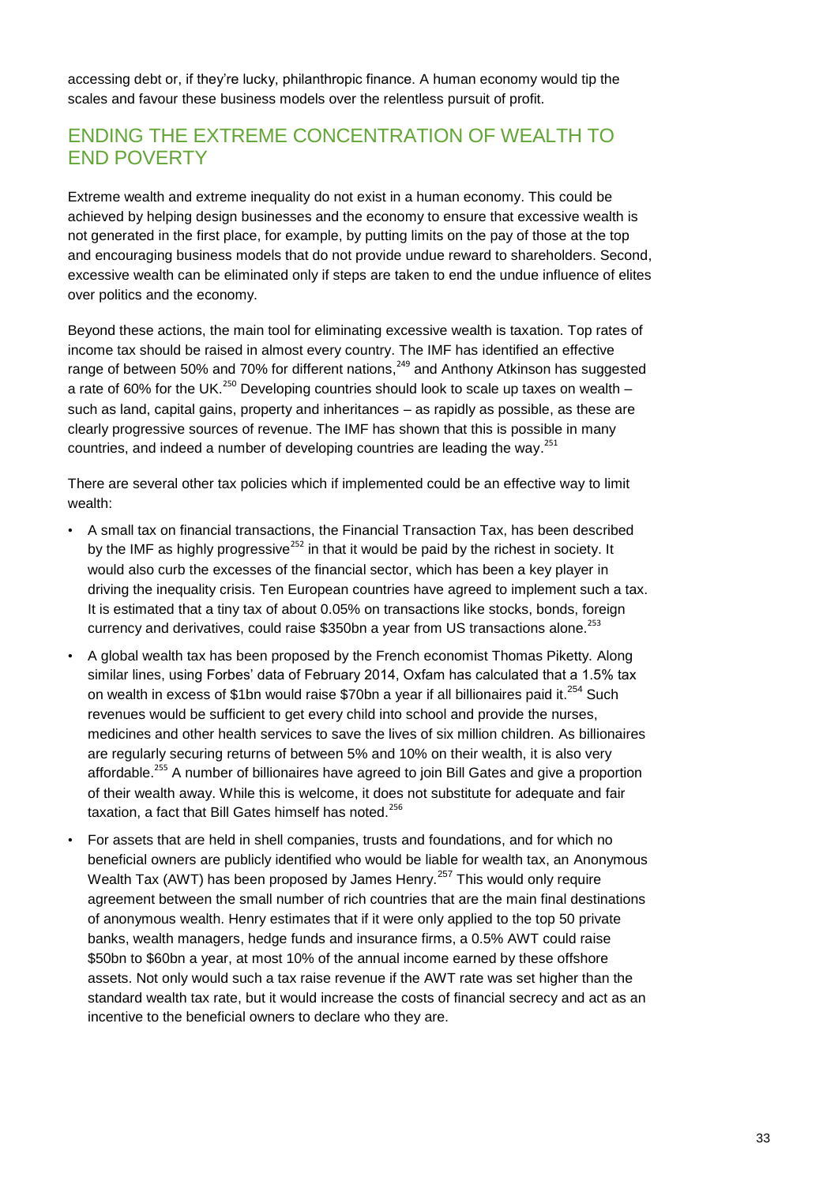accessing debt or, if they're lucky, philanthropic finance. A human economy would tip the scales and favour these business models over the relentless pursuit of profit.

## ENDING THE EXTREME CONCENTRATION OF WEALTH TO END POVERTY

Extreme wealth and extreme inequality do not exist in a human economy. This could be achieved by helping design businesses and the economy to ensure that excessive wealth is not generated in the first place, for example, by putting limits on the pay of those at the top and encouraging business models that do not provide undue reward to shareholders. Second, excessive wealth can be eliminated only if steps are taken to end the undue influence of elites over politics and the economy.

Beyond these actions, the main tool for eliminating excessive wealth is taxation. Top rates of income tax should be raised in almost every country. The IMF has identified an effective range of between 50% and 70% for different nations,[249] and Anthony Atkinson has suggested a rate of 60% for the UK.[250] Developing countries should look to scale up taxes on wealth – such as land, capital gains, property and inheritances – as rapidly as possible, as these are clearly progressive sources of revenue. The IMF has shown that this is possible in many countries, and indeed a number of developing countries are leading the way.[251]

There are several other tax policies which if implemented could be an effective way to limit wealth:

- A small tax on financial transactions, the Financial Transaction Tax, has been described by the IMF as highly progressive[252] in that it would be paid by the richest in society. It would also curb the excesses of the financial sector, which has been a key player in driving the inequality crisis. Ten European countries have agreed to implement such a tax. It is estimated that a tiny tax of about 0.05% on transactions like stocks, bonds, foreign currency and derivatives, could raise $350bn a year from US transactions alone.[253]
- A global wealth tax has been proposed by the French economist Thomas Piketty. Along similar lines, using Forbes' data of February 2014, Oxfam has calculated that a 1.5% tax on wealth in excess of $1bn would raise $70bn a year if all billionaires paid it.[254] Such revenues would be sufficient to get every child into school and provide the nurses, medicines and other health services to save the lives of six million children. As billionaires are regularly securing returns of between 5% and 10% on their wealth, it is also very affordable.[255] A number of billionaires have agreed to join Bill Gates and give a proportion of their wealth away. While this is welcome, it does not substitute for adequate and fair taxation, a fact that Bill Gates himself has noted.[256]
- For assets that are held in shell companies, trusts and foundations, and for which no beneficial owners are publicly identified who would be liable for wealth tax, an Anonymous Wealth Tax (AWT) has been proposed by James Henry.[257] This would only require agreement between the small number of rich countries that are the main final destinations of anonymous wealth. Henry estimates that if it were only applied to the top 50 private banks, wealth managers, hedge funds and insurance firms, a 0.5% AWT could raise $50bn to $60bn a year, at most 10% of the annual income earned by these offshore assets. Not only would such a tax raise revenue if the AWT rate was set higher than the standard wealth tax rate, but it would increase the costs of financial secrecy and act as an incentive to the beneficial owners to declare who they are.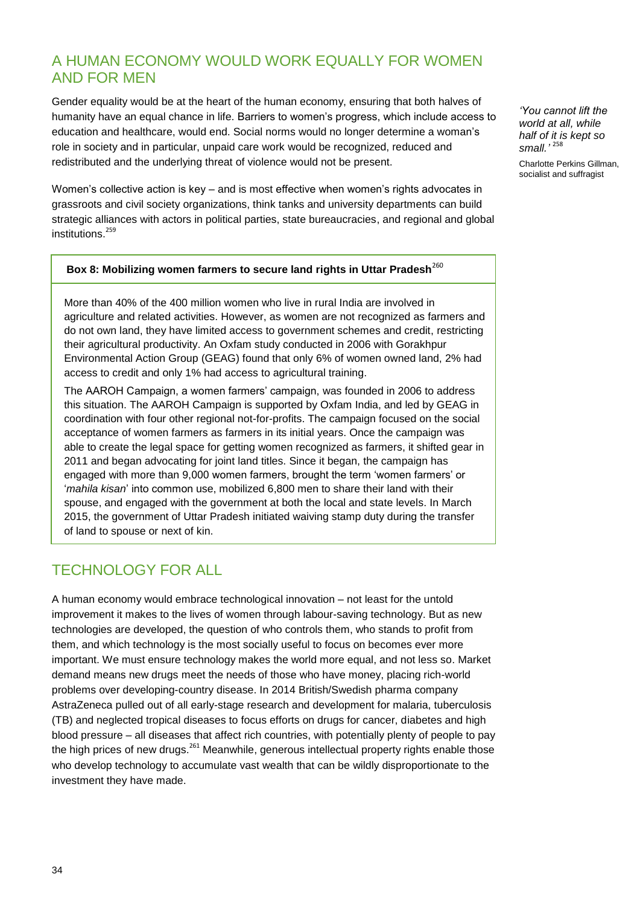## A HUMAN ECONOMY WOULD WORK EQUALLY FOR WOMEN AND FOR MEN

Gender equality would be at the heart of the human economy, ensuring that both halves of humanity have an equal chance in life. Barriers to women's progress, which include access to education and healthcare, would end. Social norms would no longer determine a woman's role in society and in particular, unpaid care work would be recognized, reduced and redistributed and the underlying threat of violence would not be present.

*'You cannot lift the world at all, while half of it is kept so small.'* [258]

Charlotte Perkins Gillman, socialist and suffragist

Women's collective action is key – and is most effective when women's rights advocates in grassroots and civil society organizations, think tanks and university departments can build strategic alliances with actors in political parties, state bureaucracies, and regional and global institutions.[259]

**Box 8: Mobilizing women farmers to secure land rights in Uttar Pradesh**[260]

More than 40% of the 400 million women who live in rural India are involved in agriculture and related activities. However, as women are not recognized as farmers and do not own land, they have limited access to government schemes and credit, restricting their agricultural productivity. An Oxfam study conducted in 2006 with Gorakhpur Environmental Action Group (GEAG) found that only 6% of women owned land, 2% had access to credit and only 1% had access to agricultural training.

The AAROH Campaign, a women farmers' campaign, was founded in 2006 to address this situation. The AAROH Campaign is supported by Oxfam India, and led by GEAG in coordination with four other regional not-for-profits. The campaign focused on the social acceptance of women farmers as farmers in its initial years. Once the campaign was able to create the legal space for getting women recognized as farmers, it shifted gear in 2011 and began advocating for joint land titles. Since it began, the campaign has engaged with more than 9,000 women farmers, brought the term 'women farmers' or '*mahila kisan*' into common use, mobilized 6,800 men to share their land with their spouse, and engaged with the government at both the local and state levels. In March 2015, the government of Uttar Pradesh initiated waiving stamp duty during the transfer of land to spouse or next of kin.

## TECHNOLOGY FOR ALL

A human economy would embrace technological innovation – not least for the untold improvement it makes to the lives of women through labour-saving technology. But as new technologies are developed, the question of who controls them, who stands to profit from them, and which technology is the most socially useful to focus on becomes ever more important. We must ensure technology makes the world more equal, and not less so. Market demand means new drugs meet the needs of those who have money, placing rich-world problems over developing-country disease. In 2014 British/Swedish pharma company AstraZeneca pulled out of all early-stage research and development for malaria, tuberculosis (TB) and neglected tropical diseases to focus efforts on drugs for cancer, diabetes and high blood pressure – all diseases that affect rich countries, with potentially plenty of people to pay the high prices of new drugs.[261] Meanwhile, generous intellectual property rights enable those who develop technology to accumulate vast wealth that can be wildly disproportionate to the investment they have made.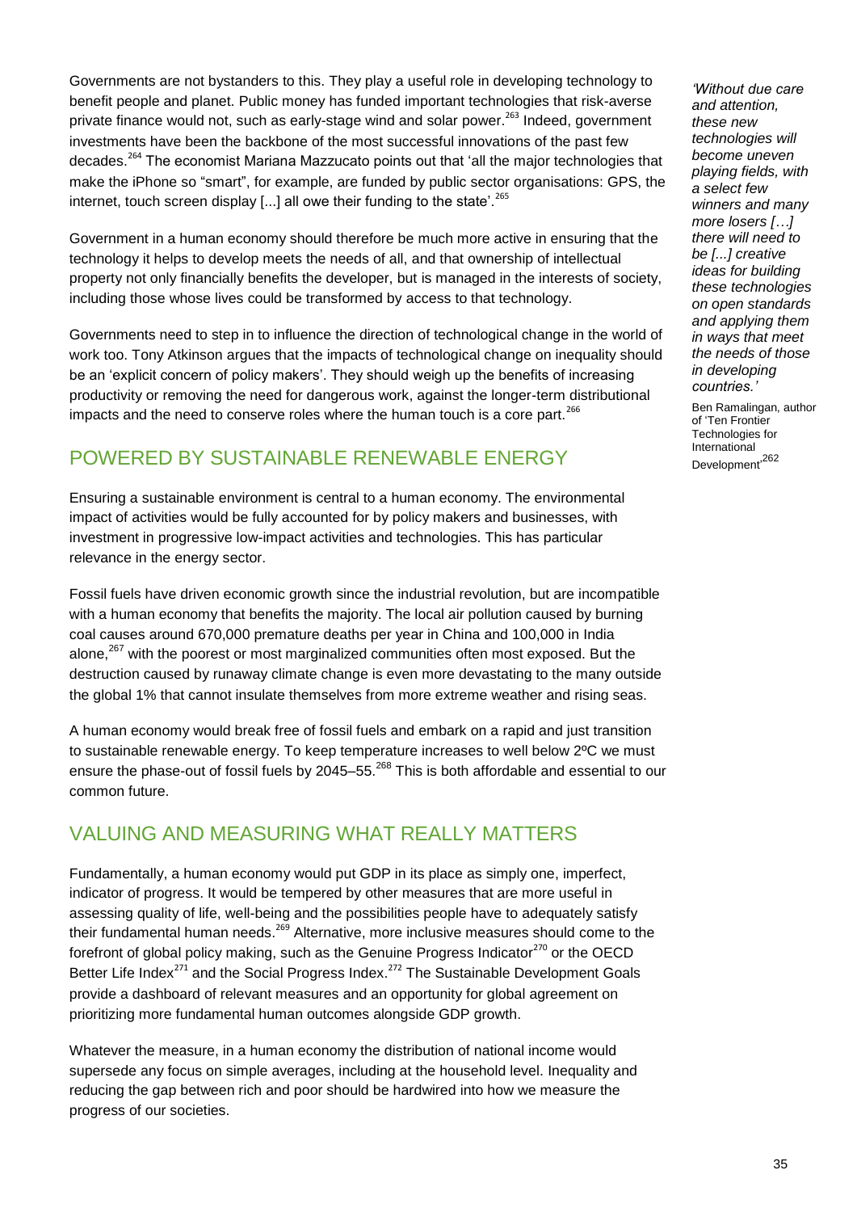Governments are not bystanders to this. They play a useful role in developing technology to benefit people and planet. Public money has funded important technologies that risk-averse private finance would not, such as early-stage wind and solar power.[263] Indeed, government investments have been the backbone of the most successful innovations of the past few decades.[264] The economist Mariana Mazzucato points out that 'all the major technologies that make the iPhone so "smart", for example, are funded by public sector organisations: GPS, the internet, touch screen display [...] all owe their funding to the state'.[265]

Government in a human economy should therefore be much more active in ensuring that the technology it helps to develop meets the needs of all, and that ownership of intellectual property not only financially benefits the developer, but is managed in the interests of society, including those whose lives could be transformed by access to that technology.

Governments need to step in to influence the direction of technological change in the world of work too. Tony Atkinson argues that the impacts of technological change on inequality should be an 'explicit concern of policy makers'. They should weigh up the benefits of increasing productivity or removing the need for dangerous work, against the longer-term distributional impacts and the need to conserve roles where the human touch is a core part.[266]

*'Without due care and attention, these new technologies will become uneven playing fields, with a select few winners and many more losers […] there will need to be [...] creative ideas for building these technologies on open standards and applying them in ways that meet the needs of those in developing countries.'*

Ben Ramalingan, author of 'Ten Frontier Technologies for International Development'[262]

## POWERED BY SUSTAINABLE RENEWABLE ENERGY

Ensuring a sustainable environment is central to a human economy. The environmental impact of activities would be fully accounted for by policy makers and businesses, with investment in progressive low-impact activities and technologies. This has particular relevance in the energy sector.

Fossil fuels have driven economic growth since the industrial revolution, but are incompatible with a human economy that benefits the majority. The local air pollution caused by burning coal causes around 670,000 premature deaths per year in China and 100,000 in India alone,[267] with the poorest or most marginalized communities often most exposed. But the destruction caused by runaway climate change is even more devastating to the many outside the global 1% that cannot insulate themselves from more extreme weather and rising seas.

A human economy would break free of fossil fuels and embark on a rapid and just transition to sustainable renewable energy. To keep temperature increases to well below 2ºC we must ensure the phase-out of fossil fuels by 2045–55.[268] This is both affordable and essential to our common future.

## VALUING AND MEASURING WHAT REALLY MATTERS

Fundamentally, a human economy would put GDP in its place as simply one, imperfect, indicator of progress. It would be tempered by other measures that are more useful in assessing quality of life, well-being and the possibilities people have to adequately satisfy their fundamental human needs.[269] Alternative, more inclusive measures should come to the forefront of global policy making, such as the Genuine Progress Indicator[270] or the OECD Better Life Index[271] and the Social Progress Index.[272] The Sustainable Development Goals provide a dashboard of relevant measures and an opportunity for global agreement on prioritizing more fundamental human outcomes alongside GDP growth.

Whatever the measure, in a human economy the distribution of national income would supersede any focus on simple averages, including at the household level. Inequality and reducing the gap between rich and poor should be hardwired into how we measure the progress of our societies.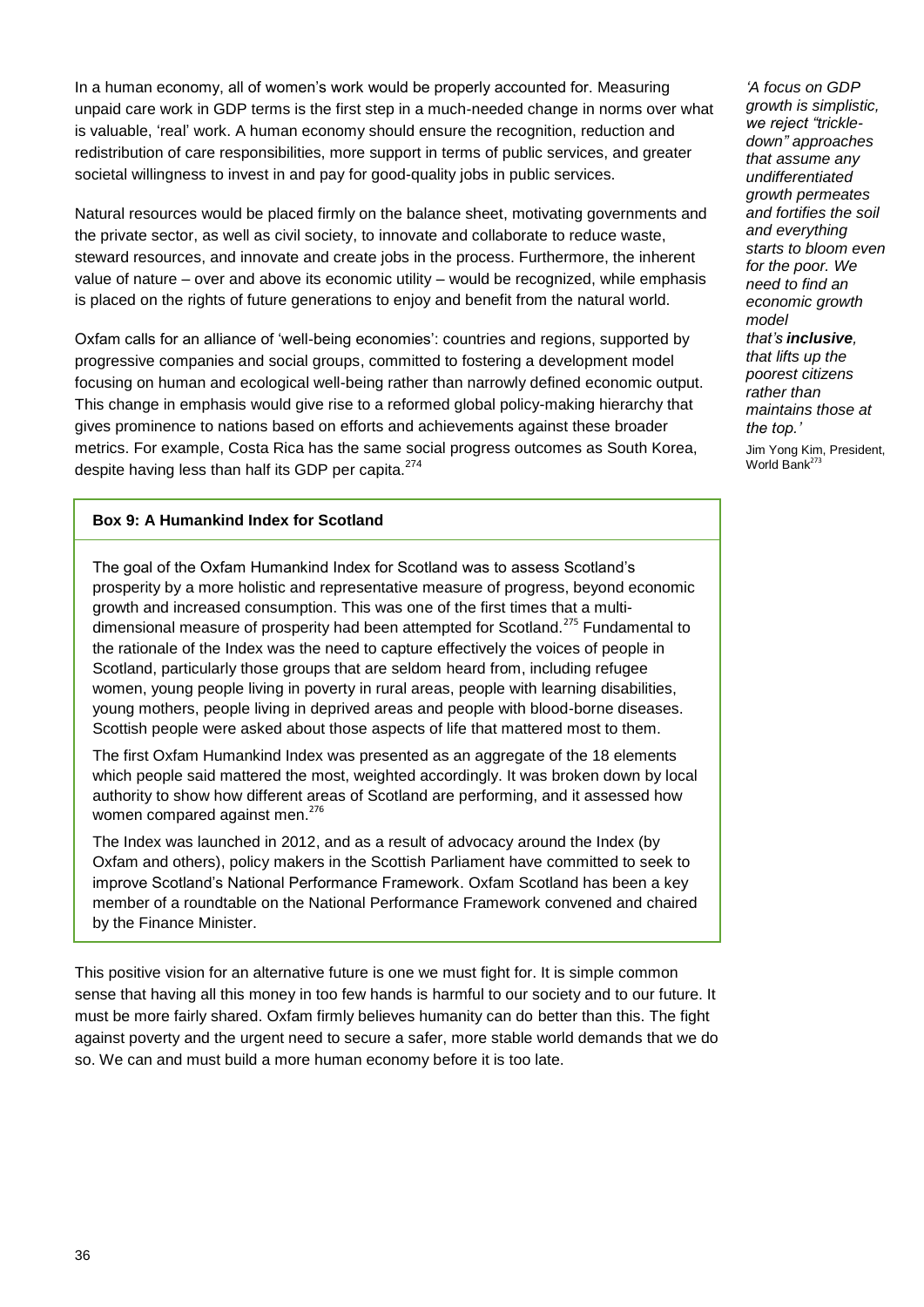In a human economy, all of women's work would be properly accounted for. Measuring unpaid care work in GDP terms is the first step in a much-needed change in norms over what is valuable, 'real' work. A human economy should ensure the recognition, reduction and redistribution of care responsibilities, more support in terms of public services, and greater societal willingness to invest in and pay for good-quality jobs in public services.

Natural resources would be placed firmly on the balance sheet, motivating governments and the private sector, as well as civil society, to innovate and collaborate to reduce waste, steward resources, and innovate and create jobs in the process. Furthermore, the inherent value of nature – over and above its economic utility – would be recognized, while emphasis is placed on the rights of future generations to enjoy and benefit from the natural world.

Oxfam calls for an alliance of 'well-being economies': countries and regions, supported by progressive companies and social groups, committed to fostering a development model focusing on human and ecological well-being rather than narrowly defined economic output. This change in emphasis would give rise to a reformed global policy-making hierarchy that gives prominence to nations based on efforts and achievements against these broader metrics. For example, Costa Rica has the same social progress outcomes as South Korea, despite having less than half its GDP per capita.[274]

*'A focus on GDP growth is simplistic, we reject "trickle-down" approaches that assume any undifferentiated growth permeates and fortifies the soil and everything starts to bloom even for the poor. We need to find an economic growth model that's **inclusive**, that lifts up the poorest citizens rather than maintains those at the top.'*

Jim Yong Kim, President, World Bank[273]

**Box 9: A Humankind Index for Scotland**

The goal of the Oxfam Humankind Index for Scotland was to assess Scotland's prosperity by a more holistic and representative measure of progress, beyond economic growth and increased consumption. This was one of the first times that a multi-dimensional measure of prosperity had been attempted for Scotland.[275] Fundamental to the rationale of the Index was the need to capture effectively the voices of people in Scotland, particularly those groups that are seldom heard from, including refugee women, young people living in poverty in rural areas, people with learning disabilities, young mothers, people living in deprived areas and people with blood-borne diseases. Scottish people were asked about those aspects of life that mattered most to them.

The first Oxfam Humankind Index was presented as an aggregate of the 18 elements which people said mattered the most, weighted accordingly. It was broken down by local authority to show how different areas of Scotland are performing, and it assessed how women compared against men.[276]

The Index was launched in 2012, and as a result of advocacy around the Index (by Oxfam and others), policy makers in the Scottish Parliament have committed to seek to improve Scotland's National Performance Framework. Oxfam Scotland has been a key member of a roundtable on the National Performance Framework convened and chaired by the Finance Minister.

This positive vision for an alternative future is one we must fight for. It is simple common sense that having all this money in too few hands is harmful to our society and to our future. It must be more fairly shared. Oxfam firmly believes humanity can do better than this. The fight against poverty and the urgent need to secure a safer, more stable world demands that we do so. We can and must build a more human economy before it is too late.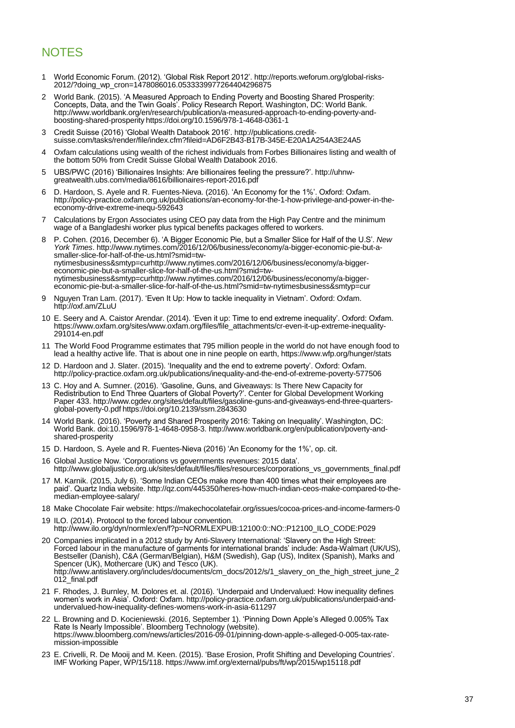## NOTES

1. World Economic Forum. (2012). 'Global Risk Report 2012'. http://reports.weforum.org/global-risks-2012/?doing_wp_cron=1478086016.0533339977264404296875
2. World Bank. (2015). 'A Measured Approach to Ending Poverty and Boosting Shared Prosperity: Concepts, Data, and the Twin Goals'. Policy Research Report. Washington, DC: World Bank. http://www.worldbank.org/en/research/publication/a-measured-approach-to-ending-poverty-and-boosting-shared-prosperity https://doi.org/10.1596/978-1-4648-0361-1
3. Credit Suisse (2016) 'Global Wealth Databook 2016'. http://publications.credit-suisse.com/tasks/render/file/index.cfm?fileid=AD6F2B43-B17B-345E-E20A1A254A3E24A5
4. Oxfam calculations using wealth of the richest individuals from Forbes Billionaires listing and wealth of the bottom 50% from Credit Suisse Global Wealth Databook 2016.
5. UBS/PWC (2016) 'Billionaires Insights: Are billionaires feeling the pressure?'. http://uhnw-greatwealth.ubs.com/media/8616/billionaires-report-2016.pdf
6. D. Hardoon, S. Ayele and R. Fuentes-Nieva. (2016). 'An Economy for the 1%'. Oxford: Oxfam. http://policy-practice.oxfam.org.uk/publications/an-economy-for-the-1-how-privilege-and-power-in-the-economy-drive-extreme-inequ-592643
7. Calculations by Ergon Associates using CEO pay data from the High Pay Centre and the minimum wage of a Bangladeshi worker plus typical benefits packages offered to workers.
8. P. Cohen. (2016, December 6). 'A Bigger Economic Pie, but a Smaller Slice for Half of the U.S'. *New York Times*. http://www.nytimes.com/2016/12/06/business/economy/a-bigger-economic-pie-but-a-smaller-slice-for-half-of-the-us.html?smid=tw-nytimesbusiness&smtyp=curhttp://www.nytimes.com/2016/12/06/business/economy/a-bigger-economic-pie-but-a-smaller-slice-for-half-of-the-us.html?smid=tw-nytimesbusiness&smtyp=curhttp://www.nytimes.com/2016/12/06/business/economy/a-bigger-economic-pie-but-a-smaller-slice-for-half-of-the-us.html?smid=tw-nytimesbusiness&smtyp=cur
9. Nguyen Tran Lam. (2017). 'Even It Up: How to tackle inequality in Vietnam'. Oxford: Oxfam. http://oxf.am/ZLuU
10. E. Seery and A. Caistor Arendar. (2014). 'Even it up: Time to end extreme inequality'. Oxford: Oxfam. https://www.oxfam.org/sites/www.oxfam.org/files/file_attachments/cr-even-it-up-extreme-inequality-291014-en.pdf
11. The World Food Programme estimates that 795 million people in the world do not have enough food to lead a healthy active life. That is about one in nine people on earth, https://www.wfp.org/hunger/stats
12. D. Hardoon and J. Slater. (2015). 'Inequality and the end to extreme poverty'. Oxford: Oxfam. http://policy-practice.oxfam.org.uk/publications/inequality-and-the-end-of-extreme-poverty-577506
13. C. Hoy and A. Sumner. (2016). 'Gasoline, Guns, and Giveaways: Is There New Capacity for Redistribution to End Three Quarters of Global Poverty?'. Center for Global Development Working Paper 433. http://www.cgdev.org/sites/default/files/gasoline-guns-and-giveaways-end-three-quarters-global-poverty-0.pdf https://doi.org/10.2139/ssrn.2843630
14. World Bank. (2016). 'Poverty and Shared Prosperity 2016: Taking on Inequality'. Washington, DC: World Bank. doi:10.1596/978-1-4648-0958-3. http://www.worldbank.org/en/publication/poverty-and-shared-prosperity
15. D. Hardoon, S. Ayele and R. Fuentes-Nieva (2016) 'An Economy for the 1%', op. cit.
16. Global Justice Now. 'Corporations vs governments revenues: 2015 data'. http://www.globaljustice.org.uk/sites/default/files/files/resources/corporations_vs_governments_final.pdf
17. M. Karnik. (2015, July 6). 'Some Indian CEOs make more than 400 times what their employees are paid'. Quartz India website. http://qz.com/445350/heres-how-much-indian-ceos-make-compared-to-the-median-employee-salary/
18. Make Chocolate Fair website: https://makechocolatefair.org/issues/cocoa-prices-and-income-farmers-0
19. ILO. (2014). Protocol to the forced labour convention. http://www.ilo.org/dyn/normlex/en/f?p=NORMLEXPUB:12100:0::NO::P12100_ILO_CODE:P029
20. Companies implicated in a 2012 study by Anti-Slavery International: 'Slavery on the High Street: Forced labour in the manufacture of garments for international brands' include: Asda-Walmart (UK/US), Bestseller (Danish), C&A (German/Belgian), H&M (Swedish), Gap (US), Inditex (Spanish), Marks and Spencer (UK), Mothercare (UK) and Tesco (UK). http://www.antislavery.org/includes/documents/cm_docs/2012/s/1_slavery_on_the_high_street_june_2012_final.pdf
21. F. Rhodes, J. Burnley, M. Dolores et. al. (2016). 'Underpaid and Undervalued: How inequality defines women's work in Asia'. Oxford: Oxfam. http://policy-practice.oxfam.org.uk/publications/underpaid-and-undervalued-how-inequality-defines-womens-work-in-asia-611297
22. L. Browning and D. Kocieniewski. (2016, September 1). 'Pinning Down Apple's Alleged 0.005% Tax Rate Is Nearly Impossible'. Bloomberg Technology (website). https://www.bloomberg.com/news/articles/2016-09-01/pinning-down-apple-s-alleged-0-005-tax-rate-mission-impossible
23. E. Crivelli, R. De Mooij and M. Keen. (2015). 'Base Erosion, Profit Shifting and Developing Countries'. IMF Working Paper, WP/15/118. https://www.imf.org/external/pubs/ft/wp/2015/wp15118.pdf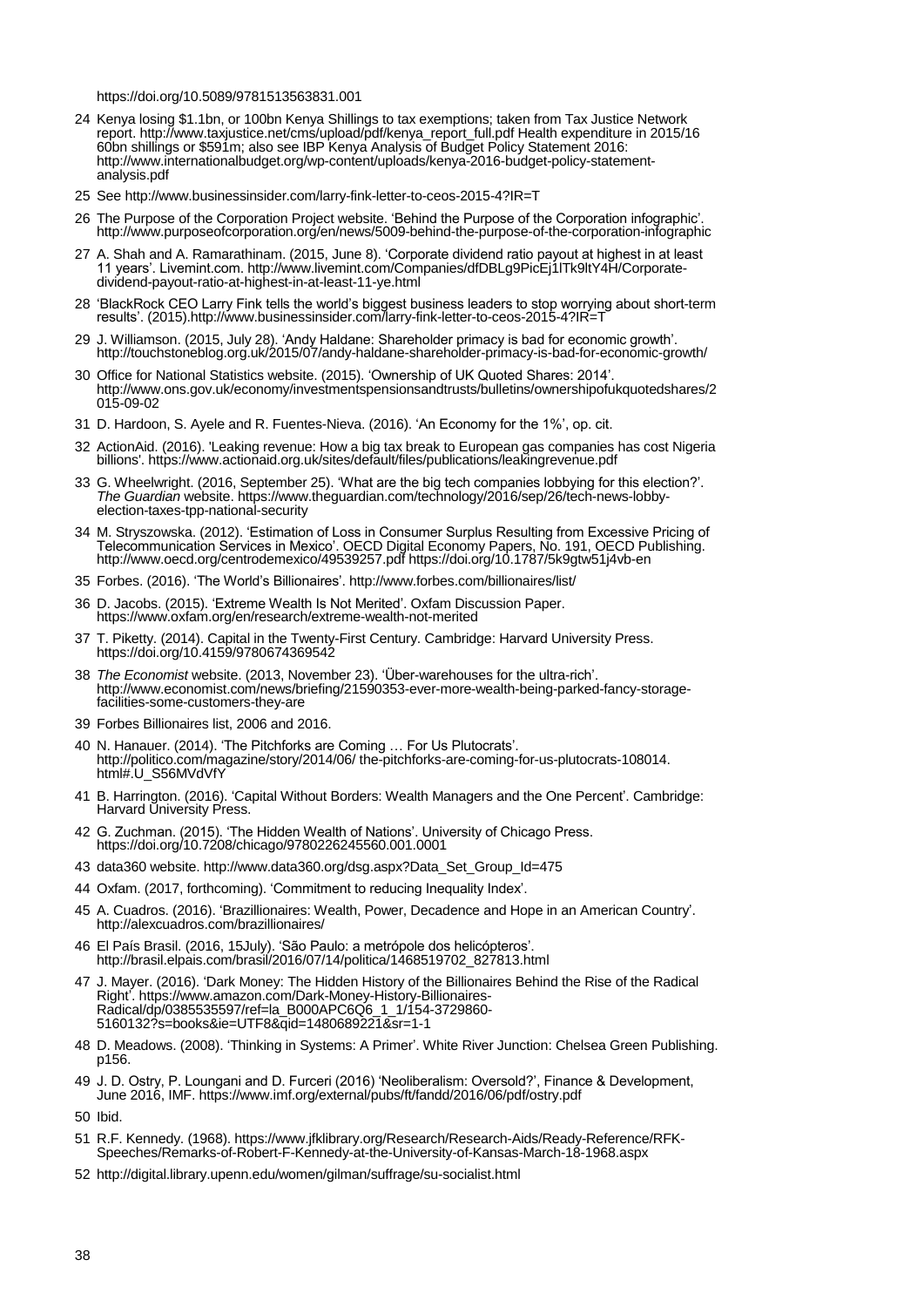https://doi.org/10.5089/9781513563831.001

24 Kenya losing $1.1bn, or 100bn Kenya Shillings to tax exemptions; taken from Tax Justice Network report. http://www.taxjustice.net/cms/upload/pdf/kenya_report_full.pdf Health expenditure in 2015/16 60bn shillings or $591m; also see IBP Kenya Analysis of Budget Policy Statement 2016: http://www.internationalbudget.org/wp-content/uploads/kenya-2016-budget-policy-statement-analysis.pdf

25 See http://www.businessinsider.com/larry-fink-letter-to-ceos-2015-4?IR=T

26 The Purpose of the Corporation Project website. 'Behind the Purpose of the Corporation infographic'. http://www.purposeofcorporation.org/en/news/5009-behind-the-purpose-of-the-corporation-infographic

27 A. Shah and A. Ramarathinam. (2015, June 8). 'Corporate dividend ratio payout at highest in at least 11 years'. Livemint.com. http://www.livemint.com/Companies/dfDBLg9PicEj1lTk9ltY4H/Corporate-dividend-payout-ratio-at-highest-in-at-least-11-ye.html

28 'BlackRock CEO Larry Fink tells the world's biggest business leaders to stop worrying about short-term results'. (2015).http://www.businessinsider.com/larry-fink-letter-to-ceos-2015-4?IR=T

29 J. Williamson. (2015, July 28). 'Andy Haldane: Shareholder primacy is bad for economic growth'. http://touchstoneblog.org.uk/2015/07/andy-haldane-shareholder-primacy-is-bad-for-economic-growth/

30 Office for National Statistics website. (2015). 'Ownership of UK Quoted Shares: 2014'. http://www.ons.gov.uk/economy/investmentspensionsandtrusts/bulletins/ownershipofukquotedshares/2015-09-02

31 D. Hardoon, S. Ayele and R. Fuentes-Nieva. (2016). 'An Economy for the 1%', op. cit.

32 ActionAid. (2016). 'Leaking revenue: How a big tax break to European gas companies has cost Nigeria billions'. https://www.actionaid.org.uk/sites/default/files/publications/leakingrevenue.pdf

33 G. Wheelwright. (2016, September 25). 'What are the big tech companies lobbying for this election?'. *The Guardian* website. https://www.theguardian.com/technology/2016/sep/26/tech-news-lobby-election-taxes-tpp-national-security

34 M. Stryszowska. (2012). 'Estimation of Loss in Consumer Surplus Resulting from Excessive Pricing of Telecommunication Services in Mexico'. OECD Digital Economy Papers, No. 191, OECD Publishing. http://www.oecd.org/centrodemexico/49539257.pdf https://doi.org/10.1787/5k9gtw51j4vb-en

35 Forbes. (2016). 'The World's Billionaires'. http://www.forbes.com/billionaires/list/

36 D. Jacobs. (2015). 'Extreme Wealth Is Not Merited'. Oxfam Discussion Paper. https://www.oxfam.org/en/research/extreme-wealth-not-merited

37 T. Piketty. (2014). Capital in the Twenty-First Century. Cambridge: Harvard University Press. https://doi.org/10.4159/9780674369542

38 *The Economist* website. (2013, November 23). 'Über-warehouses for the ultra-rich'. http://www.economist.com/news/briefing/21590353-ever-more-wealth-being-parked-fancy-storage-facilities-some-customers-they-are

39 Forbes Billionaires list, 2006 and 2016.

40 N. Hanauer. (2014). 'The Pitchforks are Coming … For Us Plutocrats'. http://politico.com/magazine/story/2014/06/ the-pitchforks-are-coming-for-us-plutocrats-108014. html#.U_S56MVdVfY

41 B. Harrington. (2016). 'Capital Without Borders: Wealth Managers and the One Percent'. Cambridge: Harvard University Press.

42 G. Zuchman. (2015). 'The Hidden Wealth of Nations'. University of Chicago Press. https://doi.org/10.7208/chicago/9780226245560.001.0001

43 data360 website. http://www.data360.org/dsg.aspx?Data_Set_Group_Id=475

44 Oxfam. (2017, forthcoming). 'Commitment to reducing Inequality Index'.

45 A. Cuadros. (2016). 'Brazillionaires: Wealth, Power, Decadence and Hope in an American Country'. http://alexcuadros.com/brazillionaires/

46 El País Brasil. (2016, 15July). 'São Paulo: a metrópole dos helicópteros'. http://brasil.elpais.com/brasil/2016/07/14/politica/1468519702_827813.html

47 J. Mayer. (2016). 'Dark Money: The Hidden History of the Billionaires Behind the Rise of the Radical Right'. https://www.amazon.com/Dark-Money-History-Billionaires-Radical/dp/0385535597/ref=la_B000APC6Q6_1_1/154-3729860-5160132?s=books&ie=UTF8&qid=1480689221&sr=1-1

48 D. Meadows. (2008). 'Thinking in Systems: A Primer'. White River Junction: Chelsea Green Publishing. p156.

49 J. D. Ostry, P. Loungani and D. Furceri (2016) 'Neoliberalism: Oversold?', Finance & Development, June 2016, IMF. https://www.imf.org/external/pubs/ft/fandd/2016/06/pdf/ostry.pdf

50 Ibid.

51 R.F. Kennedy. (1968). https://www.jfklibrary.org/Research/Research-Aids/Ready-Reference/RFK-Speeches/Remarks-of-Robert-F-Kennedy-at-the-University-of-Kansas-March-18-1968.aspx

52 http://digital.library.upenn.edu/women/gilman/suffrage/su-socialist.html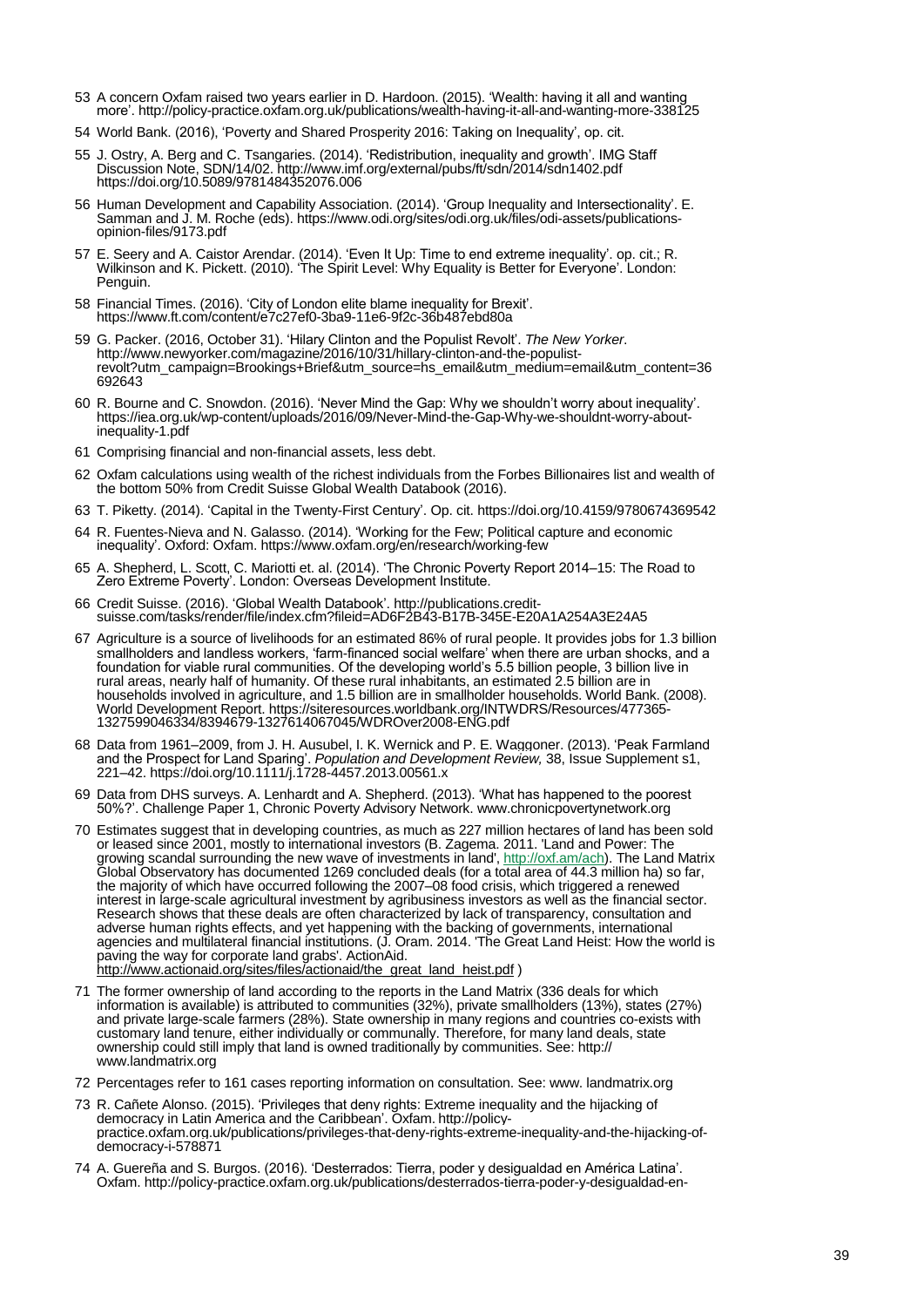53 A concern Oxfam raised two years earlier in D. Hardoon. (2015). 'Wealth: having it all and wanting more'. http://policy-practice.oxfam.org.uk/publications/wealth-having-it-all-and-wanting-more-338125

54 World Bank. (2016), 'Poverty and Shared Prosperity 2016: Taking on Inequality', op. cit.

55 J. Ostry, A. Berg and C. Tsangaries. (2014). 'Redistribution, inequality and growth'. IMG Staff Discussion Note, SDN/14/02. http://www.imf.org/external/pubs/ft/sdn/2014/sdn1402.pdf https://doi.org/10.5089/9781484352076.006

56 Human Development and Capability Association. (2014). 'Group Inequality and Intersectionality'. E. Samman and J. M. Roche (eds). https://www.odi.org/sites/odi.org.uk/files/odi-assets/publications-opinion-files/9173.pdf

57 E. Seery and A. Caistor Arendar. (2014). 'Even It Up: Time to end extreme inequality'. op. cit.; R. Wilkinson and K. Pickett. (2010). 'The Spirit Level: Why Equality is Better for Everyone'. London: Penguin.

58 Financial Times. (2016). 'City of London elite blame inequality for Brexit'. https://www.ft.com/content/e7c27ef0-3ba9-11e6-9f2c-36b487ebd80a

59 G. Packer. (2016, October 31). 'Hilary Clinton and the Populist Revolt'. *The New Yorker*. http://www.newyorker.com/magazine/2016/10/31/hillary-clinton-and-the-populist-revolt?utm_campaign=Brookings+Brief&utm_source=hs_email&utm_medium=email&utm_content=36692643

60 R. Bourne and C. Snowdon. (2016). 'Never Mind the Gap: Why we shouldn't worry about inequality'. https://iea.org.uk/wp-content/uploads/2016/09/Never-Mind-the-Gap-Why-we-shouldnt-worry-about-inequality-1.pdf

61 Comprising financial and non-financial assets, less debt.

62 Oxfam calculations using wealth of the richest individuals from the Forbes Billionaires list and wealth of the bottom 50% from Credit Suisse Global Wealth Databook (2016).

63 T. Piketty. (2014). 'Capital in the Twenty-First Century'. Op. cit. https://doi.org/10.4159/9780674369542

64 R. Fuentes-Nieva and N. Galasso. (2014). 'Working for the Few; Political capture and economic inequality'. Oxford: Oxfam. https://www.oxfam.org/en/research/working-few

65 A. Shepherd, L. Scott, C. Mariotti et. al. (2014). 'The Chronic Poverty Report 2014–15: The Road to Zero Extreme Poverty'. London: Overseas Development Institute.

66 Credit Suisse. (2016). 'Global Wealth Databook'. http://publications.credit-suisse.com/tasks/render/file/index.cfm?fileid=AD6F2B43-B17B-345E-E20A1A254A3E24A5

67 Agriculture is a source of livelihoods for an estimated 86% of rural people. It provides jobs for 1.3 billion smallholders and landless workers, 'farm-financed social welfare' when there are urban shocks, and a foundation for viable rural communities. Of the developing world's 5.5 billion people, 3 billion live in rural areas, nearly half of humanity. Of these rural inhabitants, an estimated 2.5 billion are in households involved in agriculture, and 1.5 billion are in smallholder households. World Bank. (2008). World Development Report. https://siteresources.worldbank.org/INTWDRS/Resources/477365-1327599046334/8394679-1327614067045/WDROver2008-ENG.pdf

68 Data from 1961–2009, from J. H. Ausubel, I. K. Wernick and P. E. Waggoner. (2013). 'Peak Farmland and the Prospect for Land Sparing'. *Population and Development Review,* 38, Issue Supplement s1, 221–42. https://doi.org/10.1111/j.1728-4457.2013.00561.x

69 Data from DHS surveys. A. Lenhardt and A. Shepherd. (2013). 'What has happened to the poorest 50%?'. Challenge Paper 1, Chronic Poverty Advisory Network. www.chronicpovertynetwork.org

70 Estimates suggest that in developing countries, as much as 227 million hectares of land has been sold or leased since 2001, mostly to international investors (B. Zagema. 2011. 'Land and Power: The growing scandal surrounding the new wave of investments in land', http://oxf.am/ach). The Land Matrix Global Observatory has documented 1269 concluded deals (for a total area of 44.3 million ha) so far, the majority of which have occurred following the 2007–08 food crisis, which triggered a renewed interest in large-scale agricultural investment by agribusiness investors as well as the financial sector. Research shows that these deals are often characterized by lack of transparency, consultation and adverse human rights effects, and yet happening with the backing of governments, international agencies and multilateral financial institutions. (J. Oram. 2014. 'The Great Land Heist: How the world is paving the way for corporate land grabs'. ActionAid. http://www.actionaid.org/sites/files/actionaid/the_great_land_heist.pdf )

71 The former ownership of land according to the reports in the Land Matrix (336 deals for which information is available) is attributed to communities (32%), private smallholders (13%), states (27%) and private large-scale farmers (28%). State ownership in many regions and countries co-exists with customary land tenure, either individually or communally. Therefore, for many land deals, state ownership could still imply that land is owned traditionally by communities. See: http:// www.landmatrix.org

72 Percentages refer to 161 cases reporting information on consultation. See: www. landmatrix.org

73 R. Cañete Alonso. (2015). 'Privileges that deny rights: Extreme inequality and the hijacking of democracy in Latin America and the Caribbean'. Oxfam. http://policy-practice.oxfam.org.uk/publications/privileges-that-deny-rights-extreme-inequality-and-the-hijacking-of-democracy-i-578871

74 A. Guereña and S. Burgos. (2016). 'Desterrados: Tierra, poder y desigualdad en América Latina'. Oxfam. http://policy-practice.oxfam.org.uk/publications/desterrados-tierra-poder-y-desigualdad-en-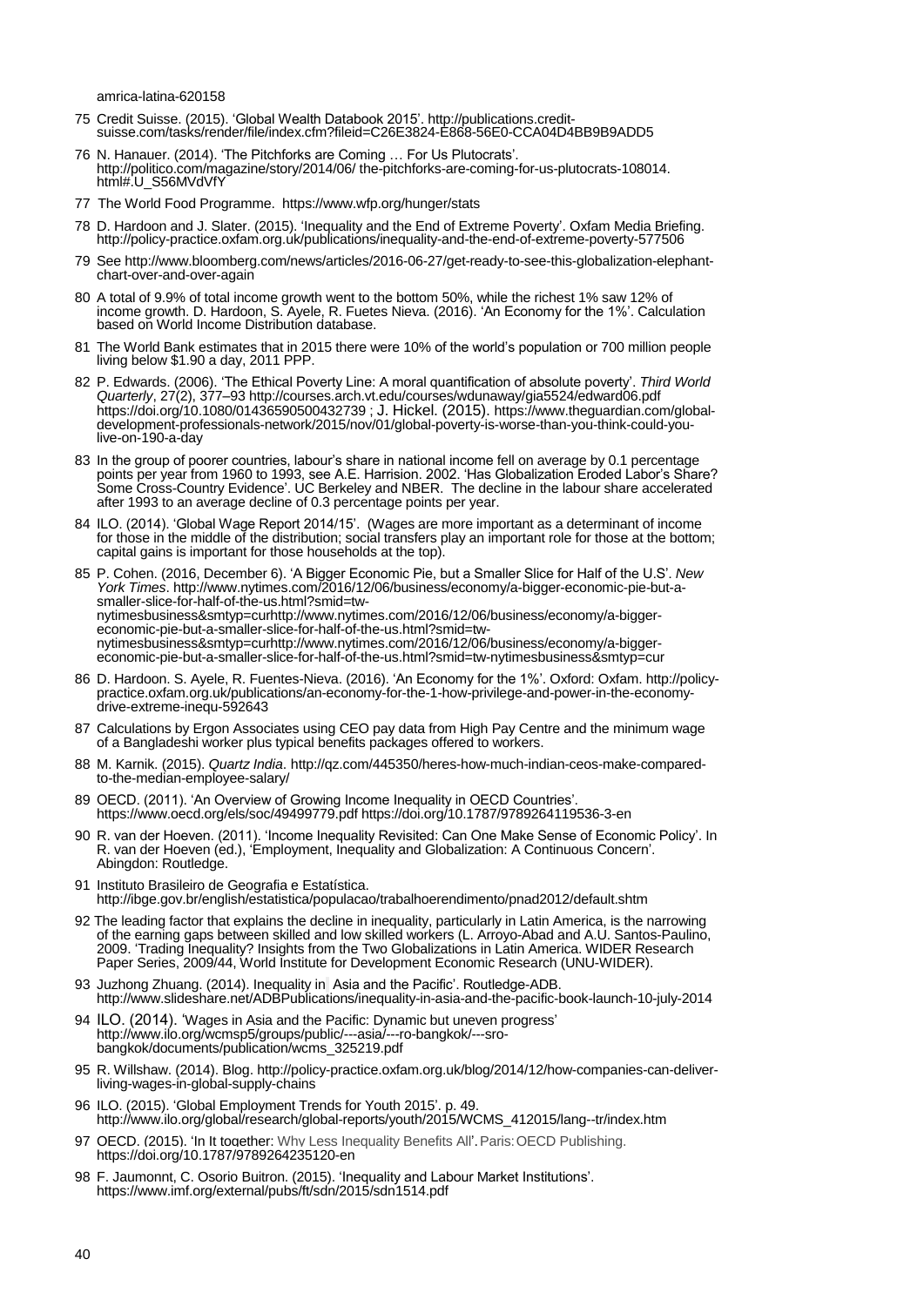amrica-latina-620158

75 Credit Suisse. (2015). 'Global Wealth Databook 2015'. http://publications.credit-suisse.com/tasks/render/file/index.cfm?fileid=C26E3824-E868-56E0-CCA04D4BB9B9ADD5

76 N. Hanauer. (2014). 'The Pitchforks are Coming … For Us Plutocrats'. http://politico.com/magazine/story/2014/06/ the-pitchforks-are-coming-for-us-plutocrats-108014.html#.U_S56MVdVfY

77 The World Food Programme. https://www.wfp.org/hunger/stats

78 D. Hardoon and J. Slater. (2015). 'Inequality and the End of Extreme Poverty'. Oxfam Media Briefing. http://policy-practice.oxfam.org.uk/publications/inequality-and-the-end-of-extreme-poverty-577506

79 See http://www.bloomberg.com/news/articles/2016-06-27/get-ready-to-see-this-globalization-elephant-chart-over-and-over-again

80 A total of 9.9% of total income growth went to the bottom 50%, while the richest 1% saw 12% of income growth. D. Hardoon, S. Ayele, R. Fuetes Nieva. (2016). 'An Economy for the 1%'. Calculation based on World Income Distribution database.

81 The World Bank estimates that in 2015 there were 10% of the world's population or 700 million people living below $1.90 a day, 2011 PPP.

82 P. Edwards. (2006). 'The Ethical Poverty Line: A moral quantification of absolute poverty'. *Third World Quarterly*, 27(2), 377–93 http://courses.arch.vt.edu/courses/wdunaway/gia5524/edward06.pdf https://doi.org/10.1080/01436590500432739 ; J. Hickel. (2015). https://www.theguardian.com/global-development-professionals-network/2015/nov/01/global-poverty-is-worse-than-you-think-could-you-live-on-190-a-day

83 In the group of poorer countries, labour's share in national income fell on average by 0.1 percentage points per year from 1960 to 1993, see A.E. Harrision. 2002. 'Has Globalization Eroded Labor's Share? Some Cross-Country Evidence'. UC Berkeley and NBER. The decline in the labour share accelerated after 1993 to an average decline of 0.3 percentage points per year.

84 ILO. (2014). 'Global Wage Report 2014/15'. (Wages are more important as a determinant of income for those in the middle of the distribution; social transfers play an important role for those at the bottom; capital gains is important for those households at the top).

85 P. Cohen. (2016, December 6). 'A Bigger Economic Pie, but a Smaller Slice for Half of the U.S'. *New York Times*. http://www.nytimes.com/2016/12/06/business/economy/a-bigger-economic-pie-but-a-smaller-slice-for-half-of-the-us.html?smid=tw-nytimesbusiness&smtyp=curhttp://www.nytimes.com/2016/12/06/business/economy/a-bigger-economic-pie-but-a-smaller-slice-for-half-of-the-us.html?smid=tw-nytimesbusiness&smtyp=curhttp://www.nytimes.com/2016/12/06/business/economy/a-bigger-economic-pie-but-a-smaller-slice-for-half-of-the-us.html?smid=tw-nytimesbusiness&smtyp=cur

86 D. Hardoon. S. Ayele, R. Fuentes-Nieva. (2016). 'An Economy for the 1%'. Oxford: Oxfam. http://policy-practice.oxfam.org.uk/publications/an-economy-for-the-1-how-privilege-and-power-in-the-economy-drive-extreme-inequ-592643

87 Calculations by Ergon Associates using CEO pay data from High Pay Centre and the minimum wage of a Bangladeshi worker plus typical benefits packages offered to workers.

88 M. Karnik. (2015). *Quartz India*. http://qz.com/445350/heres-how-much-indian-ceos-make-compared-to-the-median-employee-salary/

89 OECD. (2011). 'An Overview of Growing Income Inequality in OECD Countries'. https://www.oecd.org/els/soc/49499779.pdf https://doi.org/10.1787/9789264119536-3-en

90 R. van der Hoeven. (2011). 'Income Inequality Revisited: Can One Make Sense of Economic Policy'. In R. van der Hoeven (ed.), 'Employment, Inequality and Globalization: A Continuous Concern'. Abingdon: Routledge.

91 Instituto Brasileiro de Geografia e Estatística. http://ibge.gov.br/english/estatistica/populacao/trabalhoerendimento/pnad2012/default.shtm

92 The leading factor that explains the decline in inequality, particularly in Latin America, is the narrowing of the earning gaps between skilled and low skilled workers (L. Arroyo-Abad and A.U. Santos-Paulino, 2009. 'Trading Inequality? Insights from the Two Globalizations in Latin America. WIDER Research Paper Series, 2009/44, World Institute for Development Economic Research (UNU-WIDER).

93 Juzhong Zhuang. (2014). Inequality in Asia and the Pacific'. Routledge-ADB. http://www.slideshare.net/ADBPublications/inequality-in-asia-and-the-pacific-book-launch-10-july-2014

94 ILO. (2014). 'Wages in Asia and the Pacific: Dynamic but uneven progress' http://www.ilo.org/wcmsp5/groups/public/---asia/---ro-bangkok/---sro-bangkok/documents/publication/wcms_325219.pdf

95 R. Willshaw. (2014). Blog. http://policy-practice.oxfam.org.uk/blog/2014/12/how-companies-can-deliver-living-wages-in-global-supply-chains

96 ILO. (2015). 'Global Employment Trends for Youth 2015'. p. 49. http://www.ilo.org/global/research/global-reports/youth/2015/WCMS_412015/lang--tr/index.htm

97 OECD. (2015). 'In It together: Why Less Inequality Benefits All'. Paris: OECD Publishing. https://doi.org/10.1787/9789264235120-en

98 F. Jaumonnt, C. Osorio Buitron. (2015). 'Inequality and Labour Market Institutions'. https://www.imf.org/external/pubs/ft/sdn/2015/sdn1514.pdf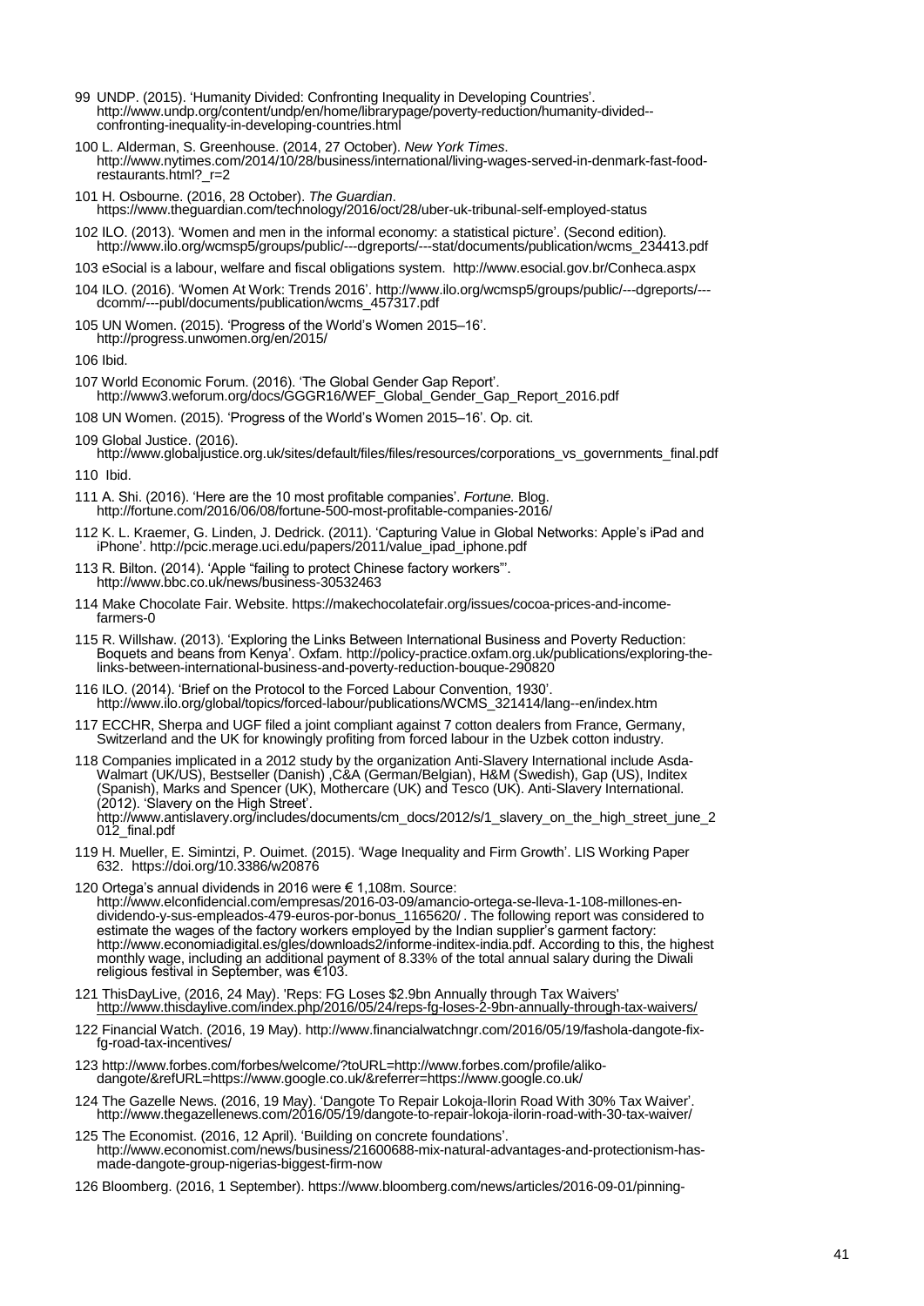99 UNDP. (2015). 'Humanity Divided: Confronting Inequality in Developing Countries'. http://www.undp.org/content/undp/en/home/librarypage/poverty-reduction/humanity-divided--confronting-inequality-in-developing-countries.html

100 L. Alderman, S. Greenhouse. (2014, 27 October). *New York Times*. http://www.nytimes.com/2014/10/28/business/international/living-wages-served-in-denmark-fast-food-restaurants.html?_r=2

101 H. Osbourne. (2016, 28 October). *The Guardian*. https://www.theguardian.com/technology/2016/oct/28/uber-uk-tribunal-self-employed-status

102 ILO. (2013). 'Women and men in the informal economy: a statistical picture'. (Second edition). http://www.ilo.org/wcmsp5/groups/public/---dgreports/---stat/documents/publication/wcms_234413.pdf

103 eSocial is a labour, welfare and fiscal obligations system. http://www.esocial.gov.br/Conheca.aspx

104 ILO. (2016). 'Women At Work: Trends 2016'. http://www.ilo.org/wcmsp5/groups/public/---dgreports/---dcomm/---publ/documents/publication/wcms_457317.pdf

105 UN Women. (2015). 'Progress of the World's Women 2015–16'. http://progress.unwomen.org/en/2015/

106 Ibid.

107 World Economic Forum. (2016). 'The Global Gender Gap Report'. http://www3.weforum.org/docs/GGGR16/WEF_Global_Gender_Gap_Report_2016.pdf

108 UN Women. (2015). 'Progress of the World's Women 2015–16'. Op. cit.

109 Global Justice. (2016). http://www.globaljustice.org.uk/sites/default/files/files/resources/corporations_vs_governments_final.pdf

110 Ibid.

111 A. Shi. (2016). 'Here are the 10 most profitable companies'. *Fortune.* Blog. http://fortune.com/2016/06/08/fortune-500-most-profitable-companies-2016/

112 K. L. Kraemer, G. Linden, J. Dedrick. (2011). 'Capturing Value in Global Networks: Apple's iPad and iPhone'. http://pcic.merage.uci.edu/papers/2011/value_ipad_iphone.pdf

113 R. Bilton. (2014). 'Apple "failing to protect Chinese factory workers"'. http://www.bbc.co.uk/news/business-30532463

114 Make Chocolate Fair. Website. https://makechocolatefair.org/issues/cocoa-prices-and-income-farmers-0

115 R. Willshaw. (2013). 'Exploring the Links Between International Business and Poverty Reduction: Boquets and beans from Kenya'. Oxfam. http://policy-practice.oxfam.org.uk/publications/exploring-the-links-between-international-business-and-poverty-reduction-bouque-290820

116 ILO. (2014). 'Brief on the Protocol to the Forced Labour Convention, 1930'. http://www.ilo.org/global/topics/forced-labour/publications/WCMS_321414/lang--en/index.htm

117 ECCHR, Sherpa and UGF filed a joint compliant against 7 cotton dealers from France, Germany, Switzerland and the UK for knowingly profiting from forced labour in the Uzbek cotton industry.

118 Companies implicated in a 2012 study by the organization Anti-Slavery International include Asda-Walmart (UK/US), Bestseller (Danish) ,C&A (German/Belgian), H&M (Swedish), Gap (US), Inditex (Spanish), Marks and Spencer (UK), Mothercare (UK) and Tesco (UK). Anti-Slavery International. (2012). 'Slavery on the High Street'. http://www.antislavery.org/includes/documents/cm_docs/2012/s/1_slavery_on_the_high_street_june_2012_final.pdf

119 H. Mueller, E. Simintzi, P. Ouimet. (2015). 'Wage Inequality and Firm Growth'. LIS Working Paper 632. https://doi.org/10.3386/w20876

120 Ortega's annual dividends in 2016 were € 1,108m. Source: http://www.elconfidencial.com/empresas/2016-03-09/amancio-ortega-se-lleva-1-108-millones-en-dividendo-y-sus-empleados-479-euros-por-bonus_1165620/ . The following report was considered to estimate the wages of the factory workers employed by the Indian supplier's garment factory: http://www.economiadigital.es/gles/downloads2/informe-inditex-india.pdf. According to this, the highest monthly wage, including an additional payment of 8.33% of the total annual salary during the Diwali religious festival in September, was €103.

121 ThisDayLive, (2016, 24 May). 'Reps: FG Loses $2.9bn Annually through Tax Waivers' http://www.thisdaylive.com/index.php/2016/05/24/reps-fg-loses-2-9bn-annually-through-tax-waivers/

122 Financial Watch. (2016, 19 May). http://www.financialwatchngr.com/2016/05/19/fashola-dangote-fix-fg-road-tax-incentives/

123 http://www.forbes.com/forbes/welcome/?toURL=http://www.forbes.com/profile/aliko-dangote/&refURL=https://www.google.co.uk/&referrer=https://www.google.co.uk/

124 The Gazelle News. (2016, 19 May). 'Dangote To Repair Lokoja-Ilorin Road With 30% Tax Waiver'. http://www.thegazellenews.com/2016/05/19/dangote-to-repair-lokoja-ilorin-road-with-30-tax-waiver/

125 The Economist. (2016, 12 April). 'Building on concrete foundations'. http://www.economist.com/news/business/21600688-mix-natural-advantages-and-protectionism-has-made-dangote-group-nigerias-biggest-firm-now

126 Bloomberg. (2016, 1 September). https://www.bloomberg.com/news/articles/2016-09-01/pinning-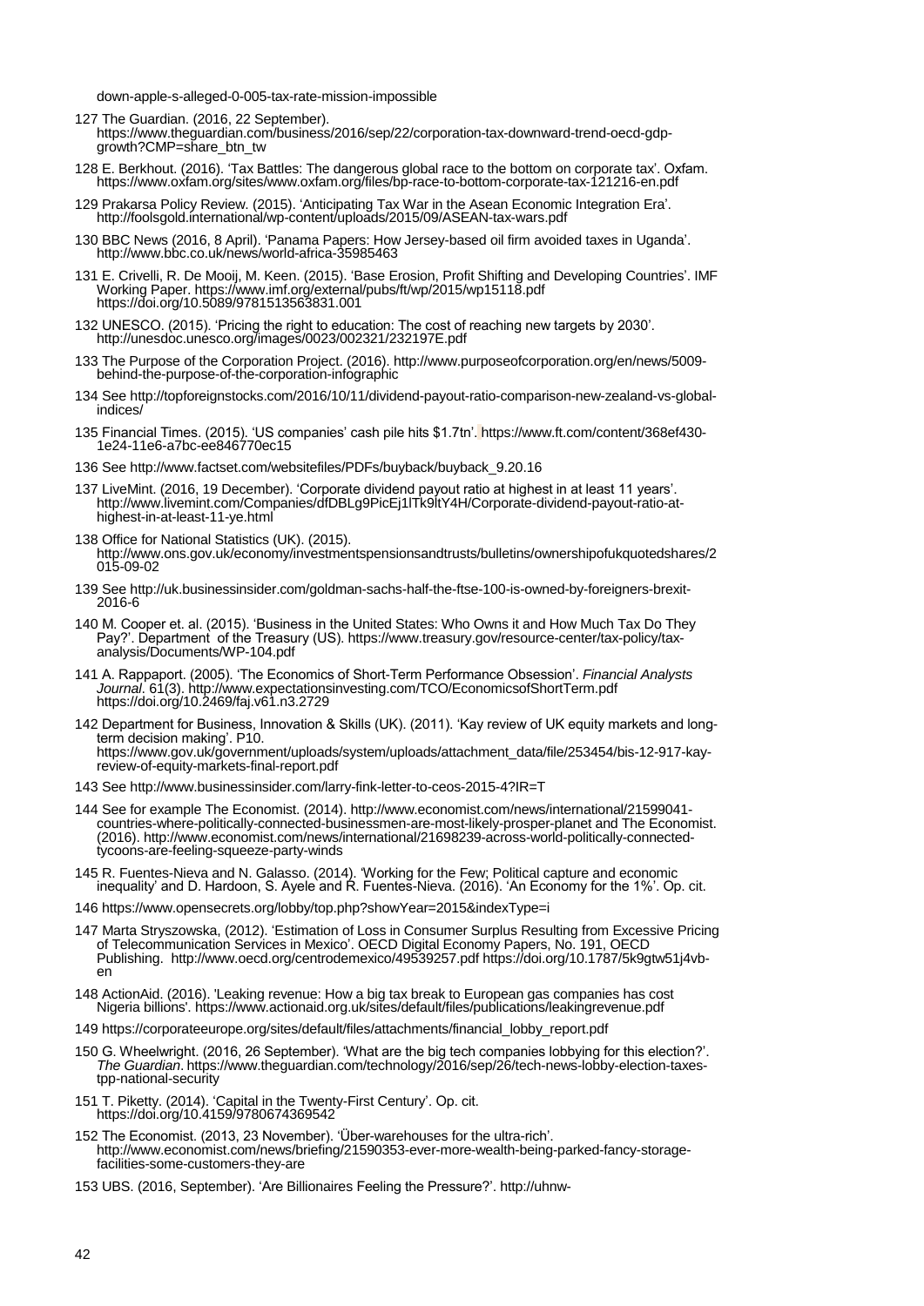down-apple-s-alleged-0-005-tax-rate-mission-impossible

127 The Guardian. (2016, 22 September). https://www.theguardian.com/business/2016/sep/22/corporation-tax-downward-trend-oecd-gdp-growth?CMP=share_btn_tw

128 E. Berkhout. (2016). 'Tax Battles: The dangerous global race to the bottom on corporate tax'. Oxfam. https://www.oxfam.org/sites/www.oxfam.org/files/bp-race-to-bottom-corporate-tax-121216-en.pdf

129 Prakarsa Policy Review. (2015). 'Anticipating Tax War in the Asean Economic Integration Era'. http://foolsgold.international/wp-content/uploads/2015/09/ASEAN-tax-wars.pdf

130 BBC News (2016, 8 April). 'Panama Papers: How Jersey-based oil firm avoided taxes in Uganda'. http://www.bbc.co.uk/news/world-africa-35985463

131 E. Crivelli, R. De Mooij, M. Keen. (2015). 'Base Erosion, Profit Shifting and Developing Countries'. IMF Working Paper. https://www.imf.org/external/pubs/ft/wp/2015/wp15118.pdf https://doi.org/10.5089/9781513563831.001

132 UNESCO. (2015). 'Pricing the right to education: The cost of reaching new targets by 2030'. http://unesdoc.unesco.org/images/0023/002321/232197E.pdf

133 The Purpose of the Corporation Project. (2016). http://www.purposeofcorporation.org/en/news/5009-behind-the-purpose-of-the-corporation-infographic

134 See http://topforeignstocks.com/2016/10/11/dividend-payout-ratio-comparison-new-zealand-vs-global-indices/

135 Financial Times. (2015). 'US companies' cash pile hits $1.7tn'. https://www.ft.com/content/368ef430-1e24-11e6-a7bc-ee846770ec15

136 See http://www.factset.com/websitefiles/PDFs/buyback/buyback_9.20.16

137 LiveMint. (2016, 19 December). 'Corporate dividend payout ratio at highest in at least 11 years'. http://www.livemint.com/Companies/dfDBLg9PicEj1lTk9ltY4H/Corporate-dividend-payout-ratio-at-highest-in-at-least-11-ye.html

138 Office for National Statistics (UK). (2015). http://www.ons.gov.uk/economy/investmentspensionsandtrusts/bulletins/ownershipofukquotedshares/2015-09-02

139 See http://uk.businessinsider.com/goldman-sachs-half-the-ftse-100-is-owned-by-foreigners-brexit-2016-6

140 M. Cooper et. al. (2015). 'Business in the United States: Who Owns it and How Much Tax Do They Pay?'. Department of the Treasury (US). https://www.treasury.gov/resource-center/tax-policy/tax-analysis/Documents/WP-104.pdf

141 A. Rappaport. (2005). 'The Economics of Short-Term Performance Obsession'. *Financial Analysts Journal*. 61(3). http://www.expectationsinvesting.com/TCO/EconomicsofShortTerm.pdf https://doi.org/10.2469/faj.v61.n3.2729

142 Department for Business, Innovation & Skills (UK). (2011). 'Kay review of UK equity markets and long-term decision making'. P10. https://www.gov.uk/government/uploads/system/uploads/attachment_data/file/253454/bis-12-917-kay-review-of-equity-markets-final-report.pdf

143 See http://www.businessinsider.com/larry-fink-letter-to-ceos-2015-4?IR=T

144 See for example The Economist. (2014). http://www.economist.com/news/international/21599041-countries-where-politically-connected-businessmen-are-most-likely-prosper-planet and The Economist. (2016). http://www.economist.com/news/international/21698239-across-world-politically-connected-tycoons-are-feeling-squeeze-party-winds

145 R. Fuentes-Nieva and N. Galasso. (2014). 'Working for the Few; Political capture and economic inequality' and D. Hardoon, S. Ayele and R. Fuentes-Nieva. (2016). 'An Economy for the 1%'. Op. cit.

146 https://www.opensecrets.org/lobby/top.php?showYear=2015&indexType=i

147 Marta Stryszowska, (2012). 'Estimation of Loss in Consumer Surplus Resulting from Excessive Pricing of Telecommunication Services in Mexico'. OECD Digital Economy Papers, No. 191, OECD Publishing. http://www.oecd.org/centrodemexico/49539257.pdf https://doi.org/10.1787/5k9gtw51j4vb-en

148 ActionAid. (2016). 'Leaking revenue: How a big tax break to European gas companies has cost Nigeria billions'. https://www.actionaid.org.uk/sites/default/files/publications/leakingrevenue.pdf

149 https://corporateeurope.org/sites/default/files/attachments/financial_lobby_report.pdf

150 G. Wheelwright. (2016, 26 September). 'What are the big tech companies lobbying for this election?'. *The Guardian*. https://www.theguardian.com/technology/2016/sep/26/tech-news-lobby-election-taxes-tpp-national-security

151 T. Piketty. (2014). 'Capital in the Twenty-First Century'. Op. cit. https://doi.org/10.4159/9780674369542

152 The Economist. (2013, 23 November). 'Über-warehouses for the ultra-rich'. http://www.economist.com/news/briefing/21590353-ever-more-wealth-being-parked-fancy-storage-facilities-some-customers-they-are

153 UBS. (2016, September). 'Are Billionaires Feeling the Pressure?'. http://uhnw-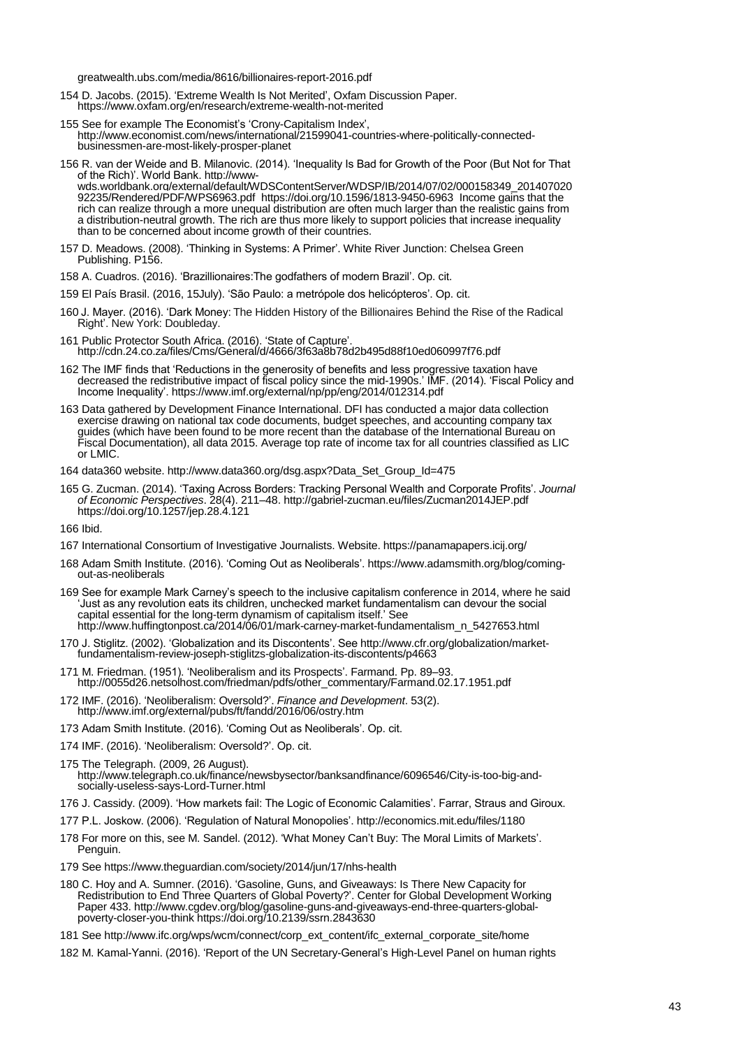greatwealth.ubs.com/media/8616/billionaires-report-2016.pdf

154 D. Jacobs. (2015). 'Extreme Wealth Is Not Merited', Oxfam Discussion Paper. https://www.oxfam.org/en/research/extreme-wealth-not-merited

155 See for example The Economist's 'Crony-Capitalism Index', http://www.economist.com/news/international/21599041-countries-where-politically-connected-businessmen-are-most-likely-prosper-planet

156 R. van der Weide and B. Milanovic. (2014). 'Inequality Is Bad for Growth of the Poor (But Not for That of the Rich)'. World Bank. http://www-wds.worldbank.org/external/default/WDSContentServer/WDSP/IB/2014/07/02/000158349_20140702092235/Rendered/PDF/WPS6963.pdf https://doi.org/10.1596/1813-9450-6963 Income gains that the rich can realize through a more unequal distribution are often much larger than the realistic gains from a distribution-neutral growth. The rich are thus more likely to support policies that increase inequality than to be concerned about income growth of their countries.

157 D. Meadows. (2008). 'Thinking in Systems: A Primer'. White River Junction: Chelsea Green Publishing. P156.

158 A. Cuadros. (2016). 'Brazillionaires:The godfathers of modern Brazil'. Op. cit.

159 El País Brasil. (2016, 15July). 'São Paulo: a metrópole dos helicópteros'. Op. cit.

160 J. Mayer. (2016). 'Dark Money: The Hidden History of the Billionaires Behind the Rise of the Radical Right'. New York: Doubleday.

161 Public Protector South Africa. (2016). 'State of Capture'. http://cdn.24.co.za/files/Cms/General/d/4666/3f63a8b78d2b495d88f10ed060997f76.pdf

162 The IMF finds that 'Reductions in the generosity of benefits and less progressive taxation have decreased the redistributive impact of fiscal policy since the mid-1990s.' IMF. (2014). 'Fiscal Policy and Income Inequality'. https://www.imf.org/external/np/pp/eng/2014/012314.pdf

163 Data gathered by Development Finance International. DFI has conducted a major data collection exercise drawing on national tax code documents, budget speeches, and accounting company tax guides (which have been found to be more recent than the database of the International Bureau on Fiscal Documentation), all data 2015. Average top rate of income tax for all countries classified as LIC or LMIC.

164 data360 website. http://www.data360.org/dsg.aspx?Data_Set_Group_Id=475

165 G. Zucman. (2014). 'Taxing Across Borders: Tracking Personal Wealth and Corporate Profits'. *Journal of Economic Perspectives*. 28(4). 211–48. http://gabriel-zucman.eu/files/Zucman2014JEP.pdf https://doi.org/10.1257/jep.28.4.121

166 Ibid.

167 International Consortium of Investigative Journalists. Website. https://panamapapers.icij.org/

168 Adam Smith Institute. (2016). 'Coming Out as Neoliberals'. https://www.adamsmith.org/blog/coming-out-as-neoliberals

169 See for example Mark Carney's speech to the inclusive capitalism conference in 2014, where he said 'Just as any revolution eats its children, unchecked market fundamentalism can devour the social capital essential for the long-term dynamism of capitalism itself.' See http://www.huffingtonpost.ca/2014/06/01/mark-carney-market-fundamentalism_n_5427653.html

170 J. Stiglitz. (2002). 'Globalization and its Discontents'. See http://www.cfr.org/globalization/market-fundamentalism-review-joseph-stiglitzs-globalization-its-discontents/p4663

171 M. Friedman. (1951). 'Neoliberalism and its Prospects'. Farmand. Pp. 89–93. http://0055d26.netsolhost.com/friedman/pdfs/other_commentary/Farmand.02.17.1951.pdf

172 IMF. (2016). 'Neoliberalism: Oversold?'. *Finance and Development*. 53(2). http://www.imf.org/external/pubs/ft/fandd/2016/06/ostry.htm

173 Adam Smith Institute. (2016). 'Coming Out as Neoliberals'. Op. cit.

174 IMF. (2016). 'Neoliberalism: Oversold?'. Op. cit.

175 The Telegraph. (2009, 26 August). http://www.telegraph.co.uk/finance/newsbysector/banksandfinance/6096546/City-is-too-big-and-socially-useless-says-Lord-Turner.html

176 J. Cassidy. (2009). 'How markets fail: The Logic of Economic Calamities'. Farrar, Straus and Giroux.

177 P.L. Joskow. (2006). 'Regulation of Natural Monopolies'. http://economics.mit.edu/files/1180

178 For more on this, see M. Sandel. (2012). 'What Money Can't Buy: The Moral Limits of Markets'. Penguin.

179 See https://www.theguardian.com/society/2014/jun/17/nhs-health

180 C. Hoy and A. Sumner. (2016). 'Gasoline, Guns, and Giveaways: Is There New Capacity for Redistribution to End Three Quarters of Global Poverty?'. Center for Global Development Working Paper 433. http://www.cgdev.org/blog/gasoline-guns-and-giveaways-end-three-quarters-global-poverty-closer-you-think https://doi.org/10.2139/ssrn.2843630

181 See http://www.ifc.org/wps/wcm/connect/corp_ext_content/ifc_external_corporate_site/home

182 M. Kamal-Yanni. (2016). 'Report of the UN Secretary-General's High-Level Panel on human rights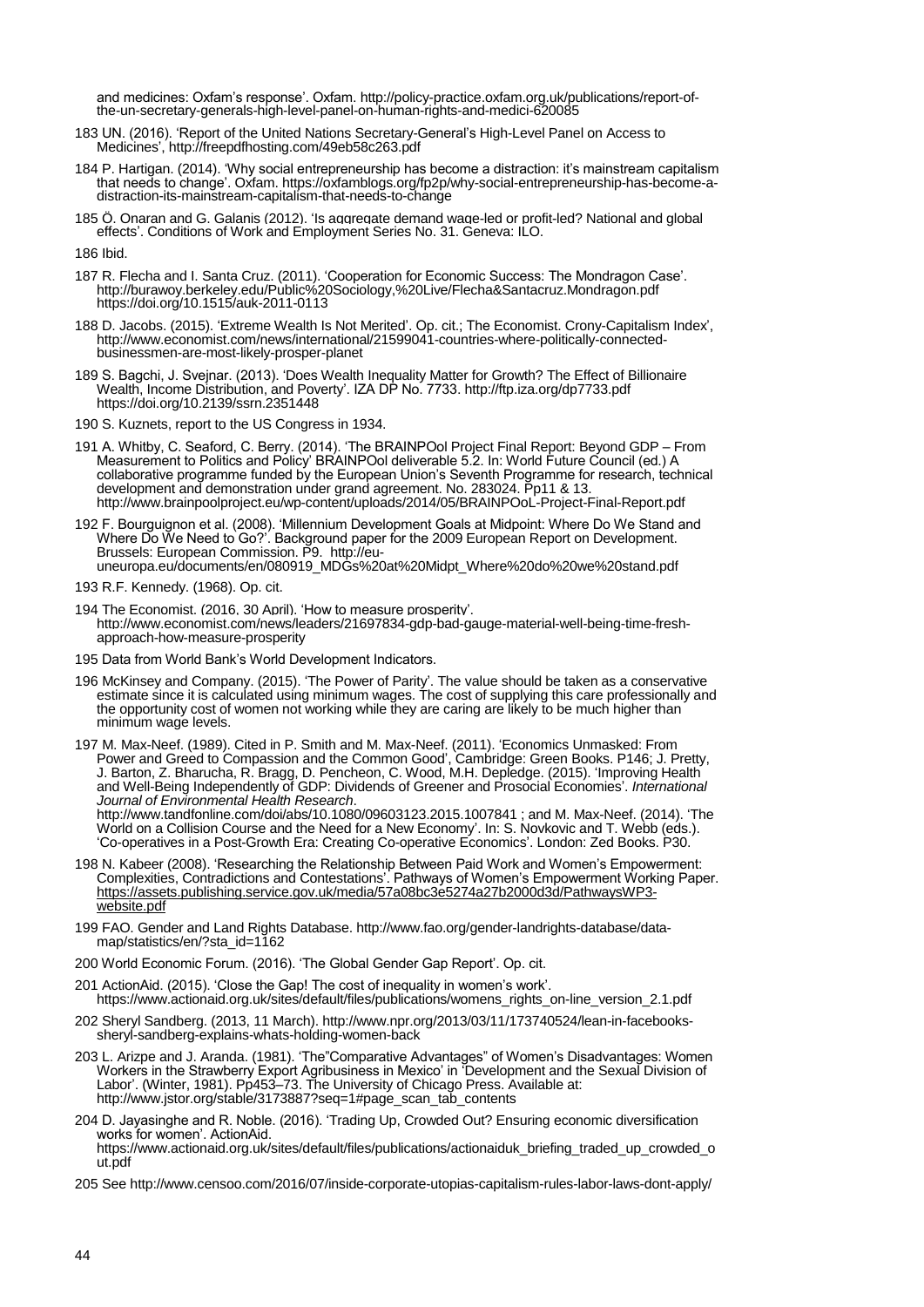and medicines: Oxfam's response'. Oxfam. http://policy-practice.oxfam.org.uk/publications/report-of-the-un-secretary-generals-high-level-panel-on-human-rights-and-medici-620085

183 UN. (2016). 'Report of the United Nations Secretary-General's High-Level Panel on Access to Medicines', http://freepdfhosting.com/49eb58c263.pdf

184 P. Hartigan. (2014). 'Why social entrepreneurship has become a distraction: it's mainstream capitalism that needs to change'. Oxfam. https://oxfamblogs.org/fp2p/why-social-entrepreneurship-has-become-a-distraction-its-mainstream-capitalism-that-needs-to-change

185 Ö. Onaran and G. Galanis (2012). 'Is aggregate demand wage-led or profit-led? National and global effects'. Conditions of Work and Employment Series No. 31. Geneva: ILO.

186 Ibid.

187 R. Flecha and I. Santa Cruz. (2011). 'Cooperation for Economic Success: The Mondragon Case'. http://burawoy.berkeley.edu/Public%20Sociology,%20Live/Flecha&Santacruz.Mondragon.pdf https://doi.org/10.1515/auk-2011-0113

188 D. Jacobs. (2015). 'Extreme Wealth Is Not Merited'. Op. cit.; The Economist. Crony-Capitalism Index', http://www.economist.com/news/international/21599041-countries-where-politically-connected-businessmen-are-most-likely-prosper-planet

189 S. Bagchi, J. Svejnar. (2013). 'Does Wealth Inequality Matter for Growth? The Effect of Billionaire Wealth, Income Distribution, and Poverty'. IZA DP No. 7733. http://ftp.iza.org/dp7733.pdf https://doi.org/10.2139/ssrn.2351448

190 S. Kuznets, report to the US Congress in 1934.

191 A. Whitby, C. Seaford, C. Berry. (2014). 'The BRAINPOol Project Final Report: Beyond GDP – From Measurement to Politics and Policy' BRAINPOol deliverable 5.2. In: World Future Council (ed.) A collaborative programme funded by the European Union's Seventh Programme for research, technical development and demonstration under grand agreement. No. 283024. Pp11 & 13. http://www.brainpoolproject.eu/wp-content/uploads/2014/05/BRAINPOoL-Project-Final-Report.pdf

192 F. Bourguignon et al. (2008). 'Millennium Development Goals at Midpoint: Where Do We Stand and Where Do We Need to Go?'. Background paper for the 2009 European Report on Development. Brussels: European Commission. P9. http://eu-uneuropa.eu/documents/en/080919_MDGs%20at%20Midpt_Where%20do%20we%20stand.pdf

193 R.F. Kennedy. (1968). Op. cit.

194 The Economist. (2016, 30 April). 'How to measure prosperity'. http://www.economist.com/news/leaders/21697834-gdp-bad-gauge-material-well-being-time-fresh-approach-how-measure-prosperity

195 Data from World Bank's World Development Indicators.

196 McKinsey and Company. (2015). 'The Power of Parity'. The value should be taken as a conservative estimate since it is calculated using minimum wages. The cost of supplying this care professionally and the opportunity cost of women not working while they are caring are likely to be much higher than minimum wage levels.

197 M. Max-Neef. (1989). Cited in P. Smith and M. Max-Neef. (2011). 'Economics Unmasked: From Power and Greed to Compassion and the Common Good', Cambridge: Green Books. P146; J. Pretty, J. Barton, Z. Bharucha, R. Bragg, D. Pencheon, C. Wood, M.H. Depledge. (2015). 'Improving Health and Well-Being Independently of GDP: Dividends of Greener and Prosocial Economies'. *International Journal of Environmental Health Research*. http://www.tandfonline.com/doi/abs/10.1080/09603123.2015.1007841 ; and M. Max-Neef. (2014). 'The World on a Collision Course and the Need for a New Economy'. In: S. Novkovic and T. Webb (eds.). 'Co-operatives in a Post-Growth Era: Creating Co-operative Economics'. London: Zed Books. P30.

198 N. Kabeer (2008). 'Researching the Relationship Between Paid Work and Women's Empowerment: Complexities, Contradictions and Contestations'. Pathways of Women's Empowerment Working Paper. https://assets.publishing.service.gov.uk/media/57a08bc3e5274a27b2000d3d/PathwaysWP3-website.pdf

199 FAO. Gender and Land Rights Database. http://www.fao.org/gender-landrights-database/data-map/statistics/en/?sta_id=1162

200 World Economic Forum. (2016). 'The Global Gender Gap Report'. Op. cit.

201 ActionAid. (2015). 'Close the Gap! The cost of inequality in women's work'. https://www.actionaid.org.uk/sites/default/files/publications/womens_rights_on-line_version_2.1.pdf

202 Sheryl Sandberg. (2013, 11 March). http://www.npr.org/2013/03/11/173740524/lean-in-facebooks-sheryl-sandberg-explains-whats-holding-women-back

203 L. Arizpe and J. Aranda. (1981). 'The"Comparative Advantages" of Women's Disadvantages: Women Workers in the Strawberry Export Agribusiness in Mexico' in 'Development and the Sexual Division of Labor'. (Winter, 1981). Pp453–73. The University of Chicago Press. Available at: http://www.jstor.org/stable/3173887?seq=1#page_scan_tab_contents

204 D. Jayasinghe and R. Noble. (2016). 'Trading Up, Crowded Out? Ensuring economic diversification works for women'. ActionAid. https://www.actionaid.org.uk/sites/default/files/publications/actionaiduk_briefing_traded_up_crowded_out.pdf

205 See http://www.censoo.com/2016/07/inside-corporate-utopias-capitalism-rules-labor-laws-dont-apply/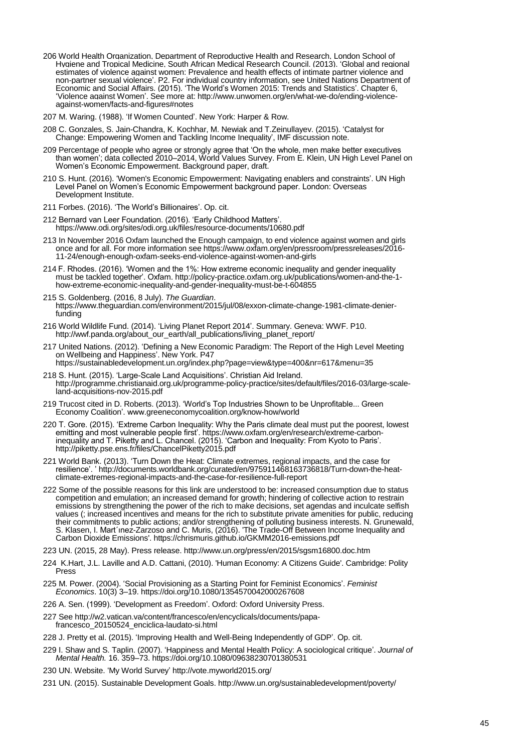206 World Health Organization, Department of Reproductive Health and Research, London School of Hygiene and Tropical Medicine, South African Medical Research Council. (2013). 'Global and regional estimates of violence against women: Prevalence and health effects of intimate partner violence and non-partner sexual violence'. P2. For individual country information, see United Nations Department of Economic and Social Affairs. (2015). 'The World's Women 2015: Trends and Statistics'. Chapter 6, 'Violence against Women'. See more at: http://www.unwomen.org/en/what-we-do/ending-violence-against-women/facts-and-figures#notes

207 M. Waring. (1988). 'If Women Counted'. New York: Harper & Row.

208 C. Gonzales, S. Jain-Chandra, K. Kochhar, M. Newiak and T.Zeinullayev. (2015). 'Catalyst for Change: Empowering Women and Tackling Income Inequality', IMF discussion note.

209 Percentage of people who agree or strongly agree that 'On the whole, men make better executives than women'; data collected 2010–2014, World Values Survey. From E. Klein, UN High Level Panel on Women's Economic Empowerment. Background paper, draft.

210 S. Hunt. (2016). 'Women's Economic Empowerment: Navigating enablers and constraints'. UN High Level Panel on Women's Economic Empowerment background paper. London: Overseas Development Institute.

211 Forbes. (2016). 'The World's Billionaires'. Op. cit.

212 Bernard van Leer Foundation. (2016). 'Early Childhood Matters'. https://www.odi.org/sites/odi.org.uk/files/resource-documents/10680.pdf

213 In November 2016 Oxfam launched the Enough campaign, to end violence against women and girls once and for all. For more information see https://www.oxfam.org/en/pressroom/pressreleases/2016-11-24/enough-enough-oxfam-seeks-end-violence-against-women-and-girls

214 F. Rhodes. (2016). 'Women and the 1%: How extreme economic inequality and gender inequality must be tackled together'. Oxfam. http://policy-practice.oxfam.org.uk/publications/women-and-the-1-how-extreme-economic-inequality-and-gender-inequality-must-be-t-604855

215 S. Goldenberg. (2016, 8 July). *The Guardian*. https://www.theguardian.com/environment/2015/jul/08/exxon-climate-change-1981-climate-denier-funding

216 World Wildlife Fund. (2014). 'Living Planet Report 2014'. Summary. Geneva: WWF. P10. http://wwf.panda.org/about_our_earth/all_publications/living_planet_report/

217 United Nations. (2012). 'Defining a New Economic Paradigm: The Report of the High Level Meeting on Wellbeing and Happiness'. New York. P47 https://sustainabledevelopment.un.org/index.php?page=view&type=400&nr=617&menu=35

218 S. Hunt. (2015). 'Large-Scale Land Acquisitions'. Christian Aid Ireland. http://programme.christianaid.org.uk/programme-policy-practice/sites/default/files/2016-03/large-scale-land-acquisitions-nov-2015.pdf

219 Trucost cited in D. Roberts. (2013). 'World's Top Industries Shown to be Unprofitable... Green Economy Coalition'. www.greeneconomycoalition.org/know-how/world

220 T. Gore. (2015). 'Extreme Carbon Inequality: Why the Paris climate deal must put the poorest, lowest emitting and most vulnerable people first'. https://www.oxfam.org/en/research/extreme-carbon-inequality and T. Piketty and L. Chancel. (2015). 'Carbon and Inequality: From Kyoto to Paris'. http://piketty.pse.ens.fr/files/ChancelPiketty2015.pdf

221 World Bank. (2013). 'Turn Down the Heat: Climate extremes, regional impacts, and the case for resilience'. ' http://documents.worldbank.org/curated/en/975911468163736818/Turn-down-the-heat-climate-extremes-regional-impacts-and-the-case-for-resilience-full-report

222 Some of the possible reasons for this link are understood to be: increased consumption due to status competition and emulation; an increased demand for growth; hindering of collective action to restrain emissions by strengthening the power of the rich to make decisions, set agendas and inculcate selfish values (; increased incentives and means for the rich to substitute private amenities for public, reducing their commitments to public actions; and/or strengthening of polluting business interests. N. Grunewald, S. Klasen, I. Mart´ınez-Zarzoso and C. Muris, (2016). 'The Trade-Off Between Income Inequality and Carbon Dioxide Emissions'. https://chrismuris.github.io/GKMM2016-emissions.pdf

223 UN. (2015, 28 May). Press release. http://www.un.org/press/en/2015/sgsm16800.doc.htm

224 K.Hart, J.L. Laville and A.D. Cattani, (2010). 'Human Economy: A Citizens Guide'. Cambridge: Polity Press

225 M. Power. (2004). 'Social Provisioning as a Starting Point for Feminist Economics'. *Feminist Economics*. 10(3) 3–19. https://doi.org/10.1080/1354570042000267608

226 A. Sen. (1999). 'Development as Freedom'. Oxford: Oxford University Press.

227 See http://w2.vatican.va/content/francesco/en/encyclicals/documents/papa-francesco_20150524_enciclica-laudato-si.html

228 J. Pretty et al. (2015). 'Improving Health and Well-Being Independently of GDP'. Op. cit.

229 I. Shaw and S. Taplin. (2007). 'Happiness and Mental Health Policy: A sociological critique'. *Journal of Mental Health.* 16. 359–73. https://doi.org/10.1080/09638230701380531

230 UN. Website. 'My World Survey' http://vote.myworld2015.org/

231 UN. (2015). Sustainable Development Goals. http://www.un.org/sustainabledevelopment/poverty/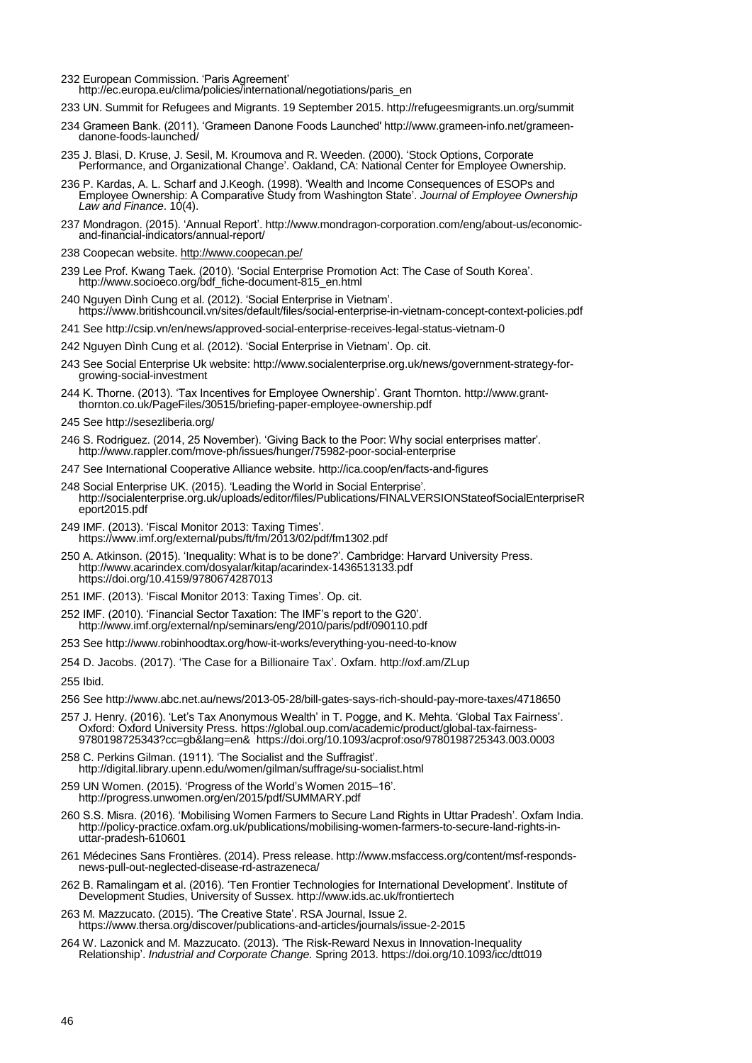232 European Commission. 'Paris Agreement' http://ec.europa.eu/clima/policies/international/negotiations/paris_en

233 UN. Summit for Refugees and Migrants. 19 September 2015. http://refugeesmigrants.un.org/summit

234 Grameen Bank. (2011). 'Grameen Danone Foods Launched' http://www.grameen-info.net/grameen-danone-foods-launched/

235 J. Blasi, D. Kruse, J. Sesil, M. Kroumova and R. Weeden. (2000). 'Stock Options, Corporate Performance, and Organizational Change'. Oakland, CA: National Center for Employee Ownership.

236 P. Kardas, A. L. Scharf and J.Keogh. (1998). 'Wealth and Income Consequences of ESOPs and Employee Ownership: A Comparative Study from Washington State'. *Journal of Employee Ownership Law and Finance*. 10(4).

237 Mondragon. (2015). 'Annual Report'. http://www.mondragon-corporation.com/eng/about-us/economic-and-financial-indicators/annual-report/

238 Coopecan website. http://www.coopecan.pe/

239 Lee Prof. Kwang Taek. (2010). 'Social Enterprise Promotion Act: The Case of South Korea'. http://www.socioeco.org/bdf_fiche-document-815_en.html

240 Nguyen Dình Cung et al. (2012). 'Social Enterprise in Vietnam'. https://www.britishcouncil.vn/sites/default/files/social-enterprise-in-vietnam-concept-context-policies.pdf

241 See http://csip.vn/en/news/approved-social-enterprise-receives-legal-status-vietnam-0

242 Nguyen Dình Cung et al. (2012). 'Social Enterprise in Vietnam'. Op. cit.

243 See Social Enterprise Uk website: http://www.socialenterprise.org.uk/news/government-strategy-for-growing-social-investment

244 K. Thorne. (2013). 'Tax Incentives for Employee Ownership'. Grant Thornton. http://www.grant-thornton.co.uk/PageFiles/30515/briefing-paper-employee-ownership.pdf

245 See http://sesezliberia.org/

246 S. Rodriguez. (2014, 25 November). 'Giving Back to the Poor: Why social enterprises matter'. http://www.rappler.com/move-ph/issues/hunger/75982-poor-social-enterprise

247 See International Cooperative Alliance website. http://ica.coop/en/facts-and-figures

248 Social Enterprise UK. (2015). 'Leading the World in Social Enterprise'. http://socialenterprise.org.uk/uploads/editor/files/Publications/FINALVERSIONStateofSocialEnterpriseReport2015.pdf

249 IMF. (2013). 'Fiscal Monitor 2013: Taxing Times'. https://www.imf.org/external/pubs/ft/fm/2013/02/pdf/fm1302.pdf

250 A. Atkinson. (2015). 'Inequality: What is to be done?'. Cambridge: Harvard University Press. http://www.acarindex.com/dosyalar/kitap/acarindex-1436513133.pdf https://doi.org/10.4159/9780674287013

251 IMF. (2013). 'Fiscal Monitor 2013: Taxing Times'. Op. cit.

252 IMF. (2010). 'Financial Sector Taxation: The IMF's report to the G20'. http://www.imf.org/external/np/seminars/eng/2010/paris/pdf/090110.pdf

253 See http://www.robinhoodtax.org/how-it-works/everything-you-need-to-know

254 D. Jacobs. (2017). 'The Case for a Billionaire Tax'. Oxfam. http://oxf.am/ZLup

255 Ibid.

256 See http://www.abc.net.au/news/2013-05-28/bill-gates-says-rich-should-pay-more-taxes/4718650

257 J. Henry. (2016). 'Let's Tax Anonymous Wealth' in T. Pogge, and K. Mehta. 'Global Tax Fairness'. Oxford: Oxford University Press. https://global.oup.com/academic/product/global-tax-fairness-9780198725343?cc=gb&lang=en& https://doi.org/10.1093/acprof:oso/9780198725343.003.0003

258 C. Perkins Gilman. (1911). 'The Socialist and the Suffragist'. http://digital.library.upenn.edu/women/gilman/suffrage/su-socialist.html

259 UN Women. (2015). 'Progress of the World's Women 2015–16'. http://progress.unwomen.org/en/2015/pdf/SUMMARY.pdf

260 S.S. Misra. (2016). 'Mobilising Women Farmers to Secure Land Rights in Uttar Pradesh'. Oxfam India. http://policy-practice.oxfam.org.uk/publications/mobilising-women-farmers-to-secure-land-rights-in-uttar-pradesh-610601

261 Médecines Sans Frontières. (2014). Press release. http://www.msfaccess.org/content/msf-responds-news-pull-out-neglected-disease-rd-astrazeneca/

262 B. Ramalingam et al. (2016). 'Ten Frontier Technologies for International Development'. Institute of Development Studies, University of Sussex. http://www.ids.ac.uk/frontiertech

263 M. Mazzucato. (2015). 'The Creative State'. RSA Journal, Issue 2. https://www.thersa.org/discover/publications-and-articles/journals/issue-2-2015

264 W. Lazonick and M. Mazzucato. (2013). 'The Risk-Reward Nexus in Innovation-Inequality Relationship'. *Industrial and Corporate Change.* Spring 2013. https://doi.org/10.1093/icc/dtt019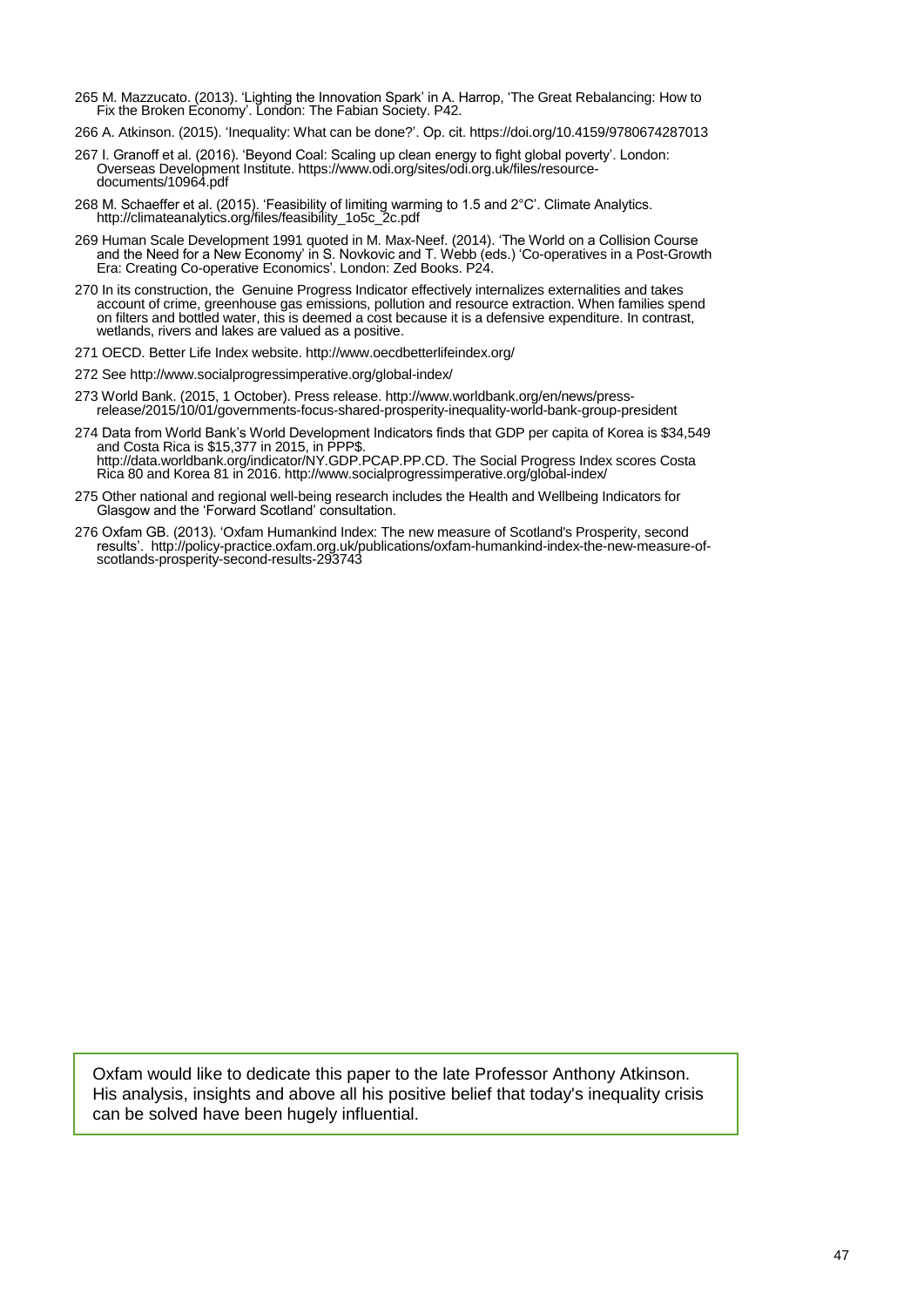265 M. Mazzucato. (2013). 'Lighting the Innovation Spark' in A. Harrop, 'The Great Rebalancing: How to Fix the Broken Economy'. London: The Fabian Society. P42.

266 A. Atkinson. (2015). 'Inequality: What can be done?'. Op. cit. https://doi.org/10.4159/9780674287013

267 I. Granoff et al. (2016). 'Beyond Coal: Scaling up clean energy to fight global poverty'. London: Overseas Development Institute. https://www.odi.org/sites/odi.org.uk/files/resource-documents/10964.pdf

268 M. Schaeffer et al. (2015). 'Feasibility of limiting warming to 1.5 and 2°C'. Climate Analytics. http://climateanalytics.org/files/feasibility_1o5c_2c.pdf

269 Human Scale Development 1991 quoted in M. Max-Neef. (2014). 'The World on a Collision Course and the Need for a New Economy' in S. Novkovic and T. Webb (eds.) 'Co-operatives in a Post-Growth Era: Creating Co-operative Economics'. London: Zed Books. P24.

270 In its construction, the Genuine Progress Indicator effectively internalizes externalities and takes account of crime, greenhouse gas emissions, pollution and resource extraction. When families spend on filters and bottled water, this is deemed a cost because it is a defensive expenditure. In contrast, wetlands, rivers and lakes are valued as a positive.

271 OECD. Better Life Index website. http://www.oecdbetterlifeindex.org/

272 See http://www.socialprogressimperative.org/global-index/

273 World Bank. (2015, 1 October). Press release. http://www.worldbank.org/en/news/press-release/2015/10/01/governments-focus-shared-prosperity-inequality-world-bank-group-president

274 Data from World Bank's World Development Indicators finds that GDP per capita of Korea is $34,549 and Costa Rica is $15,377 in 2015, in PPP$. http://data.worldbank.org/indicator/NY.GDP.PCAP.PP.CD. The Social Progress Index scores Costa Rica 80 and Korea 81 in 2016. http://www.socialprogressimperative.org/global-index/

275 Other national and regional well-being research includes the Health and Wellbeing Indicators for Glasgow and the 'Forward Scotland' consultation.

276 Oxfam GB. (2013). 'Oxfam Humankind Index: The new measure of Scotland's Prosperity, second results'. http://policy-practice.oxfam.org.uk/publications/oxfam-humankind-index-the-new-measure-of-scotlands-prosperity-second-results-293743

Oxfam would like to dedicate this paper to the late Professor Anthony Atkinson. His analysis, insights and above all his positive belief that today's inequality crisis can be solved have been hugely influential.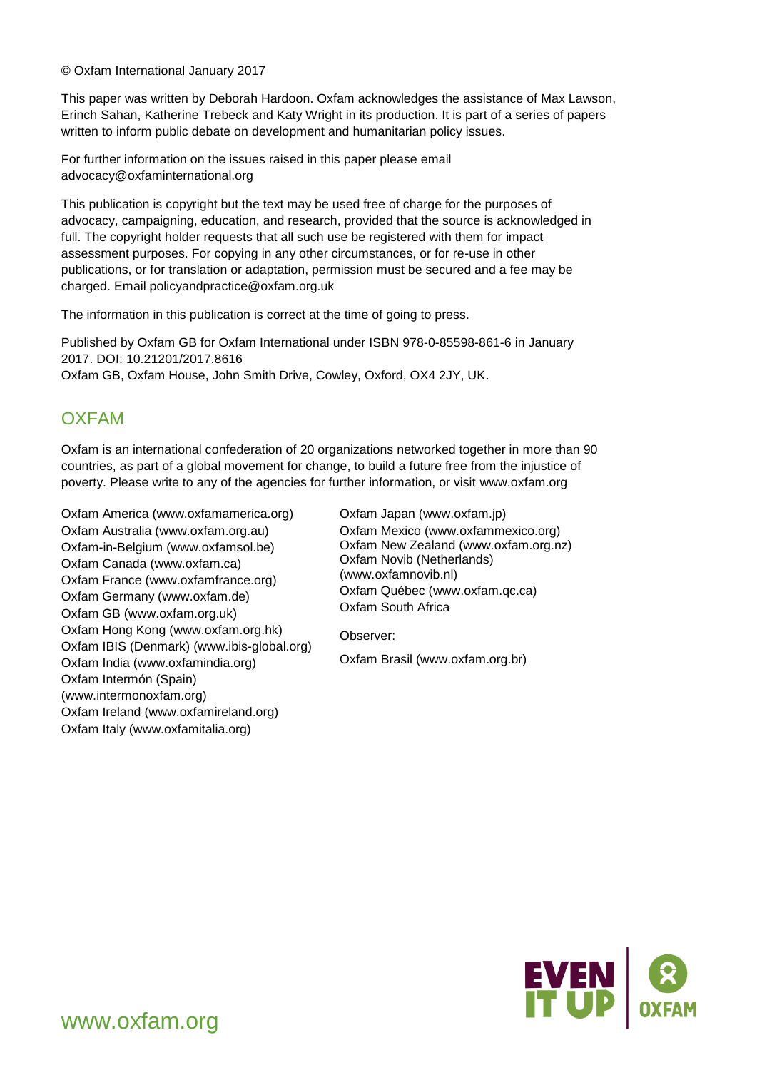© Oxfam International January 2017

This paper was written by Deborah Hardoon. Oxfam acknowledges the assistance of Max Lawson, Erinch Sahan, Katherine Trebeck and Katy Wright in its production. It is part of a series of papers written to inform public debate on development and humanitarian policy issues.

For further information on the issues raised in this paper please email advocacy@oxfaminternational.org

This publication is copyright but the text may be used free of charge for the purposes of advocacy, campaigning, education, and research, provided that the source is acknowledged in full. The copyright holder requests that all such use be registered with them for impact assessment purposes. For copying in any other circumstances, or for re-use in other publications, or for translation or adaptation, permission must be secured and a fee may be charged. Email policyandpractice@oxfam.org.uk

The information in this publication is correct at the time of going to press.

Published by Oxfam GB for Oxfam International under ISBN 978-0-85598-861-6 in January 2017. DOI: 10.21201/2017.8616
Oxfam GB, Oxfam House, John Smith Drive, Cowley, Oxford, OX4 2JY, UK.

## OXFAM

Oxfam is an international confederation of 20 organizations networked together in more than 90 countries, as part of a global movement for change, to build a future free from the injustice of poverty. Please write to any of the agencies for further information, or visit www.oxfam.org

Oxfam America (www.oxfamamerica.org)
Oxfam Australia (www.oxfam.org.au)
Oxfam-in-Belgium (www.oxfamsol.be)
Oxfam Canada (www.oxfam.ca)
Oxfam France (www.oxfamfrance.org)
Oxfam Germany (www.oxfam.de)
Oxfam GB (www.oxfam.org.uk)
Oxfam Hong Kong (www.oxfam.org.hk)
Oxfam IBIS (Denmark) (www.ibis-global.org)
Oxfam India (www.oxfamindia.org)
Oxfam Intermón (Spain) (www.intermonoxfam.org)
Oxfam Ireland (www.oxfamireland.org)
Oxfam Italy (www.oxfamitalia.org)
Oxfam Japan (www.oxfam.jp)
Oxfam Mexico (www.oxfammexico.org)
Oxfam New Zealand (www.oxfam.org.nz)
Oxfam Novib (Netherlands) (www.oxfamnovib.nl)
Oxfam Québec (www.oxfam.qc.ca)
Oxfam South Africa

Observer:

Oxfam Brasil (www.oxfam.org.br)

EVEN IT UP | OXFAM

www.oxfam.org